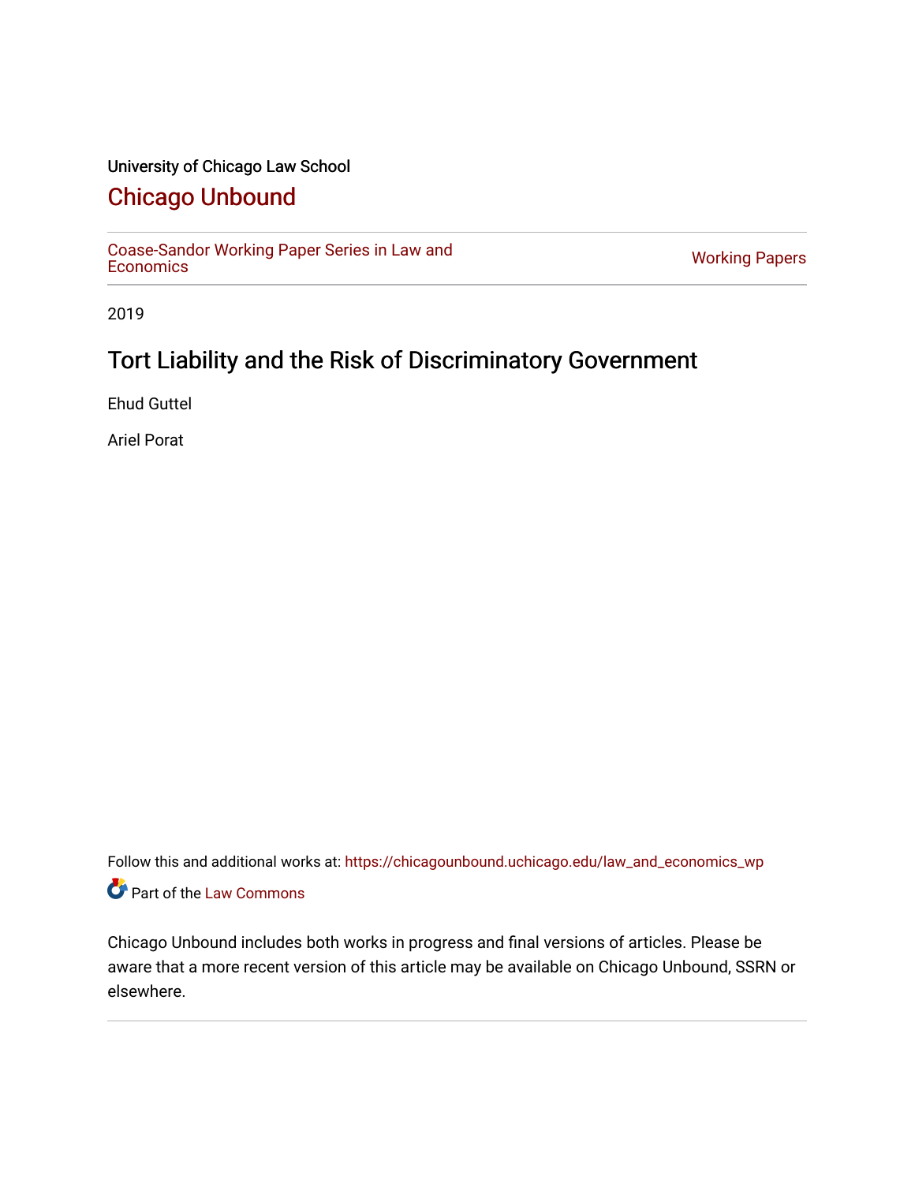University of Chicago Law School

# Chicago Unbound

Coase-Sandor Working Paper Series in Law and Economics | Working Papers

2019

## Tort Liability and the Risk of Discriminatory Government

Ehud Guttel

Ariel Porat

Follow this and additional works at: https://chicagounbound.uchicago.edu/law_and_economics_wp

Part of the Law Commons

Chicago Unbound includes both works in progress and final versions of articles. Please be aware that a more recent version of this article may be available on Chicago Unbound, SSRN or elsewhere.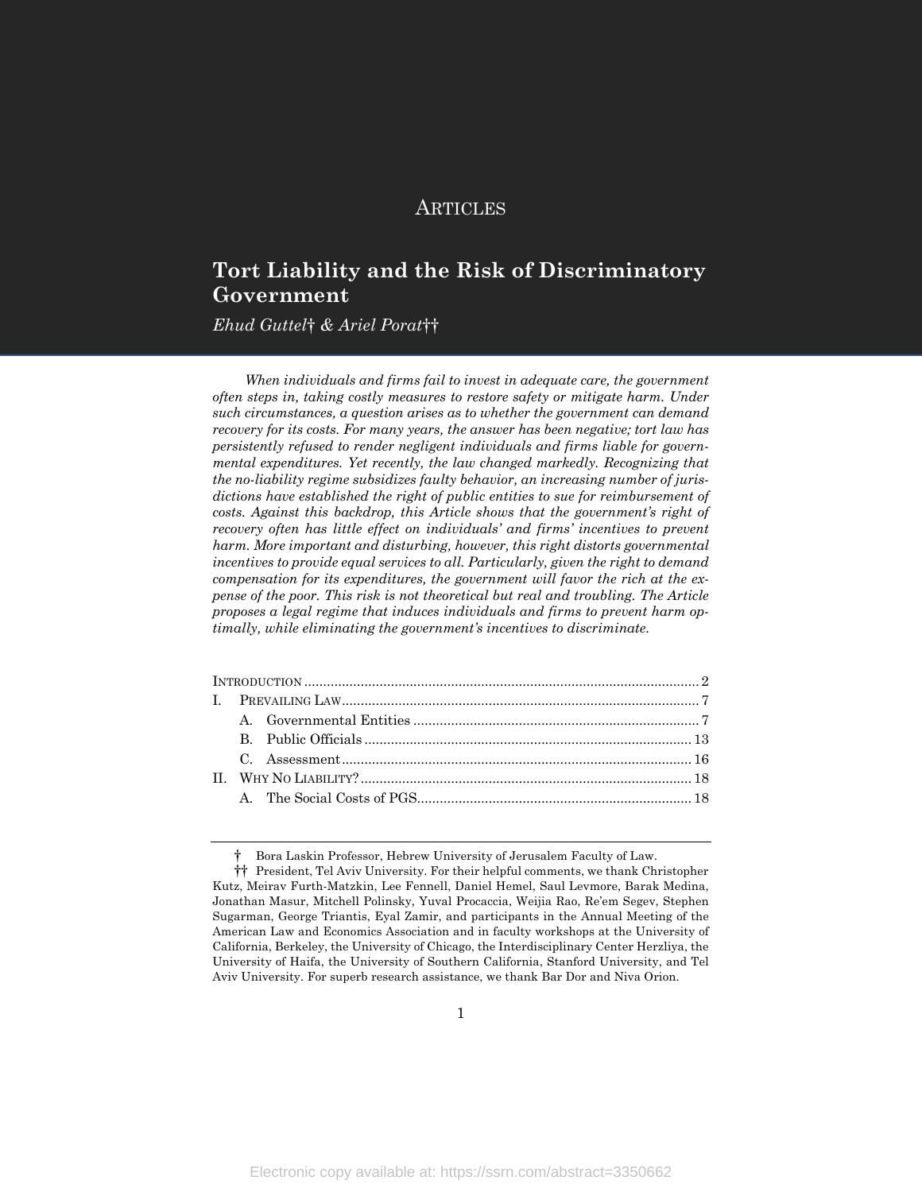ARTICLES

# Tort Liability and the Risk of Discriminatory Government

*Ehud Guttel† & Ariel Porat††*

*When individuals and firms fail to invest in adequate care, the government often steps in, taking costly measures to restore safety or mitigate harm. Under such circumstances, a question arises as to whether the government can demand recovery for its costs. For many years, the answer has been negative; tort law has persistently refused to render negligent individuals and firms liable for governmental expenditures. Yet recently, the law changed markedly. Recognizing that the no-liability regime subsidizes faulty behavior, an increasing number of jurisdictions have established the right of public entities to sue for reimbursement of costs. Against this backdrop, this Article shows that the government's right of recovery often has little effect on individuals' and firms' incentives to prevent harm. More important and disturbing, however, this right distorts governmental incentives to provide equal services to all. Particularly, given the right to demand compensation for its expenditures, the government will favor the rich at the expense of the poor. This risk is not theoretical but real and troubling. The Article proposes a legal regime that induces individuals and firms to prevent harm optimally, while eliminating the government's incentives to discriminate.*

INTRODUCTION ........................................................................................ 2
I. PREVAILING LAW .............................................................................. 7
&nbsp;&nbsp;&nbsp;&nbsp;A. Governmental Entities ........................................................... 7
&nbsp;&nbsp;&nbsp;&nbsp;B. Public Officials ...................................................................... 13
&nbsp;&nbsp;&nbsp;&nbsp;C. Assessment ........................................................................... 16
II. WHY NO LIABILITY? ....................................................................... 18
&nbsp;&nbsp;&nbsp;&nbsp;A. The Social Costs of PGS ........................................................ 18

---

† Bora Laskin Professor, Hebrew University of Jerusalem Faculty of Law.

†† President, Tel Aviv University. For their helpful comments, we thank Christopher Kutz, Meirav Furth-Matzkin, Lee Fennell, Daniel Hemel, Saul Levmore, Barak Medina, Jonathan Masur, Mitchell Polinsky, Yuval Procaccia, Weijia Rao, Re'em Segev, Stephen Sugarman, George Triantis, Eyal Zamir, and participants in the Annual Meeting of the American Law and Economics Association and in faculty workshops at the University of California, Berkeley, the University of Chicago, the Interdisciplinary Center Herzliya, the University of Haifa, the University of Southern California, Stanford University, and Tel Aviv University. For superb research assistance, we thank Bar Dor and Niva Orion.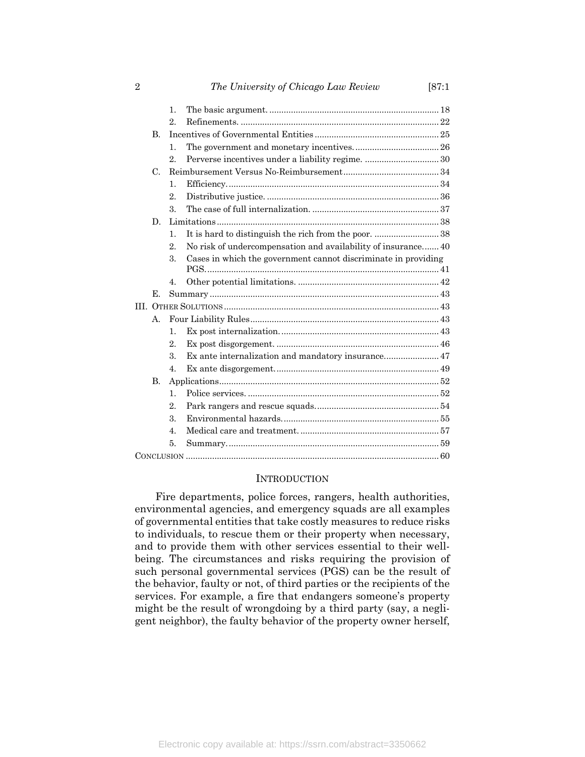1. The basic argument. ........................................................................ 18
2. Refinements. ................................................................................ 22

B. Incentives of Governmental Entities ................................................... 25
1. The government and monetary incentives. .................................. 26
2. Perverse incentives under a liability regime. ............................... 30

C. Reimbursement Versus No-Reimbursement ....................................... 34
1. Efficiency. ...................................................................................... 34
2. Distributive justice. ....................................................................... 36
3. The case of full internalization. .................................................... 37

D. Limitations ............................................................................................ 38
1. It is hard to distinguish the rich from the poor. ........................... 38
2. No risk of undercompensation and availability of insurance. ...... 40
3. Cases in which the government cannot discriminate in providing PGS. ............................................................................................... 41
4. Other potential limitations. ........................................................... 42

E. Summary ............................................................................................... 43

III. OTHER SOLUTIONS ..................................................................................... 43

A. Four Liability Rules .............................................................................. 43
1. Ex post internalization. ................................................................. 43
2. Ex post disgorgement. ................................................................... 46
3. Ex ante internalization and mandatory insurance. ....................... 47
4. Ex ante disgorgement. ................................................................... 49

B. Applications .......................................................................................... 52
1. Police services. ............................................................................... 52
2. Park rangers and rescue squads. .................................................. 54
3. Environmental hazards. ................................................................. 55
4. Medical care and treatment. ......................................................... 57
5. Summary. ....................................................................................... 59

CONCLUSION ....................................................................................................... 60

## INTRODUCTION

Fire departments, police forces, rangers, health authorities, environmental agencies, and emergency squads are all examples of governmental entities that take costly measures to reduce risks to individuals, to rescue them or their property when necessary, and to provide them with other services essential to their well-being. The circumstances and risks requiring the provision of such personal governmental services (PGS) can be the result of the behavior, faulty or not, of third parties or the recipients of the services. For example, a fire that endangers someone's property might be the result of wrongdoing by a third party (say, a negligent neighbor), the faulty behavior of the property owner herself,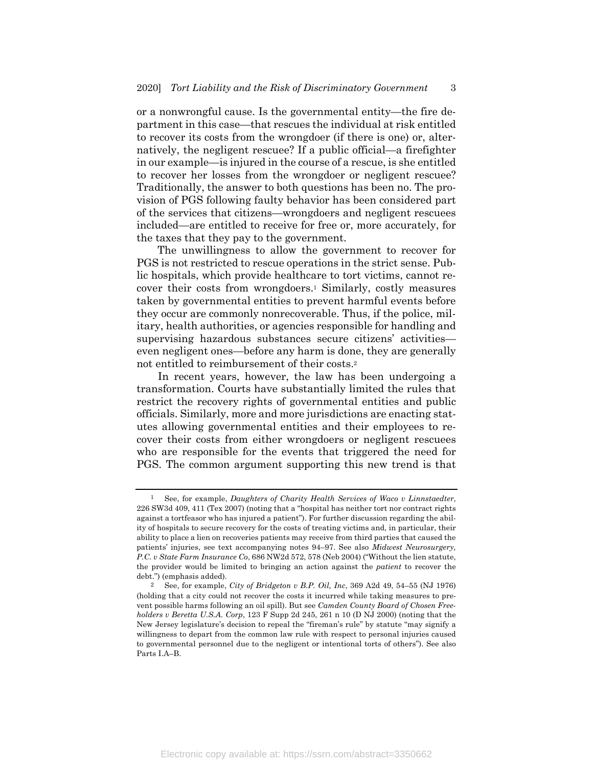or a nonwrongful cause. Is the governmental entity—the fire department in this case—that rescues the individual at risk entitled to recover its costs from the wrongdoer (if there is one) or, alternatively, the negligent rescuee? If a public official—a firefighter in our example—is injured in the course of a rescue, is she entitled to recover her losses from the wrongdoer or negligent rescuee? Traditionally, the answer to both questions has been no. The provision of PGS following faulty behavior has been considered part of the services that citizens—wrongdoers and negligent rescuees included—are entitled to receive for free or, more accurately, for the taxes that they pay to the government.

The unwillingness to allow the government to recover for PGS is not restricted to rescue operations in the strict sense. Public hospitals, which provide healthcare to tort victims, cannot recover their costs from wrongdoers.[1] Similarly, costly measures taken by governmental entities to prevent harmful events before they occur are commonly nonrecoverable. Thus, if the police, military, health authorities, or agencies responsible for handling and supervising hazardous substances secure citizens' activities—even negligent ones—before any harm is done, they are generally not entitled to reimbursement of their costs.[2]

In recent years, however, the law has been undergoing a transformation. Courts have substantially limited the rules that restrict the recovery rights of governmental entities and public officials. Similarly, more and more jurisdictions are enacting statutes allowing governmental entities and their employees to recover their costs from either wrongdoers or negligent rescuees who are responsible for the events that triggered the need for PGS. The common argument supporting this new trend is that

---

[1] See, for example, *Daughters of Charity Health Services of Waco v Linnstaedter*, 226 SW3d 409, 411 (Tex 2007) (noting that a "hospital has neither tort nor contract rights against a tortfeasor who has injured a patient"). For further discussion regarding the ability of hospitals to secure recovery for the costs of treating victims and, in particular, their ability to place a lien on recoveries patients may receive from third parties that caused the patients' injuries, see text accompanying notes 94–97. See also *Midwest Neurosurgery, P.C. v State Farm Insurance Co*, 686 NW2d 572, 578 (Neb 2004) ("Without the lien statute, the provider would be limited to bringing an action against the *patient* to recover the debt.") (emphasis added).

[2] See, for example, *City of Bridgeton v B.P. Oil, Inc*, 369 A2d 49, 54–55 (NJ 1976) (holding that a city could not recover the costs it incurred while taking measures to prevent possible harms following an oil spill). But see *Camden County Board of Chosen Freeholders v Beretta U.S.A. Corp*, 123 F Supp 2d 245, 261 n 10 (D NJ 2000) (noting that the New Jersey legislature's decision to repeal the "fireman's rule" by statute "may signify a willingness to depart from the common law rule with respect to personal injuries caused to governmental personnel due to the negligent or intentional torts of others"). See also Parts I.A–B.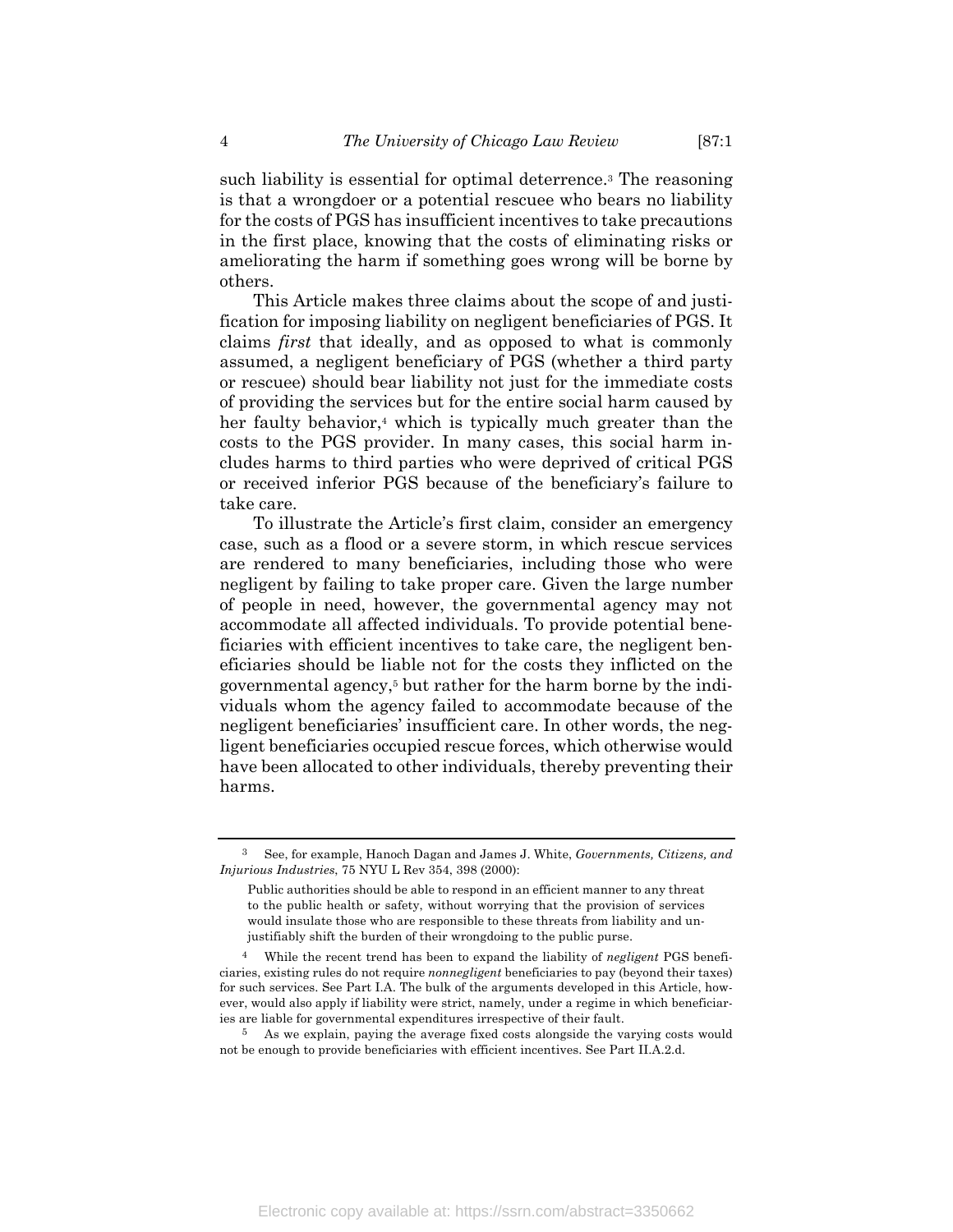such liability is essential for optimal deterrence.[3] The reasoning is that a wrongdoer or a potential rescuee who bears no liability for the costs of PGS has insufficient incentives to take precautions in the first place, knowing that the costs of eliminating risks or ameliorating the harm if something goes wrong will be borne by others.

This Article makes three claims about the scope of and justification for imposing liability on negligent beneficiaries of PGS. It claims *first* that ideally, and as opposed to what is commonly assumed, a negligent beneficiary of PGS (whether a third party or rescuee) should bear liability not just for the immediate costs of providing the services but for the entire social harm caused by her faulty behavior,[4] which is typically much greater than the costs to the PGS provider. In many cases, this social harm includes harms to third parties who were deprived of critical PGS or received inferior PGS because of the beneficiary's failure to take care.

To illustrate the Article's first claim, consider an emergency case, such as a flood or a severe storm, in which rescue services are rendered to many beneficiaries, including those who were negligent by failing to take proper care. Given the large number of people in need, however, the governmental agency may not accommodate all affected individuals. To provide potential beneficiaries with efficient incentives to take care, the negligent beneficiaries should be liable not for the costs they inflicted on the governmental agency,[5] but rather for the harm borne by the individuals whom the agency failed to accommodate because of the negligent beneficiaries' insufficient care. In other words, the negligent beneficiaries occupied rescue forces, which otherwise would have been allocated to other individuals, thereby preventing their harms.

---

[3] See, for example, Hanoch Dagan and James J. White, *Governments, Citizens, and Injurious Industries*, 75 NYU L Rev 354, 398 (2000):

> Public authorities should be able to respond in an efficient manner to any threat to the public health or safety, without worrying that the provision of services would insulate those who are responsible to these threats from liability and unjustifiably shift the burden of their wrongdoing to the public purse.

[4] While the recent trend has been to expand the liability of *negligent* PGS beneficiaries, existing rules do not require *nonnegligent* beneficiaries to pay (beyond their taxes) for such services. See Part I.A. The bulk of the arguments developed in this Article, however, would also apply if liability were strict, namely, under a regime in which beneficiaries are liable for governmental expenditures irrespective of their fault.

[5] As we explain, paying the average fixed costs alongside the varying costs would not be enough to provide beneficiaries with efficient incentives. See Part II.A.2.d.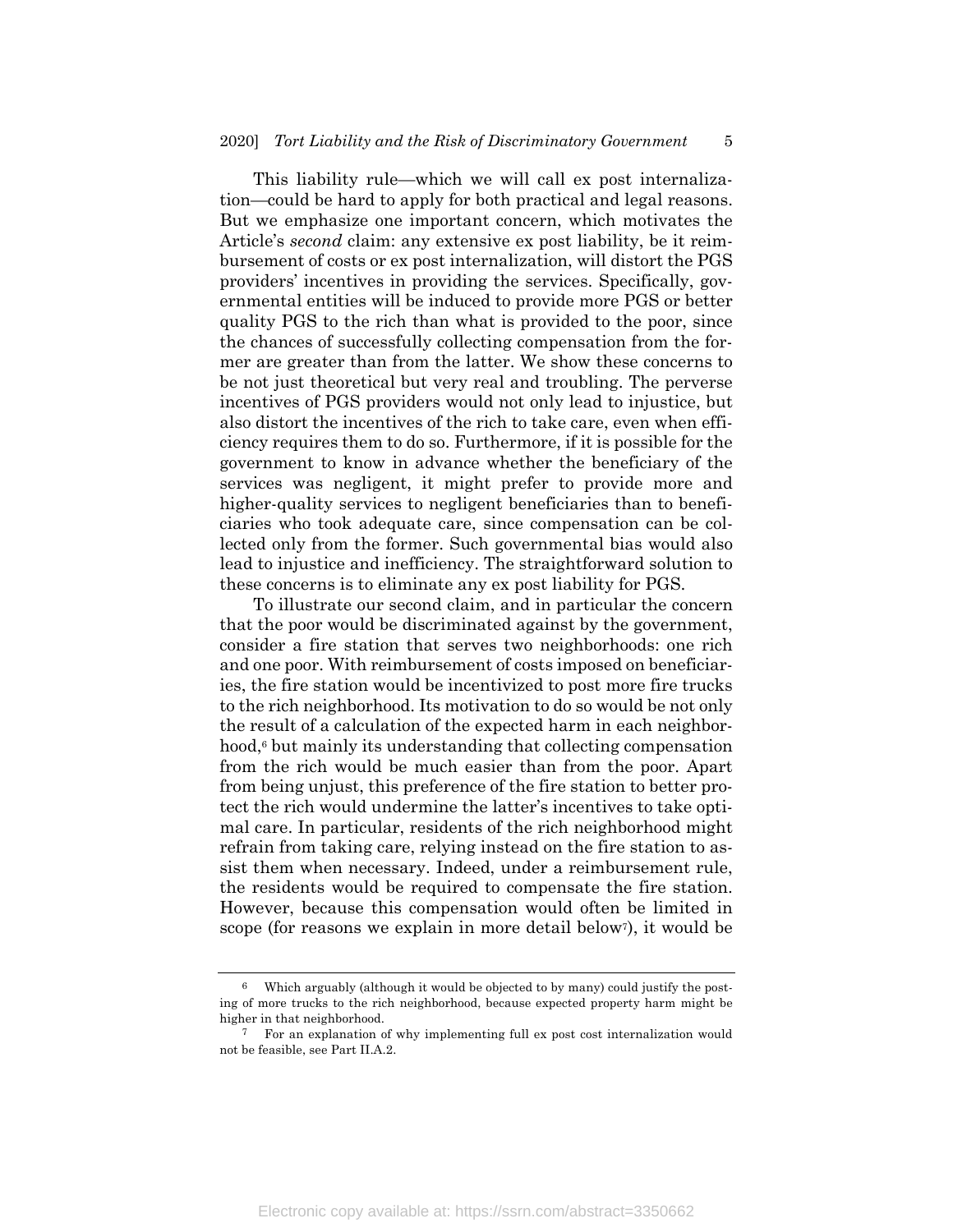This liability rule—which we will call ex post internalization—could be hard to apply for both practical and legal reasons. But we emphasize one important concern, which motivates the Article's *second* claim: any extensive ex post liability, be it reimbursement of costs or ex post internalization, will distort the PGS providers' incentives in providing the services. Specifically, governmental entities will be induced to provide more PGS or better quality PGS to the rich than what is provided to the poor, since the chances of successfully collecting compensation from the former are greater than from the latter. We show these concerns to be not just theoretical but very real and troubling. The perverse incentives of PGS providers would not only lead to injustice, but also distort the incentives of the rich to take care, even when efficiency requires them to do so. Furthermore, if it is possible for the government to know in advance whether the beneficiary of the services was negligent, it might prefer to provide more and higher-quality services to negligent beneficiaries than to beneficiaries who took adequate care, since compensation can be collected only from the former. Such governmental bias would also lead to injustice and inefficiency. The straightforward solution to these concerns is to eliminate any ex post liability for PGS.

To illustrate our second claim, and in particular the concern that the poor would be discriminated against by the government, consider a fire station that serves two neighborhoods: one rich and one poor. With reimbursement of costs imposed on beneficiaries, the fire station would be incentivized to post more fire trucks to the rich neighborhood. Its motivation to do so would be not only the result of a calculation of the expected harm in each neighborhood,[6] but mainly its understanding that collecting compensation from the rich would be much easier than from the poor. Apart from being unjust, this preference of the fire station to better protect the rich would undermine the latter's incentives to take optimal care. In particular, residents of the rich neighborhood might refrain from taking care, relying instead on the fire station to assist them when necessary. Indeed, under a reimbursement rule, the residents would be required to compensate the fire station. However, because this compensation would often be limited in scope (for reasons we explain in more detail below[7]), it would be

---

[6] Which arguably (although it would be objected to by many) could justify the posting of more trucks to the rich neighborhood, because expected property harm might be higher in that neighborhood.

[7] For an explanation of why implementing full ex post cost internalization would not be feasible, see Part II.A.2.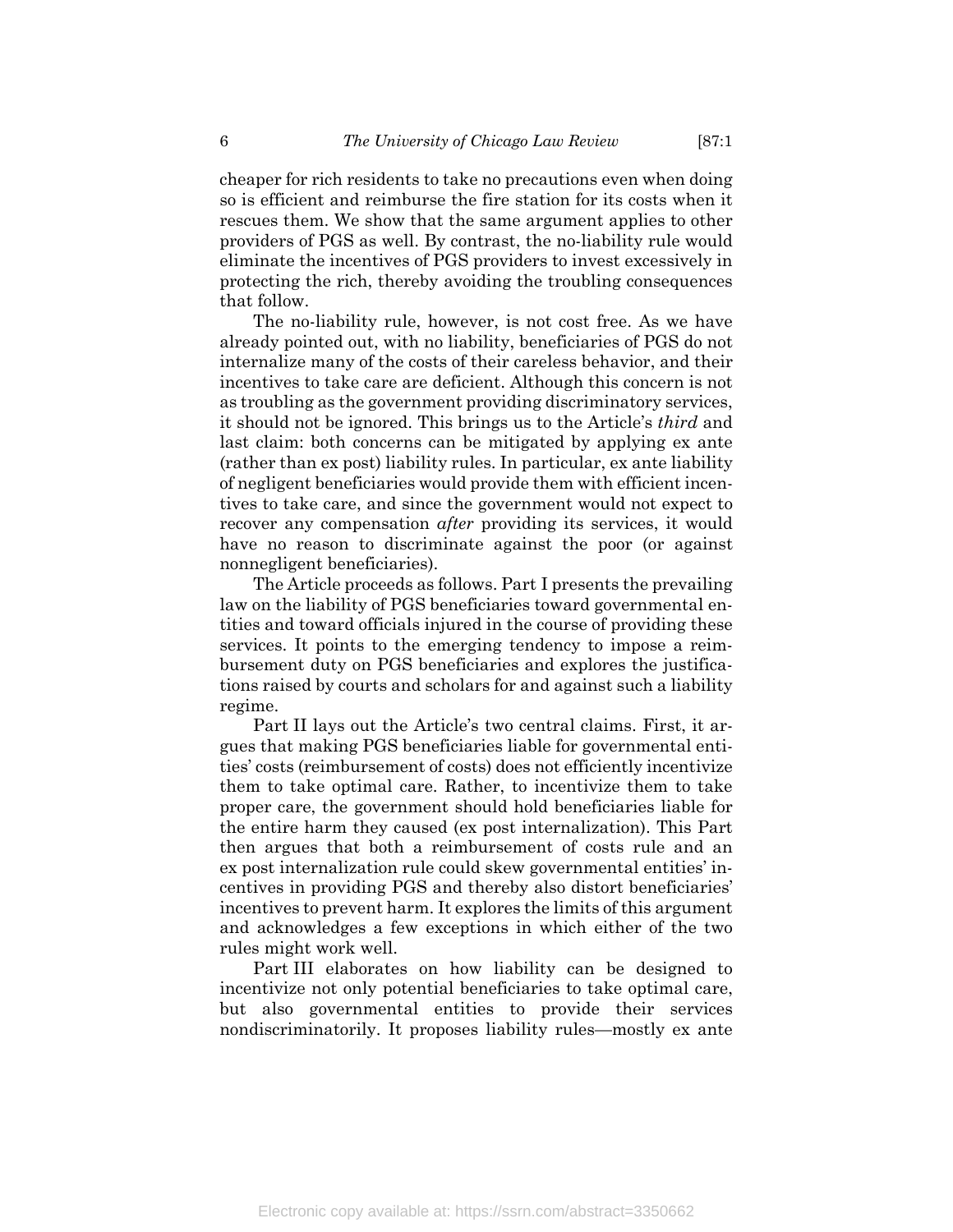cheaper for rich residents to take no precautions even when doing so is efficient and reimburse the fire station for its costs when it rescues them. We show that the same argument applies to other providers of PGS as well. By contrast, the no-liability rule would eliminate the incentives of PGS providers to invest excessively in protecting the rich, thereby avoiding the troubling consequences that follow.

The no-liability rule, however, is not cost free. As we have already pointed out, with no liability, beneficiaries of PGS do not internalize many of the costs of their careless behavior, and their incentives to take care are deficient. Although this concern is not as troubling as the government providing discriminatory services, it should not be ignored. This brings us to the Article's *third* and last claim: both concerns can be mitigated by applying ex ante (rather than ex post) liability rules. In particular, ex ante liability of negligent beneficiaries would provide them with efficient incentives to take care, and since the government would not expect to recover any compensation *after* providing its services, it would have no reason to discriminate against the poor (or against nonnegligent beneficiaries).

The Article proceeds as follows. Part I presents the prevailing law on the liability of PGS beneficiaries toward governmental entities and toward officials injured in the course of providing these services. It points to the emerging tendency to impose a reimbursement duty on PGS beneficiaries and explores the justifications raised by courts and scholars for and against such a liability regime.

Part II lays out the Article's two central claims. First, it argues that making PGS beneficiaries liable for governmental entities' costs (reimbursement of costs) does not efficiently incentivize them to take optimal care. Rather, to incentivize them to take proper care, the government should hold beneficiaries liable for the entire harm they caused (ex post internalization). This Part then argues that both a reimbursement of costs rule and an ex post internalization rule could skew governmental entities' incentives in providing PGS and thereby also distort beneficiaries' incentives to prevent harm. It explores the limits of this argument and acknowledges a few exceptions in which either of the two rules might work well.

Part III elaborates on how liability can be designed to incentivize not only potential beneficiaries to take optimal care, but also governmental entities to provide their services nondiscriminatorily. It proposes liability rules—mostly ex ante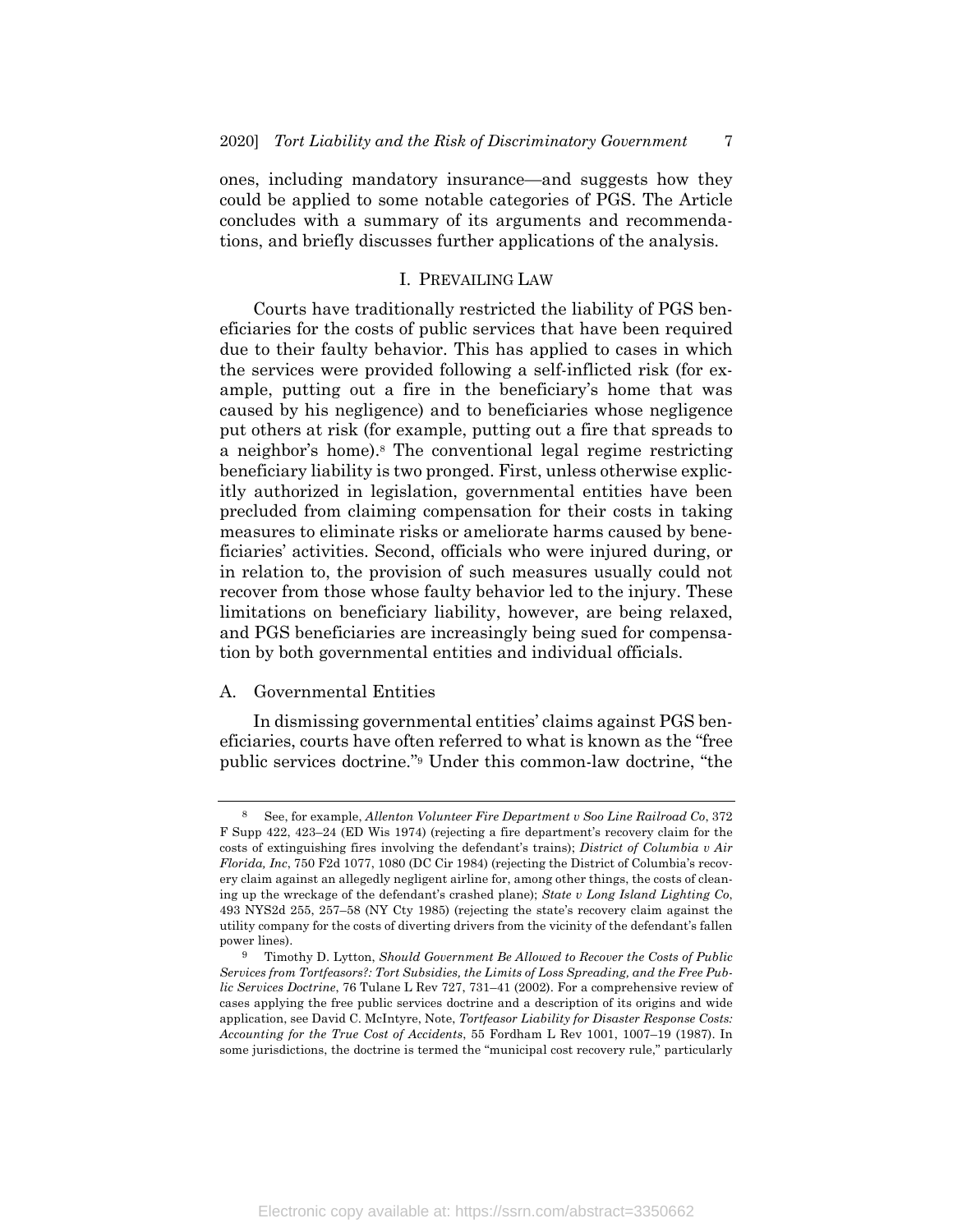ones, including mandatory insurance—and suggests how they could be applied to some notable categories of PGS. The Article concludes with a summary of its arguments and recommendations, and briefly discusses further applications of the analysis.

## I. PREVAILING LAW

Courts have traditionally restricted the liability of PGS beneficiaries for the costs of public services that have been required due to their faulty behavior. This has applied to cases in which the services were provided following a self-inflicted risk (for example, putting out a fire in the beneficiary's home that was caused by his negligence) and to beneficiaries whose negligence put others at risk (for example, putting out a fire that spreads to a neighbor's home).[8] The conventional legal regime restricting beneficiary liability is two pronged. First, unless otherwise explicitly authorized in legislation, governmental entities have been precluded from claiming compensation for their costs in taking measures to eliminate risks or ameliorate harms caused by beneficiaries' activities. Second, officials who were injured during, or in relation to, the provision of such measures usually could not recover from those whose faulty behavior led to the injury. These limitations on beneficiary liability, however, are being relaxed, and PGS beneficiaries are increasingly being sued for compensation by both governmental entities and individual officials.

### A. Governmental Entities

In dismissing governmental entities' claims against PGS beneficiaries, courts have often referred to what is known as the "free public services doctrine."[9] Under this common-law doctrine, "the

---

[8] See, for example, *Allenton Volunteer Fire Department v Soo Line Railroad Co*, 372 F Supp 422, 423–24 (ED Wis 1974) (rejecting a fire department's recovery claim for the costs of extinguishing fires involving the defendant's trains); *District of Columbia v Air Florida, Inc*, 750 F2d 1077, 1080 (DC Cir 1984) (rejecting the District of Columbia's recovery claim against an allegedly negligent airline for, among other things, the costs of cleaning up the wreckage of the defendant's crashed plane); *State v Long Island Lighting Co*, 493 NYS2d 255, 257–58 (NY Cty 1985) (rejecting the state's recovery claim against the utility company for the costs of diverting drivers from the vicinity of the defendant's fallen power lines).

[9] Timothy D. Lytton, *Should Government Be Allowed to Recover the Costs of Public Services from Tortfeasors?: Tort Subsidies, the Limits of Loss Spreading, and the Free Public Services Doctrine*, 76 Tulane L Rev 727, 731–41 (2002). For a comprehensive review of cases applying the free public services doctrine and a description of its origins and wide application, see David C. McIntyre, Note, *Tortfeasor Liability for Disaster Response Costs: Accounting for the True Cost of Accidents*, 55 Fordham L Rev 1001, 1007–19 (1987). In some jurisdictions, the doctrine is termed the "municipal cost recovery rule," particularly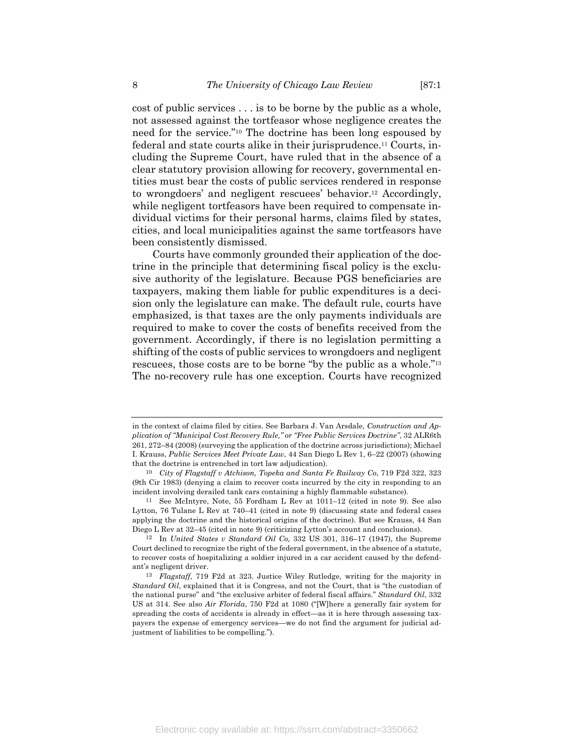cost of public services . . . is to be borne by the public as a whole, not assessed against the tortfeasor whose negligence creates the need for the service."[10] The doctrine has been long espoused by federal and state courts alike in their jurisprudence.[11] Courts, including the Supreme Court, have ruled that in the absence of a clear statutory provision allowing for recovery, governmental entities must bear the costs of public services rendered in response to wrongdoers' and negligent rescuees' behavior.[12] Accordingly, while negligent tortfeasors have been required to compensate individual victims for their personal harms, claims filed by states, cities, and local municipalities against the same tortfeasors have been consistently dismissed.

Courts have commonly grounded their application of the doctrine in the principle that determining fiscal policy is the exclusive authority of the legislature. Because PGS beneficiaries are taxpayers, making them liable for public expenditures is a decision only the legislature can make. The default rule, courts have emphasized, is that taxes are the only payments individuals are required to make to cover the costs of benefits received from the government. Accordingly, if there is no legislation permitting a shifting of the costs of public services to wrongdoers and negligent rescuees, those costs are to be borne "by the public as a whole."[13] The no-recovery rule has one exception. Courts have recognized

---

in the context of claims filed by cities. See Barbara J. Van Arsdale, *Construction and Application of "Municipal Cost Recovery Rule," or "Free Public Services Doctrine"*, 32 ALR6th 261, 272–84 (2008) (surveying the application of the doctrine across jurisdictions); Michael I. Krauss, *Public Services Meet Private Law*, 44 San Diego L Rev 1, 6–22 (2007) (showing that the doctrine is entrenched in tort law adjudication).

[10] *City of Flagstaff v Atchison, Topeka and Santa Fe Railway Co*, 719 F2d 322, 323 (9th Cir 1983) (denying a claim to recover costs incurred by the city in responding to an incident involving derailed tank cars containing a highly flammable substance).

[11] See McIntyre, Note, 55 Fordham L Rev at 1011–12 (cited in note 9). See also Lytton, 76 Tulane L Rev at 740–41 (cited in note 9) (discussing state and federal cases applying the doctrine and the historical origins of the doctrine). But see Krauss, 44 San Diego L Rev at 32–45 (cited in note 9) (criticizing Lytton's account and conclusions).

[12] In *United States v Standard Oil Co,* 332 US 301, 316–17 (1947), the Supreme Court declined to recognize the right of the federal government, in the absence of a statute, to recover costs of hospitalizing a soldier injured in a car accident caused by the defendant's negligent driver.

[13] *Flagstaff*, 719 F2d at 323. Justice Wiley Rutledge, writing for the majority in *Standard Oil*, explained that it is Congress, and not the Court, that is "the custodian of the national purse" and "the exclusive arbiter of federal fiscal affairs." *Standard Oil*, 332 US at 314. See also *Air Florida*, 750 F2d at 1080 ("[W]here a generally fair system for spreading the costs of accidents is already in effect—as it is here through assessing taxpayers the expense of emergency services—we do not find the argument for judicial adjustment of liabilities to be compelling.").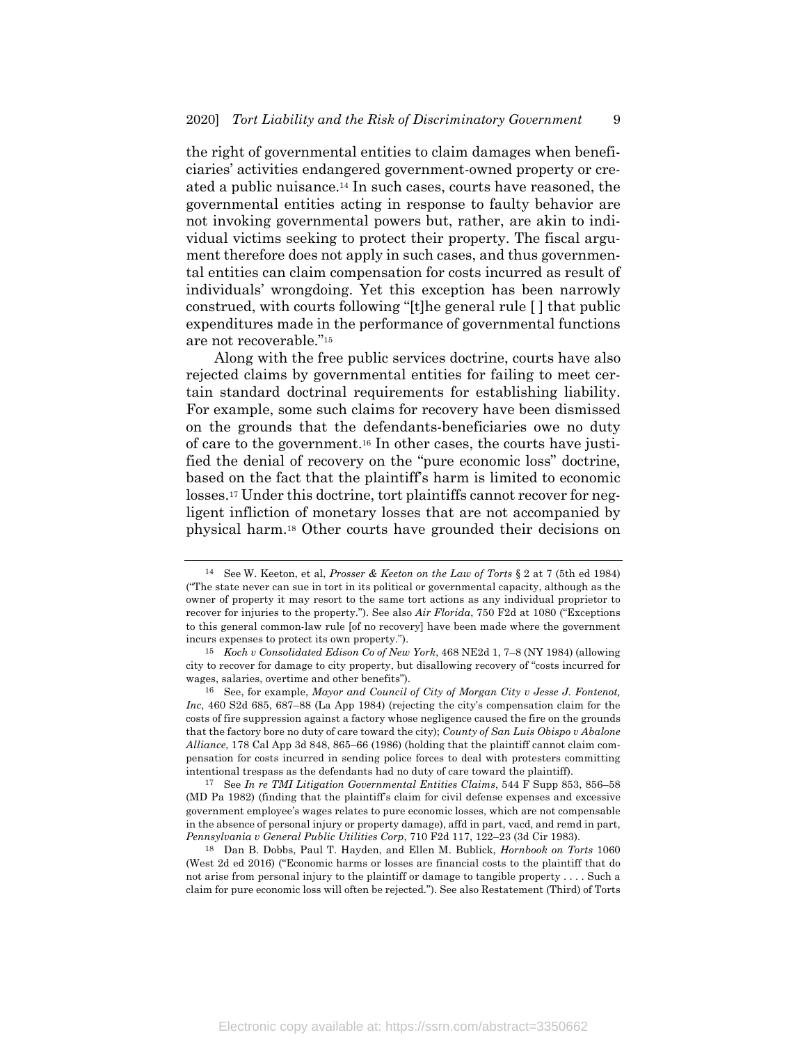the right of governmental entities to claim damages when beneficiaries' activities endangered government-owned property or created a public nuisance.[14] In such cases, courts have reasoned, the governmental entities acting in response to faulty behavior are not invoking governmental powers but, rather, are akin to individual victims seeking to protect their property. The fiscal argument therefore does not apply in such cases, and thus governmental entities can claim compensation for costs incurred as result of individuals' wrongdoing. Yet this exception has been narrowly construed, with courts following "[t]he general rule [ ] that public expenditures made in the performance of governmental functions are not recoverable."[15]

Along with the free public services doctrine, courts have also rejected claims by governmental entities for failing to meet certain standard doctrinal requirements for establishing liability. For example, some such claims for recovery have been dismissed on the grounds that the defendants-beneficiaries owe no duty of care to the government.[16] In other cases, the courts have justified the denial of recovery on the "pure economic loss" doctrine, based on the fact that the plaintiff's harm is limited to economic losses.[17] Under this doctrine, tort plaintiffs cannot recover for negligent infliction of monetary losses that are not accompanied by physical harm.[18] Other courts have grounded their decisions on

---

[14] See W. Keeton, et al, *Prosser & Keeton on the Law of Torts* § 2 at 7 (5th ed 1984) ("The state never can sue in tort in its political or governmental capacity, although as the owner of property it may resort to the same tort actions as any individual proprietor to recover for injuries to the property."). See also *Air Florida*, 750 F2d at 1080 ("Exceptions to this general common-law rule [of no recovery] have been made where the government incurs expenses to protect its own property.").

[15] *Koch v Consolidated Edison Co of New York*, 468 NE2d 1, 7–8 (NY 1984) (allowing city to recover for damage to city property, but disallowing recovery of "costs incurred for wages, salaries, overtime and other benefits").

[16] See, for example, *Mayor and Council of City of Morgan City v Jesse J. Fontenot, Inc*, 460 S2d 685, 687–88 (La App 1984) (rejecting the city's compensation claim for the costs of fire suppression against a factory whose negligence caused the fire on the grounds that the factory bore no duty of care toward the city); *County of San Luis Obispo v Abalone Alliance*, 178 Cal App 3d 848, 865–66 (1986) (holding that the plaintiff cannot claim compensation for costs incurred in sending police forces to deal with protesters committing intentional trespass as the defendants had no duty of care toward the plaintiff).

[17] See *In re TMI Litigation Governmental Entities Claims*, 544 F Supp 853, 856–58 (MD Pa 1982) (finding that the plaintiff's claim for civil defense expenses and excessive government employee's wages relates to pure economic losses, which are not compensable in the absence of personal injury or property damage), affd in part, vacd, and remd in part, *Pennsylvania v General Public Utilities Corp*, 710 F2d 117, 122–23 (3d Cir 1983).

[18] Dan B. Dobbs, Paul T. Hayden, and Ellen M. Bublick, *Hornbook on Torts* 1060 (West 2d ed 2016) ("Economic harms or losses are financial costs to the plaintiff that do not arise from personal injury to the plaintiff or damage to tangible property . . . . Such a claim for pure economic loss will often be rejected."). See also Restatement (Third) of Torts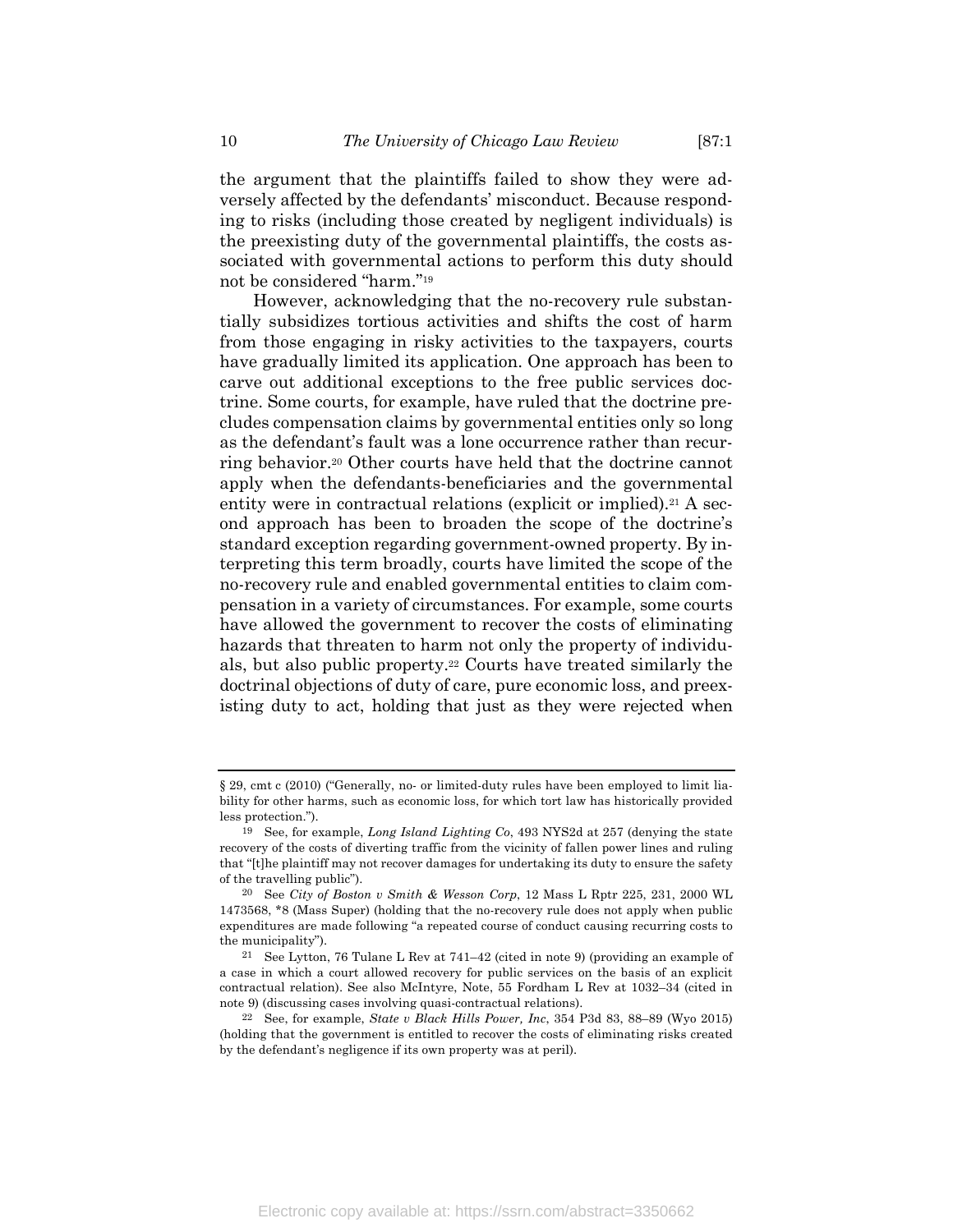the argument that the plaintiffs failed to show they were adversely affected by the defendants' misconduct. Because responding to risks (including those created by negligent individuals) is the preexisting duty of the governmental plaintiffs, the costs associated with governmental actions to perform this duty should not be considered "harm."[19]

However, acknowledging that the no-recovery rule substantially subsidizes tortious activities and shifts the cost of harm from those engaging in risky activities to the taxpayers, courts have gradually limited its application. One approach has been to carve out additional exceptions to the free public services doctrine. Some courts, for example, have ruled that the doctrine precludes compensation claims by governmental entities only so long as the defendant's fault was a lone occurrence rather than recurring behavior.[20] Other courts have held that the doctrine cannot apply when the defendants-beneficiaries and the governmental entity were in contractual relations (explicit or implied).[21] A second approach has been to broaden the scope of the doctrine's standard exception regarding government-owned property. By interpreting this term broadly, courts have limited the scope of the no-recovery rule and enabled governmental entities to claim compensation in a variety of circumstances. For example, some courts have allowed the government to recover the costs of eliminating hazards that threaten to harm not only the property of individuals, but also public property.[22] Courts have treated similarly the doctrinal objections of duty of care, pure economic loss, and preexisting duty to act, holding that just as they were rejected when

---

§ 29, cmt c (2010) ("Generally, no- or limited-duty rules have been employed to limit liability for other harms, such as economic loss, for which tort law has historically provided less protection.").

[19] See, for example, *Long Island Lighting Co*, 493 NYS2d at 257 (denying the state recovery of the costs of diverting traffic from the vicinity of fallen power lines and ruling that "[t]he plaintiff may not recover damages for undertaking its duty to ensure the safety of the travelling public").

[20] See *City of Boston v Smith & Wesson Corp*, 12 Mass L Rptr 225, 231, 2000 WL 1473568, *8 (Mass Super) (holding that the no-recovery rule does not apply when public expenditures are made following "a repeated course of conduct causing recurring costs to the municipality").

[21] See Lytton, 76 Tulane L Rev at 741–42 (cited in note 9) (providing an example of a case in which a court allowed recovery for public services on the basis of an explicit contractual relation). See also McIntyre, Note, 55 Fordham L Rev at 1032–34 (cited in note 9) (discussing cases involving quasi-contractual relations).

[22] See, for example, *State v Black Hills Power, Inc*, 354 P3d 83, 88–89 (Wyo 2015) (holding that the government is entitled to recover the costs of eliminating risks created by the defendant's negligence if its own property was at peril).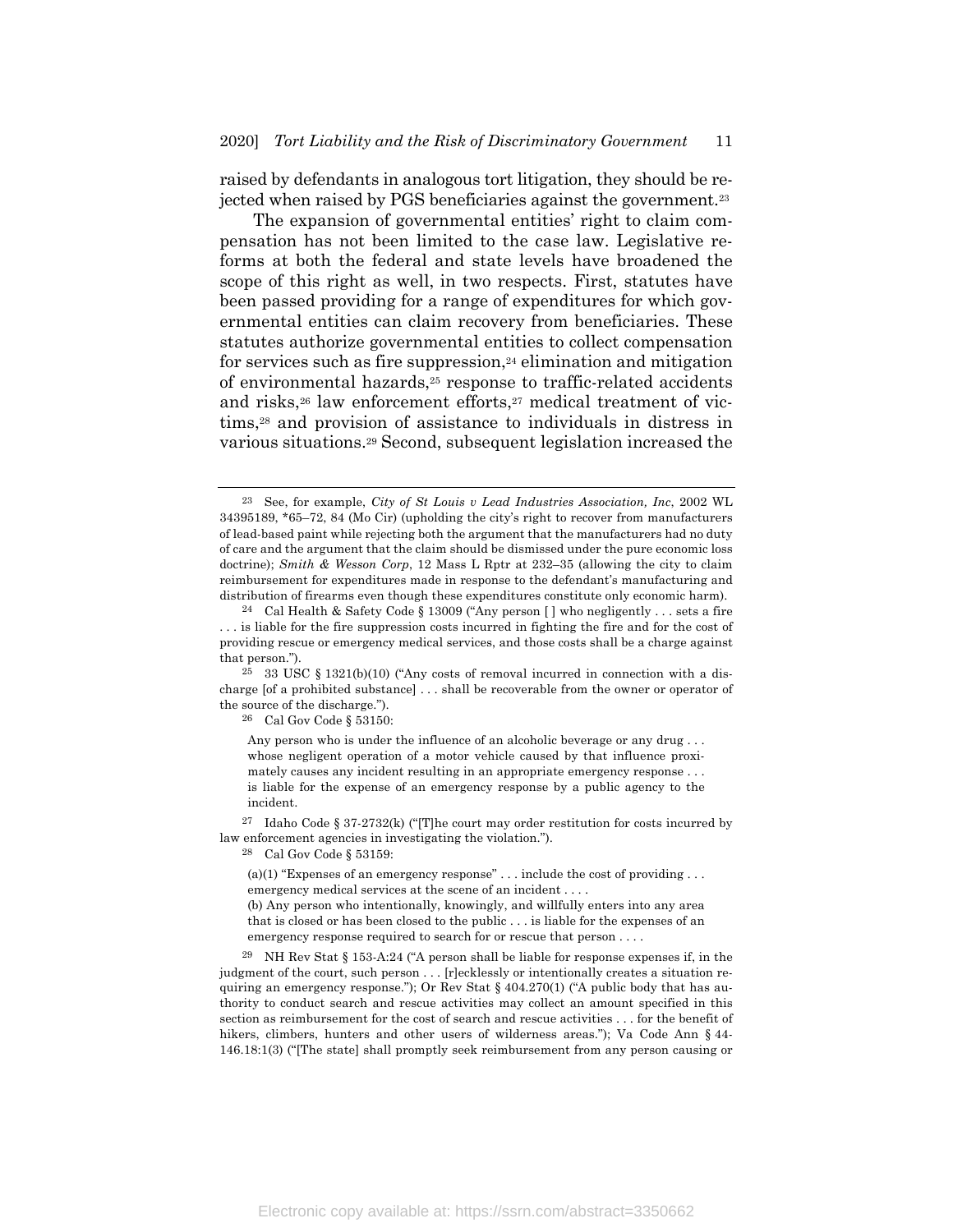raised by defendants in analogous tort litigation, they should be rejected when raised by PGS beneficiaries against the government.[23]

The expansion of governmental entities' right to claim compensation has not been limited to the case law. Legislative reforms at both the federal and state levels have broadened the scope of this right as well, in two respects. First, statutes have been passed providing for a range of expenditures for which governmental entities can claim recovery from beneficiaries. These statutes authorize governmental entities to collect compensation for services such as fire suppression,[24] elimination and mitigation of environmental hazards,[25] response to traffic-related accidents and risks,[26] law enforcement efforts,[27] medical treatment of victims,[28] and provision of assistance to individuals in distress in various situations.[29] Second, subsequent legislation increased the

---

[23] See, for example, *City of St Louis v Lead Industries Association, Inc*, 2002 WL 34395189, \*65–72, 84 (Mo Cir) (upholding the city's right to recover from manufacturers of lead-based paint while rejecting both the argument that the manufacturers had no duty of care and the argument that the claim should be dismissed under the pure economic loss doctrine); *Smith & Wesson Corp*, 12 Mass L Rptr at 232–35 (allowing the city to claim reimbursement for expenditures made in response to the defendant's manufacturing and distribution of firearms even though these expenditures constitute only economic harm).

[24] Cal Health & Safety Code § 13009 ("Any person [ ] who negligently . . . sets a fire . . . is liable for the fire suppression costs incurred in fighting the fire and for the cost of providing rescue or emergency medical services, and those costs shall be a charge against that person.").

[25] 33 USC § 1321(b)(10) ("Any costs of removal incurred in connection with a discharge [of a prohibited substance] . . . shall be recoverable from the owner or operator of the source of the discharge.").

[26] Cal Gov Code § 53150:

> Any person who is under the influence of an alcoholic beverage or any drug . . . whose negligent operation of a motor vehicle caused by that influence proximately causes any incident resulting in an appropriate emergency response . . . is liable for the expense of an emergency response by a public agency to the incident.

[27] Idaho Code § 37-2732(k) ("[T]he court may order restitution for costs incurred by law enforcement agencies in investigating the violation.").

[28] Cal Gov Code § 53159:

> (a)(1) "Expenses of an emergency response" . . . include the cost of providing . . . emergency medical services at the scene of an incident . . . .
>
> (b) Any person who intentionally, knowingly, and willfully enters into any area that is closed or has been closed to the public . . . is liable for the expenses of an emergency response required to search for or rescue that person . . . .

[29] NH Rev Stat § 153-A:24 ("A person shall be liable for response expenses if, in the judgment of the court, such person . . . [r]ecklessly or intentionally creates a situation requiring an emergency response."); Or Rev Stat § 404.270(1) ("A public body that has authority to conduct search and rescue activities may collect an amount specified in this section as reimbursement for the cost of search and rescue activities . . . for the benefit of hikers, climbers, hunters and other users of wilderness areas."); Va Code Ann § 44-146.18:1(3) ("[The state] shall promptly seek reimbursement from any person causing or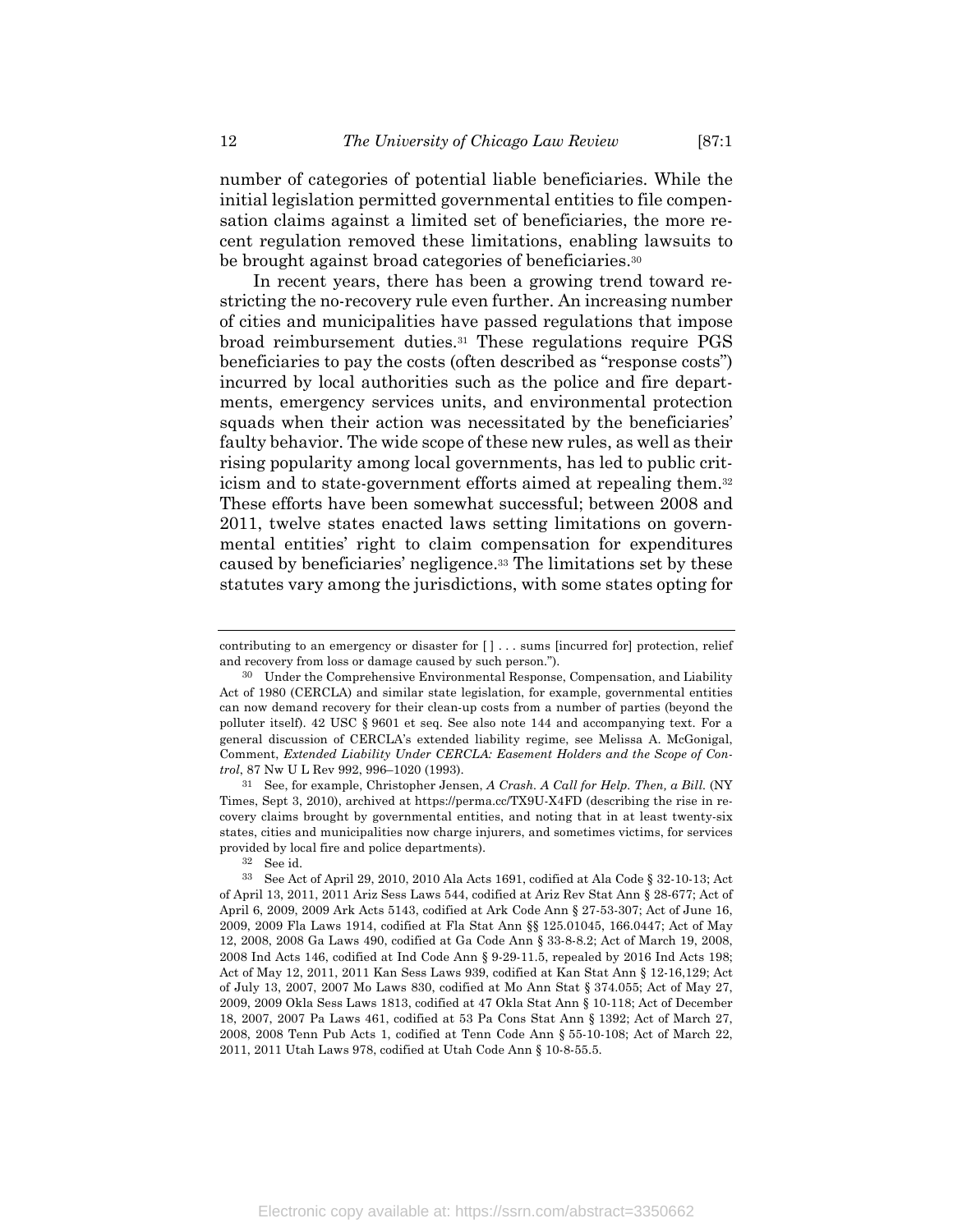number of categories of potential liable beneficiaries. While the initial legislation permitted governmental entities to file compensation claims against a limited set of beneficiaries, the more recent regulation removed these limitations, enabling lawsuits to be brought against broad categories of beneficiaries.[30]

In recent years, there has been a growing trend toward restricting the no-recovery rule even further. An increasing number of cities and municipalities have passed regulations that impose broad reimbursement duties.[31] These regulations require PGS beneficiaries to pay the costs (often described as "response costs") incurred by local authorities such as the police and fire departments, emergency services units, and environmental protection squads when their action was necessitated by the beneficiaries' faulty behavior. The wide scope of these new rules, as well as their rising popularity among local governments, has led to public criticism and to state-government efforts aimed at repealing them.[32] These efforts have been somewhat successful; between 2008 and 2011, twelve states enacted laws setting limitations on governmental entities' right to claim compensation for expenditures caused by beneficiaries' negligence.[33] The limitations set by these statutes vary among the jurisdictions, with some states opting for

---

contributing to an emergency or disaster for [ ] . . . sums [incurred for] protection, relief and recovery from loss or damage caused by such person.").

[30] Under the Comprehensive Environmental Response, Compensation, and Liability Act of 1980 (CERCLA) and similar state legislation, for example, governmental entities can now demand recovery for their clean-up costs from a number of parties (beyond the polluter itself). 42 USC § 9601 et seq. See also note 144 and accompanying text. For a general discussion of CERCLA's extended liability regime, see Melissa A. McGonigal, Comment, *Extended Liability Under CERCLA: Easement Holders and the Scope of Control*, 87 Nw U L Rev 992, 996–1020 (1993).

[31] See, for example, Christopher Jensen, *A Crash. A Call for Help. Then, a Bill.* (NY Times, Sept 3, 2010), archived at https://perma.cc/TX9U-X4FD (describing the rise in recovery claims brought by governmental entities, and noting that in at least twenty-six states, cities and municipalities now charge injurers, and sometimes victims, for services provided by local fire and police departments).

[32] See id.

[33] See Act of April 29, 2010, 2010 Ala Acts 1691, codified at Ala Code § 32-10-13; Act of April 13, 2011, 2011 Ariz Sess Laws 544, codified at Ariz Rev Stat Ann § 28-677; Act of April 6, 2009, 2009 Ark Acts 5143, codified at Ark Code Ann § 27-53-307; Act of June 16, 2009, 2009 Fla Laws 1914, codified at Fla Stat Ann §§ 125.01045, 166.0447; Act of May 12, 2008, 2008 Ga Laws 490, codified at Ga Code Ann § 33-8-8.2; Act of March 19, 2008, 2008 Ind Acts 146, codified at Ind Code Ann § 9-29-11.5, repealed by 2016 Ind Acts 198; Act of May 12, 2011, 2011 Kan Sess Laws 939, codified at Kan Stat Ann § 12-16,129; Act of July 13, 2007, 2007 Mo Laws 830, codified at Mo Ann Stat § 374.055; Act of May 27, 2009, 2009 Okla Sess Laws 1813, codified at 47 Okla Stat Ann § 10-118; Act of December 18, 2007, 2007 Pa Laws 461, codified at 53 Pa Cons Stat Ann § 1392; Act of March 27, 2008, 2008 Tenn Pub Acts 1, codified at Tenn Code Ann § 55-10-108; Act of March 22, 2011, 2011 Utah Laws 978, codified at Utah Code Ann § 10-8-55.5.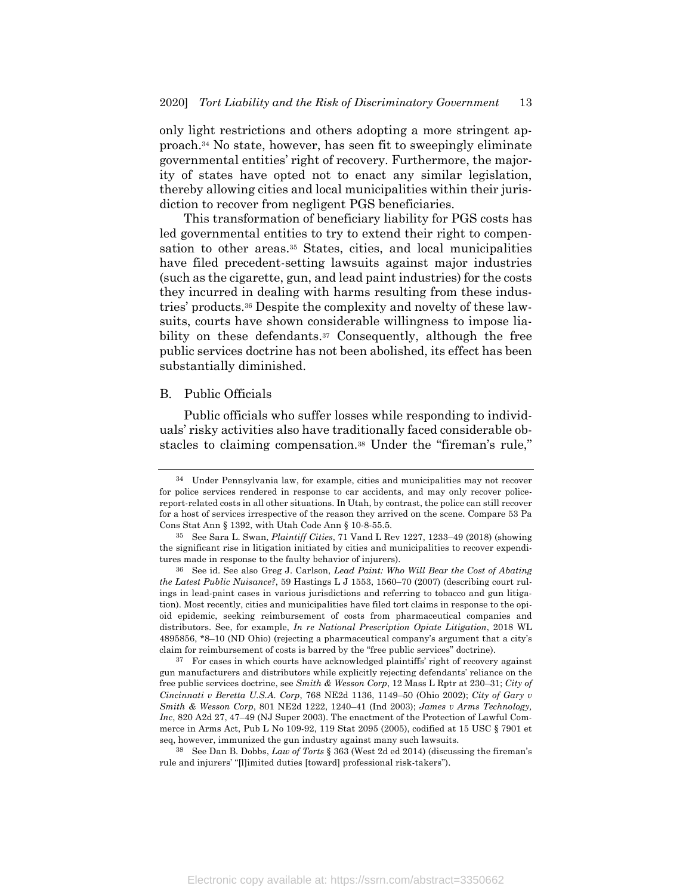only light restrictions and others adopting a more stringent approach.[34] No state, however, has seen fit to sweepingly eliminate governmental entities' right of recovery. Furthermore, the majority of states have opted not to enact any similar legislation, thereby allowing cities and local municipalities within their jurisdiction to recover from negligent PGS beneficiaries.

This transformation of beneficiary liability for PGS costs has led governmental entities to try to extend their right to compensation to other areas.[35] States, cities, and local municipalities have filed precedent-setting lawsuits against major industries (such as the cigarette, gun, and lead paint industries) for the costs they incurred in dealing with harms resulting from these industries' products.[36] Despite the complexity and novelty of these lawsuits, courts have shown considerable willingness to impose liability on these defendants.[37] Consequently, although the free public services doctrine has not been abolished, its effect has been substantially diminished.

## B. Public Officials

Public officials who suffer losses while responding to individuals' risky activities also have traditionally faced considerable obstacles to claiming compensation.[38] Under the "fireman's rule,"

---

[34] Under Pennsylvania law, for example, cities and municipalities may not recover for police services rendered in response to car accidents, and may only recover police-report-related costs in all other situations. In Utah, by contrast, the police can still recover for a host of services irrespective of the reason they arrived on the scene. Compare 53 Pa Cons Stat Ann § 1392, with Utah Code Ann § 10-8-55.5.

[35] See Sara L. Swan, *Plaintiff Cities*, 71 Vand L Rev 1227, 1233–49 (2018) (showing the significant rise in litigation initiated by cities and municipalities to recover expenditures made in response to the faulty behavior of injurers).

[36] See id. See also Greg J. Carlson, *Lead Paint: Who Will Bear the Cost of Abating the Latest Public Nuisance?*, 59 Hastings L J 1553, 1560–70 (2007) (describing court rulings in lead-paint cases in various jurisdictions and referring to tobacco and gun litigation). Most recently, cities and municipalities have filed tort claims in response to the opioid epidemic, seeking reimbursement of costs from pharmaceutical companies and distributors. See, for example, *In re National Prescription Opiate Litigation*, 2018 WL 4895856, *8–10 (ND Ohio) (rejecting a pharmaceutical company's argument that a city's claim for reimbursement of costs is barred by the "free public services" doctrine).

[37] For cases in which courts have acknowledged plaintiffs' right of recovery against gun manufacturers and distributors while explicitly rejecting defendants' reliance on the free public services doctrine, see *Smith & Wesson Corp*, 12 Mass L Rptr at 230–31; *City of Cincinnati v Beretta U.S.A. Corp*, 768 NE2d 1136, 1149–50 (Ohio 2002); *City of Gary v Smith & Wesson Corp*, 801 NE2d 1222, 1240–41 (Ind 2003); *James v Arms Technology, Inc*, 820 A2d 27, 47–49 (NJ Super 2003). The enactment of the Protection of Lawful Commerce in Arms Act, Pub L No 109-92, 119 Stat 2095 (2005), codified at 15 USC § 7901 et seq, however, immunized the gun industry against many such lawsuits.

[38] See Dan B. Dobbs, *Law of Torts* § 363 (West 2d ed 2014) (discussing the fireman's rule and injurers' "[l]imited duties [toward] professional risk-takers").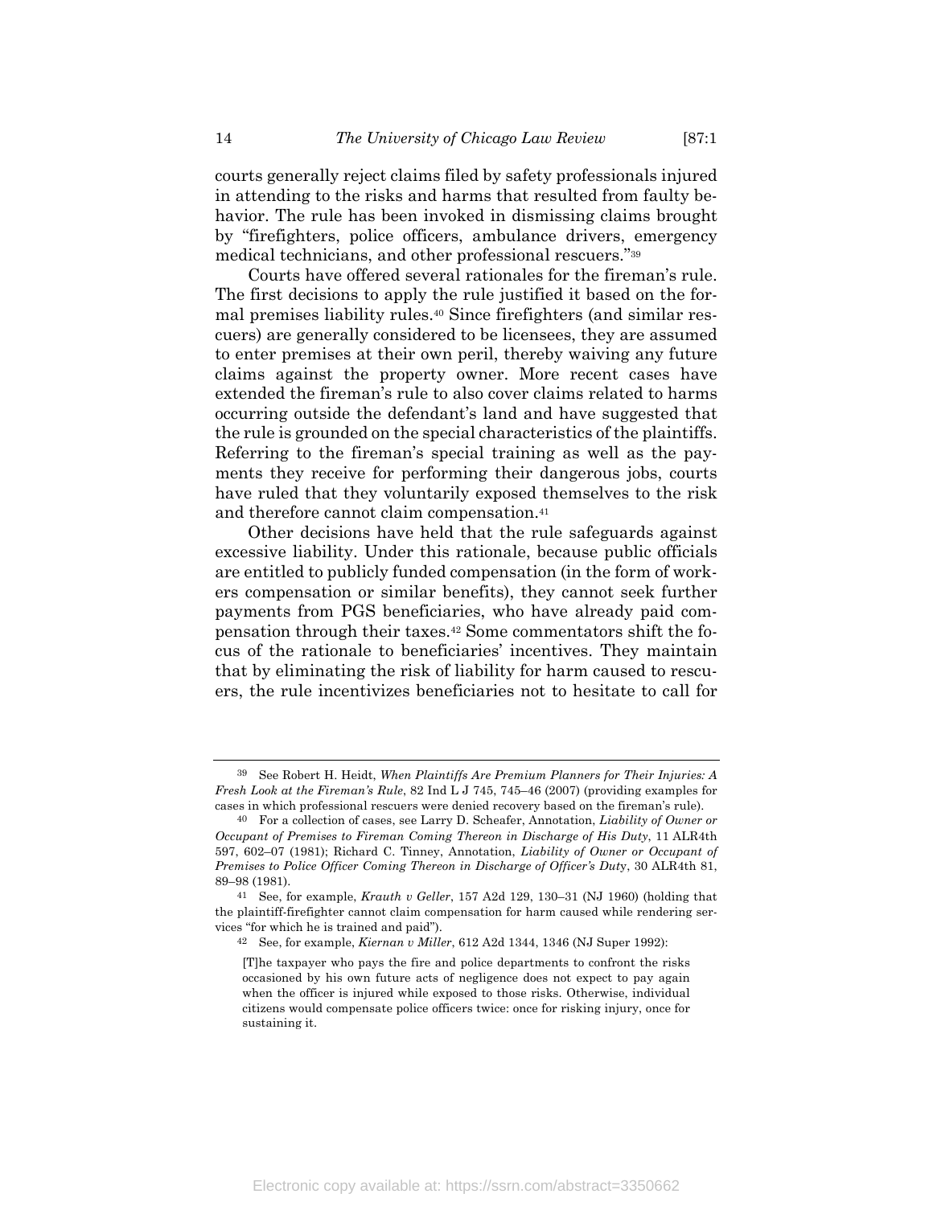courts generally reject claims filed by safety professionals injured in attending to the risks and harms that resulted from faulty behavior. The rule has been invoked in dismissing claims brought by "firefighters, police officers, ambulance drivers, emergency medical technicians, and other professional rescuers."[39]

Courts have offered several rationales for the fireman's rule. The first decisions to apply the rule justified it based on the formal premises liability rules.[40] Since firefighters (and similar rescuers) are generally considered to be licensees, they are assumed to enter premises at their own peril, thereby waiving any future claims against the property owner. More recent cases have extended the fireman's rule to also cover claims related to harms occurring outside the defendant's land and have suggested that the rule is grounded on the special characteristics of the plaintiffs. Referring to the fireman's special training as well as the payments they receive for performing their dangerous jobs, courts have ruled that they voluntarily exposed themselves to the risk and therefore cannot claim compensation.[41]

Other decisions have held that the rule safeguards against excessive liability. Under this rationale, because public officials are entitled to publicly funded compensation (in the form of workers compensation or similar benefits), they cannot seek further payments from PGS beneficiaries, who have already paid compensation through their taxes.[42] Some commentators shift the focus of the rationale to beneficiaries' incentives. They maintain that by eliminating the risk of liability for harm caused to rescuers, the rule incentivizes beneficiaries not to hesitate to call for

---

[39] See Robert H. Heidt, *When Plaintiffs Are Premium Planners for Their Injuries: A Fresh Look at the Fireman's Rule*, 82 Ind L J 745, 745–46 (2007) (providing examples for cases in which professional rescuers were denied recovery based on the fireman's rule).

[40] For a collection of cases, see Larry D. Scheafer, Annotation, *Liability of Owner or Occupant of Premises to Fireman Coming Thereon in Discharge of His Duty*, 11 ALR4th 597, 602–07 (1981); Richard C. Tinney, Annotation, *Liability of Owner or Occupant of Premises to Police Officer Coming Thereon in Discharge of Officer's Duty*, 30 ALR4th 81, 89–98 (1981).

[41] See, for example, *Krauth v Geller*, 157 A2d 129, 130–31 (NJ 1960) (holding that the plaintiff-firefighter cannot claim compensation for harm caused while rendering services "for which he is trained and paid").

[42] See, for example, *Kiernan v Miller*, 612 A2d 1344, 1346 (NJ Super 1992):

> [T]he taxpayer who pays the fire and police departments to confront the risks occasioned by his own future acts of negligence does not expect to pay again when the officer is injured while exposed to those risks. Otherwise, individual citizens would compensate police officers twice: once for risking injury, once for sustaining it.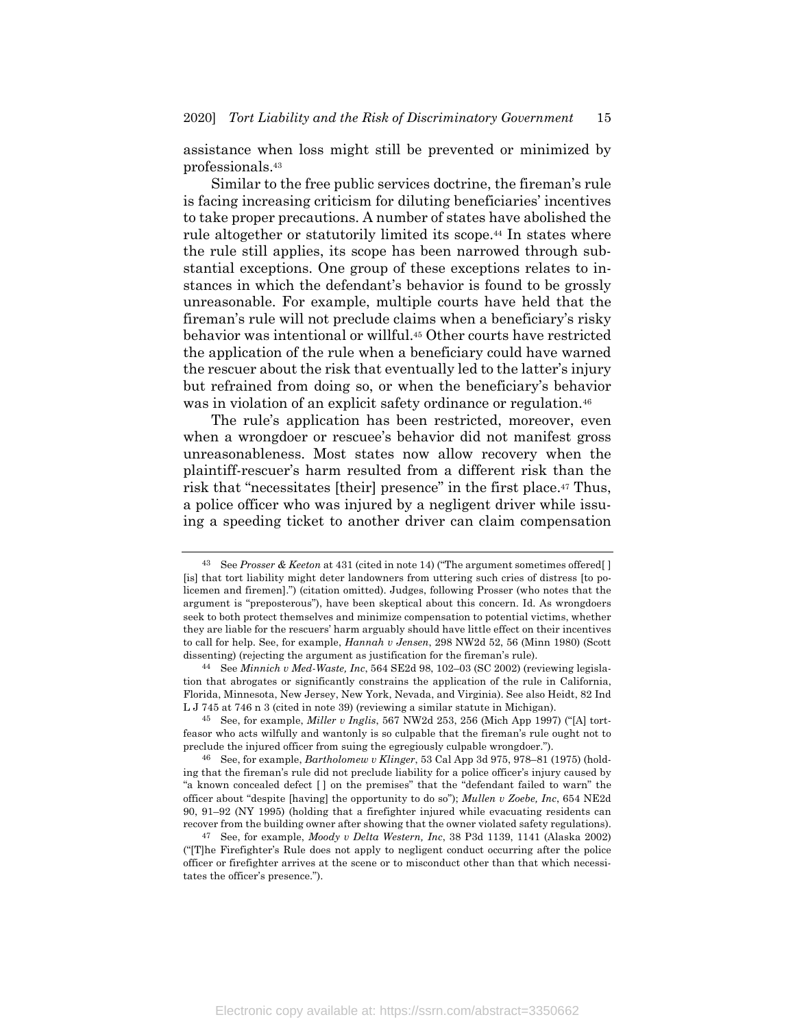assistance when loss might still be prevented or minimized by professionals.[43]

Similar to the free public services doctrine, the fireman's rule is facing increasing criticism for diluting beneficiaries' incentives to take proper precautions. A number of states have abolished the rule altogether or statutorily limited its scope.[44] In states where the rule still applies, its scope has been narrowed through substantial exceptions. One group of these exceptions relates to instances in which the defendant's behavior is found to be grossly unreasonable. For example, multiple courts have held that the fireman's rule will not preclude claims when a beneficiary's risky behavior was intentional or willful.[45] Other courts have restricted the application of the rule when a beneficiary could have warned the rescuer about the risk that eventually led to the latter's injury but refrained from doing so, or when the beneficiary's behavior was in violation of an explicit safety ordinance or regulation.[46]

The rule's application has been restricted, moreover, even when a wrongdoer or rescuee's behavior did not manifest gross unreasonableness. Most states now allow recovery when the plaintiff-rescuer's harm resulted from a different risk than the risk that "necessitates [their] presence" in the first place.[47] Thus, a police officer who was injured by a negligent driver while issuing a speeding ticket to another driver can claim compensation

---

[43] See *Prosser & Keeton* at 431 (cited in note 14) ("The argument sometimes offered[ ] [is] that tort liability might deter landowners from uttering such cries of distress [to policemen and firemen].") (citation omitted). Judges, following Prosser (who notes that the argument is "preposterous"), have been skeptical about this concern. Id. As wrongdoers seek to both protect themselves and minimize compensation to potential victims, whether they are liable for the rescuers' harm arguably should have little effect on their incentives to call for help. See, for example, *Hannah v Jensen*, 298 NW2d 52, 56 (Minn 1980) (Scott dissenting) (rejecting the argument as justification for the fireman's rule).

[44] See *Minnich v Med-Waste, Inc*, 564 SE2d 98, 102–03 (SC 2002) (reviewing legislation that abrogates or significantly constrains the application of the rule in California, Florida, Minnesota, New Jersey, New York, Nevada, and Virginia). See also Heidt, 82 Ind L J 745 at 746 n 3 (cited in note 39) (reviewing a similar statute in Michigan).

[45] See, for example, *Miller v Inglis*, 567 NW2d 253, 256 (Mich App 1997) ("[A] tortfeasor who acts wilfully and wantonly is so culpable that the fireman's rule ought not to preclude the injured officer from suing the egregiously culpable wrongdoer.").

[46] See, for example, *Bartholomew v Klinger*, 53 Cal App 3d 975, 978–81 (1975) (holding that the fireman's rule did not preclude liability for a police officer's injury caused by "a known concealed defect [ ] on the premises" that the "defendant failed to warn" the officer about "despite [having] the opportunity to do so"); *Mullen v Zoebe, Inc*, 654 NE2d 90, 91–92 (NY 1995) (holding that a firefighter injured while evacuating residents can recover from the building owner after showing that the owner violated safety regulations).

[47] See, for example, *Moody v Delta Western, Inc*, 38 P3d 1139, 1141 (Alaska 2002) ("[T]he Firefighter's Rule does not apply to negligent conduct occurring after the police officer or firefighter arrives at the scene or to misconduct other than that which necessitates the officer's presence.").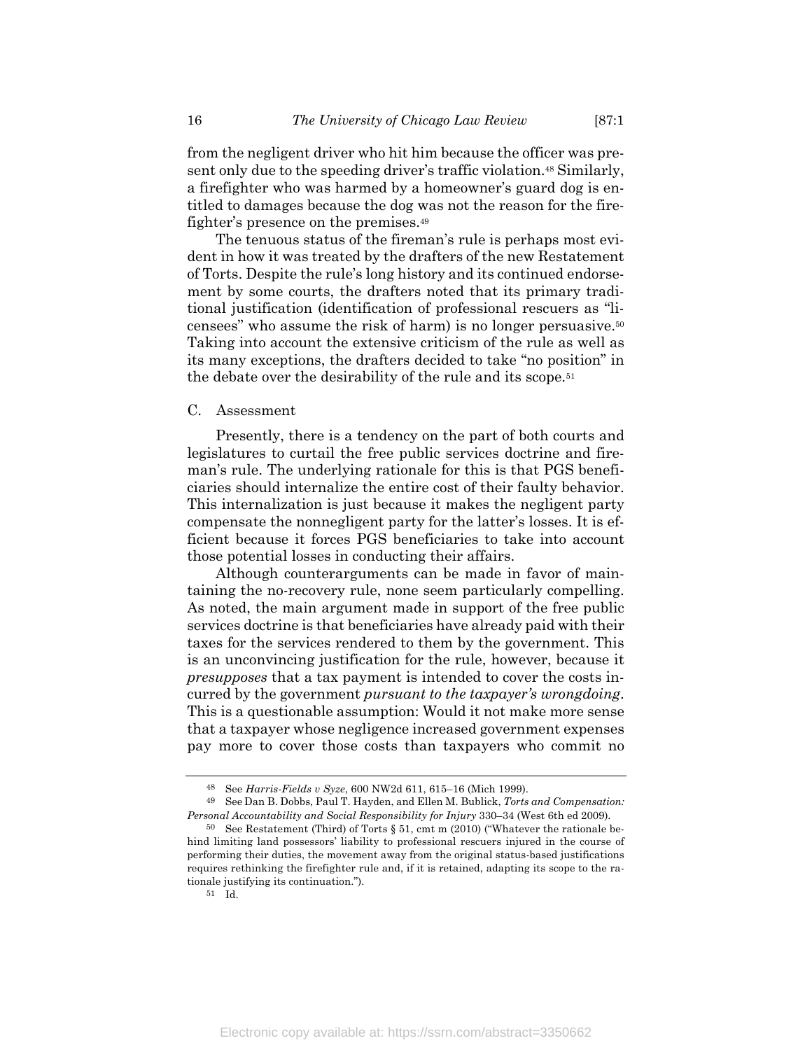from the negligent driver who hit him because the officer was present only due to the speeding driver's traffic violation.[48] Similarly, a firefighter who was harmed by a homeowner's guard dog is entitled to damages because the dog was not the reason for the firefighter's presence on the premises.[49]

The tenuous status of the fireman's rule is perhaps most evident in how it was treated by the drafters of the new Restatement of Torts. Despite the rule's long history and its continued endorsement by some courts, the drafters noted that its primary traditional justification (identification of professional rescuers as "licensees" who assume the risk of harm) is no longer persuasive.[50] Taking into account the extensive criticism of the rule as well as its many exceptions, the drafters decided to take "no position" in the debate over the desirability of the rule and its scope.[51]

### C. Assessment

Presently, there is a tendency on the part of both courts and legislatures to curtail the free public services doctrine and fireman's rule. The underlying rationale for this is that PGS beneficiaries should internalize the entire cost of their faulty behavior. This internalization is just because it makes the negligent party compensate the nonnegligent party for the latter's losses. It is efficient because it forces PGS beneficiaries to take into account those potential losses in conducting their affairs.

Although counterarguments can be made in favor of maintaining the no-recovery rule, none seem particularly compelling. As noted, the main argument made in support of the free public services doctrine is that beneficiaries have already paid with their taxes for the services rendered to them by the government. This is an unconvincing justification for the rule, however, because it *presupposes* that a tax payment is intended to cover the costs incurred by the government *pursuant to the taxpayer's wrongdoing*. This is a questionable assumption: Would it not make more sense that a taxpayer whose negligence increased government expenses pay more to cover those costs than taxpayers who commit no

---

[48] See *Harris-Fields v Syze*, 600 NW2d 611, 615–16 (Mich 1999).

[49] See Dan B. Dobbs, Paul T. Hayden, and Ellen M. Bublick, *Torts and Compensation: Personal Accountability and Social Responsibility for Injury* 330–34 (West 6th ed 2009).

[50] See Restatement (Third) of Torts § 51, cmt m (2010) ("Whatever the rationale behind limiting land possessors' liability to professional rescuers injured in the course of performing their duties, the movement away from the original status-based justifications requires rethinking the firefighter rule and, if it is retained, adapting its scope to the rationale justifying its continuation.").

[51] Id.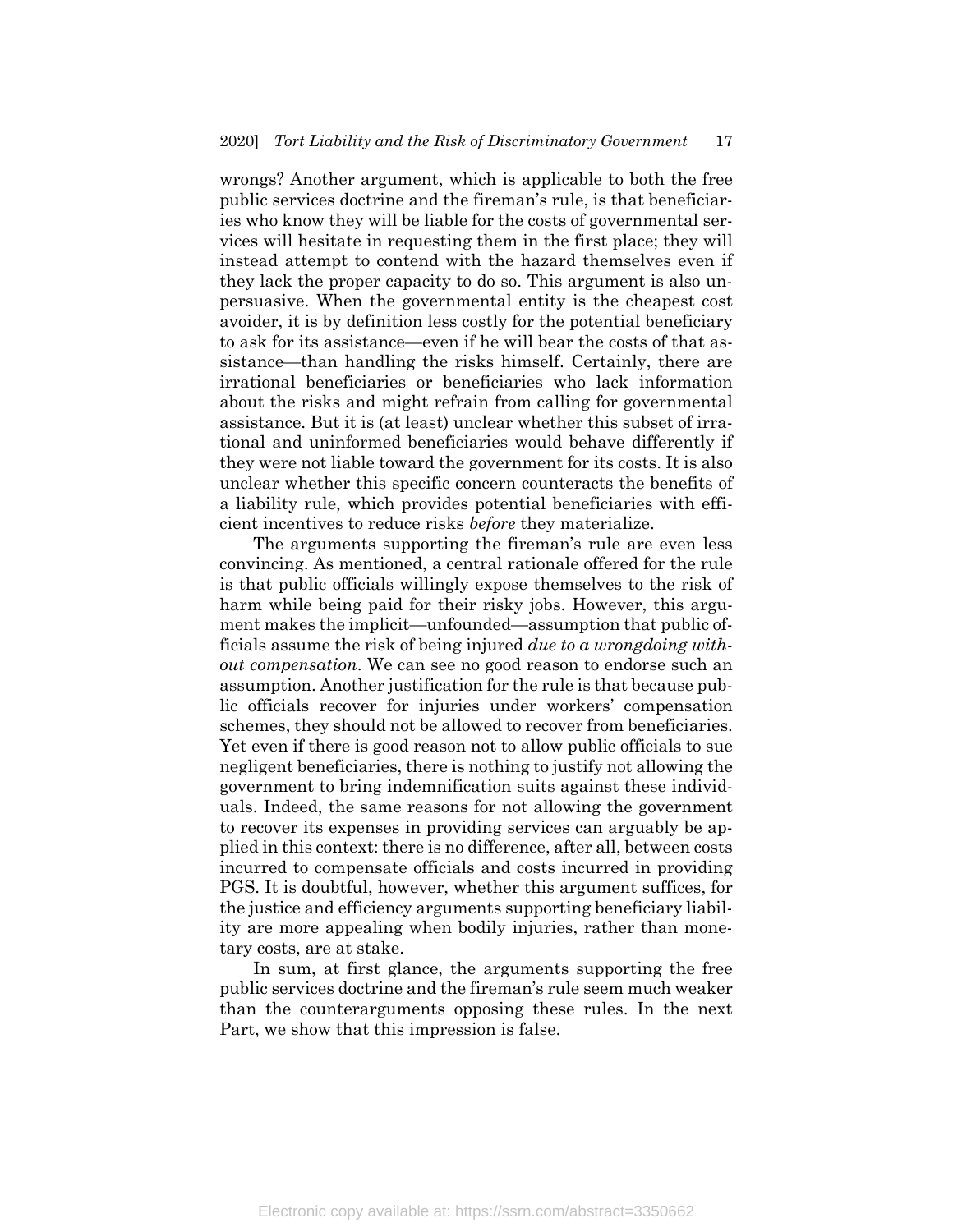wrongs? Another argument, which is applicable to both the free public services doctrine and the fireman's rule, is that beneficiaries who know they will be liable for the costs of governmental services will hesitate in requesting them in the first place; they will instead attempt to contend with the hazard themselves even if they lack the proper capacity to do so. This argument is also unpersuasive. When the governmental entity is the cheapest cost avoider, it is by definition less costly for the potential beneficiary to ask for its assistance—even if he will bear the costs of that assistance—than handling the risks himself. Certainly, there are irrational beneficiaries or beneficiaries who lack information about the risks and might refrain from calling for governmental assistance. But it is (at least) unclear whether this subset of irrational and uninformed beneficiaries would behave differently if they were not liable toward the government for its costs. It is also unclear whether this specific concern counteracts the benefits of a liability rule, which provides potential beneficiaries with efficient incentives to reduce risks *before* they materialize.

The arguments supporting the fireman's rule are even less convincing. As mentioned, a central rationale offered for the rule is that public officials willingly expose themselves to the risk of harm while being paid for their risky jobs. However, this argument makes the implicit—unfounded—assumption that public officials assume the risk of being injured *due to a wrongdoing without compensation*. We can see no good reason to endorse such an assumption. Another justification for the rule is that because public officials recover for injuries under workers' compensation schemes, they should not be allowed to recover from beneficiaries. Yet even if there is good reason not to allow public officials to sue negligent beneficiaries, there is nothing to justify not allowing the government to bring indemnification suits against these individuals. Indeed, the same reasons for not allowing the government to recover its expenses in providing services can arguably be applied in this context: there is no difference, after all, between costs incurred to compensate officials and costs incurred in providing PGS. It is doubtful, however, whether this argument suffices, for the justice and efficiency arguments supporting beneficiary liability are more appealing when bodily injuries, rather than monetary costs, are at stake.

In sum, at first glance, the arguments supporting the free public services doctrine and the fireman's rule seem much weaker than the counterarguments opposing these rules. In the next Part, we show that this impression is false.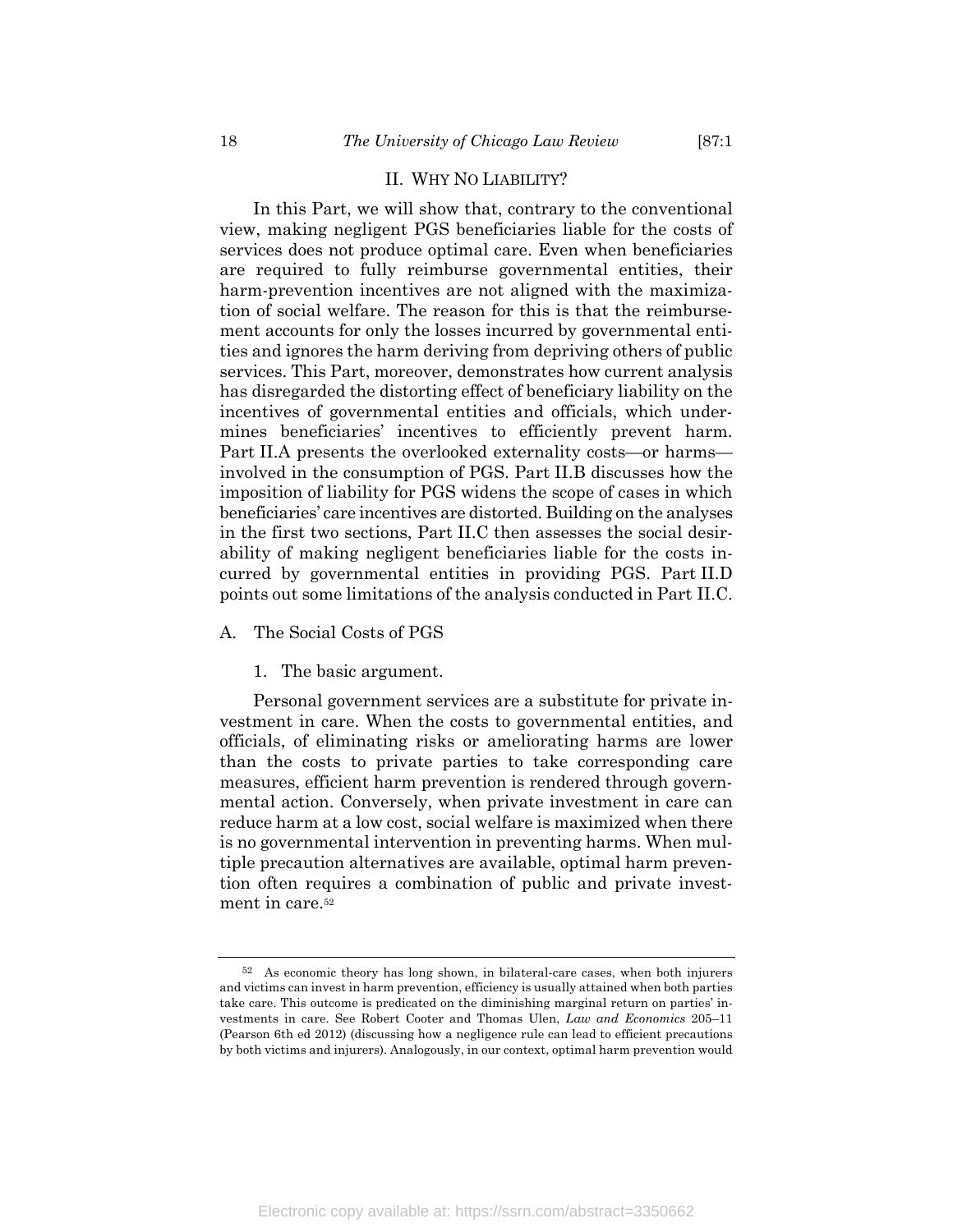## II. WHY NO LIABILITY?

In this Part, we will show that, contrary to the conventional view, making negligent PGS beneficiaries liable for the costs of services does not produce optimal care. Even when beneficiaries are required to fully reimburse governmental entities, their harm-prevention incentives are not aligned with the maximization of social welfare. The reason for this is that the reimbursement accounts for only the losses incurred by governmental entities and ignores the harm deriving from depriving others of public services. This Part, moreover, demonstrates how current analysis has disregarded the distorting effect of beneficiary liability on the incentives of governmental entities and officials, which undermines beneficiaries' incentives to efficiently prevent harm. Part II.A presents the overlooked externality costs—or harms—involved in the consumption of PGS. Part II.B discusses how the imposition of liability for PGS widens the scope of cases in which beneficiaries' care incentives are distorted. Building on the analyses in the first two sections, Part II.C then assesses the social desirability of making negligent beneficiaries liable for the costs incurred by governmental entities in providing PGS. Part II.D points out some limitations of the analysis conducted in Part II.C.

### A. The Social Costs of PGS

#### 1. The basic argument.

Personal government services are a substitute for private investment in care. When the costs to governmental entities, and officials, of eliminating risks or ameliorating harms are lower than the costs to private parties to take corresponding care measures, efficient harm prevention is rendered through governmental action. Conversely, when private investment in care can reduce harm at a low cost, social welfare is maximized when there is no governmental intervention in preventing harms. When multiple precaution alternatives are available, optimal harm prevention often requires a combination of public and private investment in care.[52]

---

[52] As economic theory has long shown, in bilateral-care cases, when both injurers and victims can invest in harm prevention, efficiency is usually attained when both parties take care. This outcome is predicated on the diminishing marginal return on parties' investments in care. See Robert Cooter and Thomas Ulen, *Law and Economics* 205–11 (Pearson 6th ed 2012) (discussing how a negligence rule can lead to efficient precautions by both victims and injurers). Analogously, in our context, optimal harm prevention would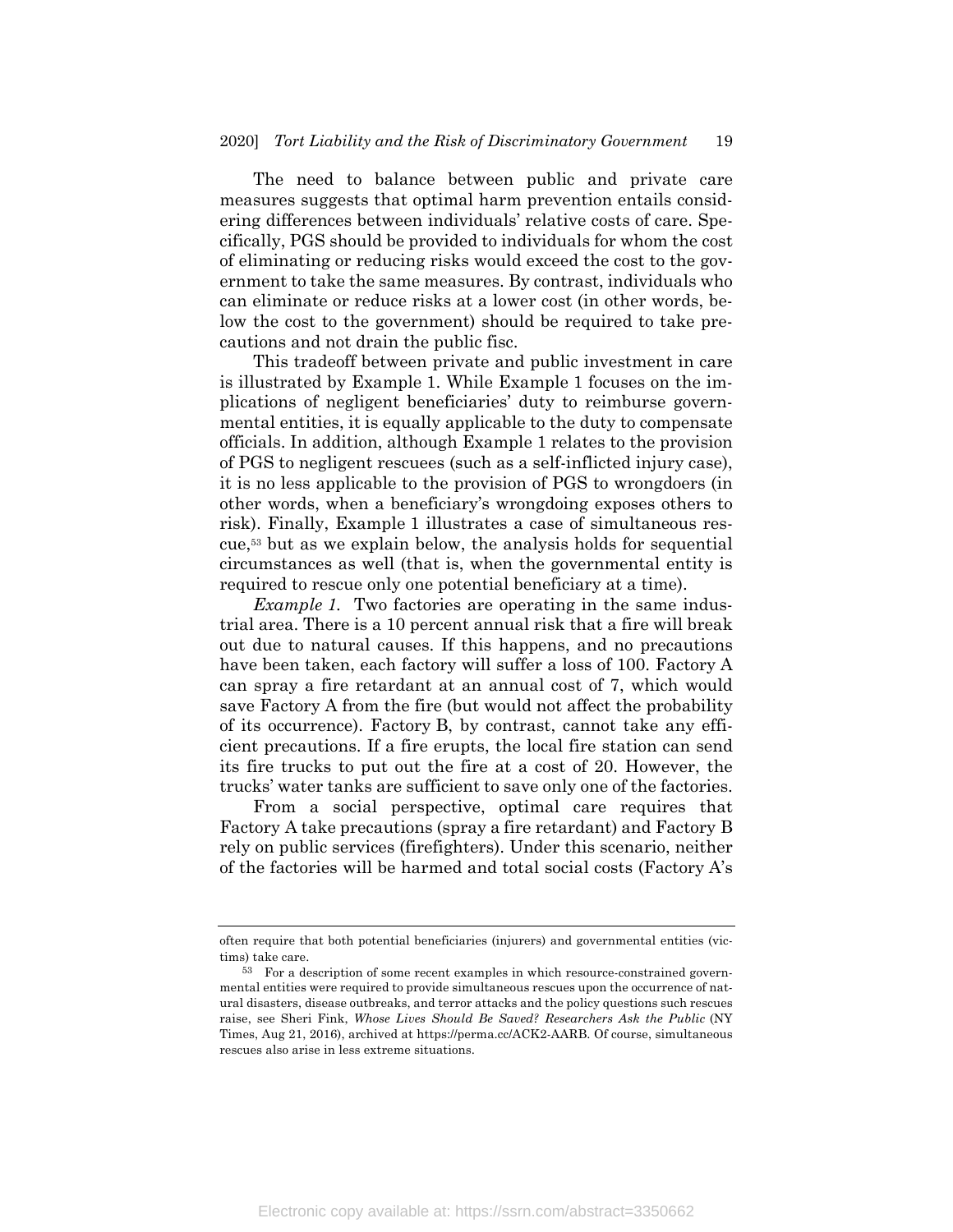The need to balance between public and private care measures suggests that optimal harm prevention entails considering differences between individuals' relative costs of care. Specifically, PGS should be provided to individuals for whom the cost of eliminating or reducing risks would exceed the cost to the government to take the same measures. By contrast, individuals who can eliminate or reduce risks at a lower cost (in other words, below the cost to the government) should be required to take precautions and not drain the public fisc.

This tradeoff between private and public investment in care is illustrated by Example 1. While Example 1 focuses on the implications of negligent beneficiaries' duty to reimburse governmental entities, it is equally applicable to the duty to compensate officials. In addition, although Example 1 relates to the provision of PGS to negligent rescuees (such as a self-inflicted injury case), it is no less applicable to the provision of PGS to wrongdoers (in other words, when a beneficiary's wrongdoing exposes others to risk). Finally, Example 1 illustrates a case of simultaneous rescue,[53] but as we explain below, the analysis holds for sequential circumstances as well (that is, when the governmental entity is required to rescue only one potential beneficiary at a time).

*Example 1.* Two factories are operating in the same industrial area. There is a 10 percent annual risk that a fire will break out due to natural causes. If this happens, and no precautions have been taken, each factory will suffer a loss of 100. Factory A can spray a fire retardant at an annual cost of 7, which would save Factory A from the fire (but would not affect the probability of its occurrence). Factory B, by contrast, cannot take any efficient precautions. If a fire erupts, the local fire station can send its fire trucks to put out the fire at a cost of 20. However, the trucks' water tanks are sufficient to save only one of the factories.

From a social perspective, optimal care requires that Factory A take precautions (spray a fire retardant) and Factory B rely on public services (firefighters). Under this scenario, neither of the factories will be harmed and total social costs (Factory A's

---

often require that both potential beneficiaries (injurers) and governmental entities (victims) take care.

[53] For a description of some recent examples in which resource-constrained governmental entities were required to provide simultaneous rescues upon the occurrence of natural disasters, disease outbreaks, and terror attacks and the policy questions such rescues raise, see Sheri Fink, *Whose Lives Should Be Saved? Researchers Ask the Public* (NY Times, Aug 21, 2016), archived at https://perma.cc/ACK2-AARB. Of course, simultaneous rescues also arise in less extreme situations.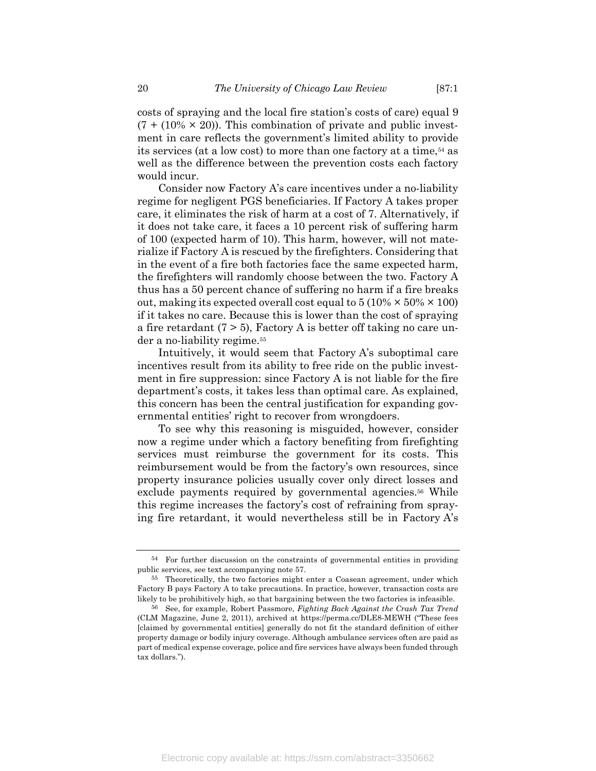costs of spraying and the local fire station's costs of care) equal 9 $(7 + (10\% \times 20))$. This combination of private and public investment in care reflects the government's limited ability to provide its services (at a low cost) to more than one factory at a time,[54] as well as the difference between the prevention costs each factory would incur.

Consider now Factory A's care incentives under a no-liability regime for negligent PGS beneficiaries. If Factory A takes proper care, it eliminates the risk of harm at a cost of 7. Alternatively, if it does not take care, it faces a 10 percent risk of suffering harm of 100 (expected harm of 10). This harm, however, will not materialize if Factory A is rescued by the firefighters. Considering that in the event of a fire both factories face the same expected harm, the firefighters will randomly choose between the two. Factory A thus has a 50 percent chance of suffering no harm if a fire breaks out, making its expected overall cost equal to 5 $(10\% \times 50\% \times 100)$ if it takes no care. Because this is lower than the cost of spraying a fire retardant $(7 > 5)$, Factory A is better off taking no care under a no-liability regime.[55]

Intuitively, it would seem that Factory A's suboptimal care incentives result from its ability to free ride on the public investment in fire suppression: since Factory A is not liable for the fire department's costs, it takes less than optimal care. As explained, this concern has been the central justification for expanding governmental entities' right to recover from wrongdoers.

To see why this reasoning is misguided, however, consider now a regime under which a factory benefiting from firefighting services must reimburse the government for its costs. This reimbursement would be from the factory's own resources, since property insurance policies usually cover only direct losses and exclude payments required by governmental agencies.[56] While this regime increases the factory's cost of refraining from spraying fire retardant, it would nevertheless still be in Factory A's

---

[54] For further discussion on the constraints of governmental entities in providing public services, see text accompanying note 57.

[55] Theoretically, the two factories might enter a Coasean agreement, under which Factory B pays Factory A to take precautions. In practice, however, transaction costs are likely to be prohibitively high, so that bargaining between the two factories is infeasible.

[56] See, for example, Robert Passmore, *Fighting Back Against the Crash Tax Trend* (CLM Magazine, June 2, 2011), archived at https://perma.cc/DLE8-MEWH ("These fees [claimed by governmental entities] generally do not fit the standard definition of either property damage or bodily injury coverage. Although ambulance services often are paid as part of medical expense coverage, police and fire services have always been funded through tax dollars.").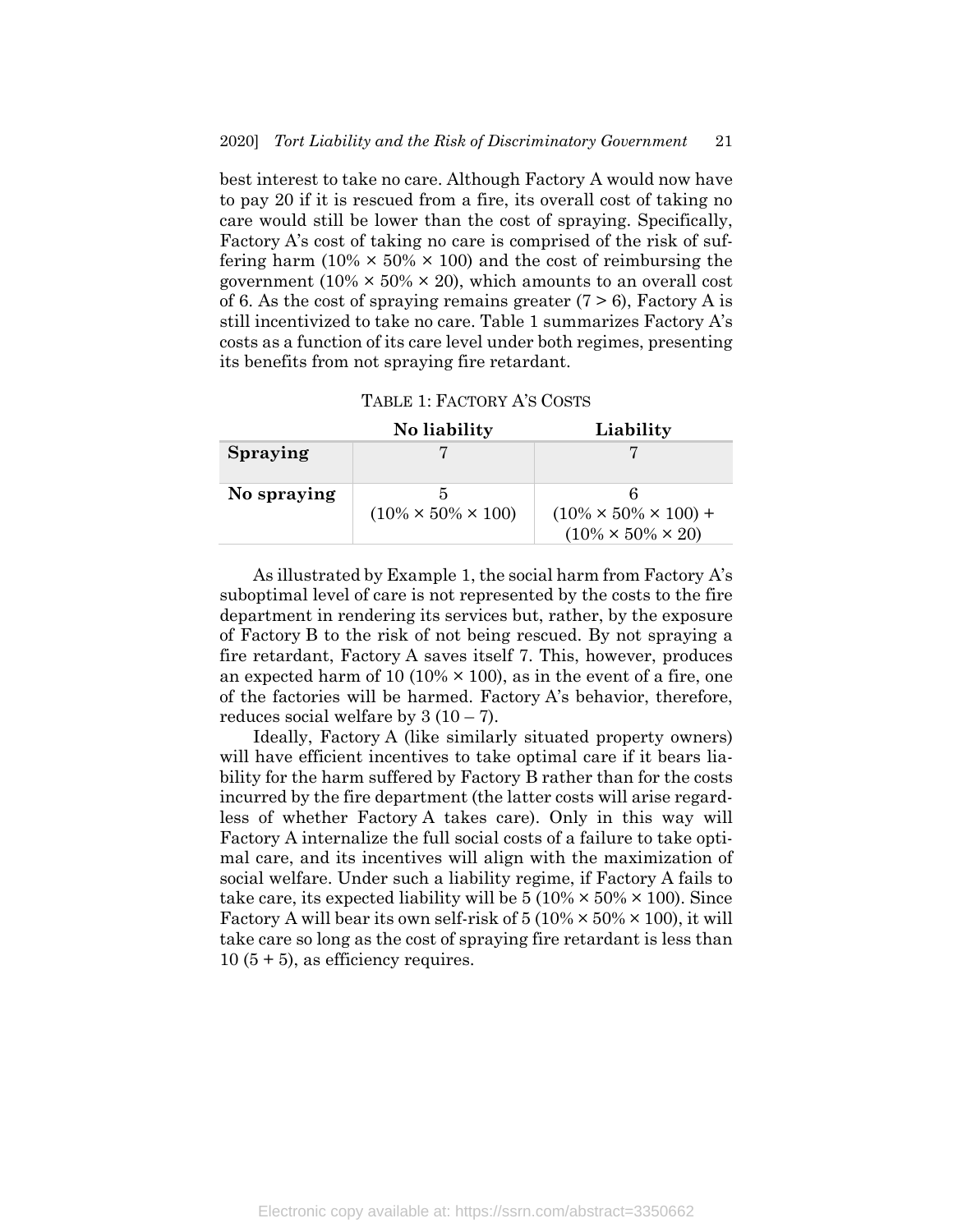best interest to take no care. Although Factory A would now have to pay 20 if it is rescued from a fire, its overall cost of taking no care would still be lower than the cost of spraying. Specifically, Factory A's cost of taking no care is comprised of the risk of suffering harm ($10\% \times 50\% \times 100$) and the cost of reimbursing the government ($10\% \times 50\% \times 20$), which amounts to an overall cost of 6. As the cost of spraying remains greater ($7 > 6$), Factory A is still incentivized to take no care. Table 1 summarizes Factory A's costs as a function of its care level under both regimes, presenting its benefits from not spraying fire retardant.

TABLE 1: FACTORY A'S COSTS

| | **No liability** | **Liability** |
|---|---|---|
| **Spraying** | 7 | 7 |
| **No spraying** | 5<br>($10\% \times 50\% \times 100$) | 6<br>($10\% \times 50\% \times 100$) + ($10\% \times 50\% \times 20$) |

As illustrated by Example 1, the social harm from Factory A's suboptimal level of care is not represented by the costs to the fire department in rendering its services but, rather, by the exposure of Factory B to the risk of not being rescued. By not spraying a fire retardant, Factory A saves itself 7. This, however, produces an expected harm of 10 ($10\% \times 100$), as in the event of a fire, one of the factories will be harmed. Factory A's behavior, therefore, reduces social welfare by 3 ($10 - 7$).

Ideally, Factory A (like similarly situated property owners) will have efficient incentives to take optimal care if it bears liability for the harm suffered by Factory B rather than for the costs incurred by the fire department (the latter costs will arise regardless of whether Factory A takes care). Only in this way will Factory A internalize the full social costs of a failure to take optimal care, and its incentives will align with the maximization of social welfare. Under such a liability regime, if Factory A fails to take care, its expected liability will be 5 ($10\% \times 50\% \times 100$). Since Factory A will bear its own self-risk of 5 ($10\% \times 50\% \times 100$), it will take care so long as the cost of spraying fire retardant is less than 10 ($5 + 5$), as efficiency requires.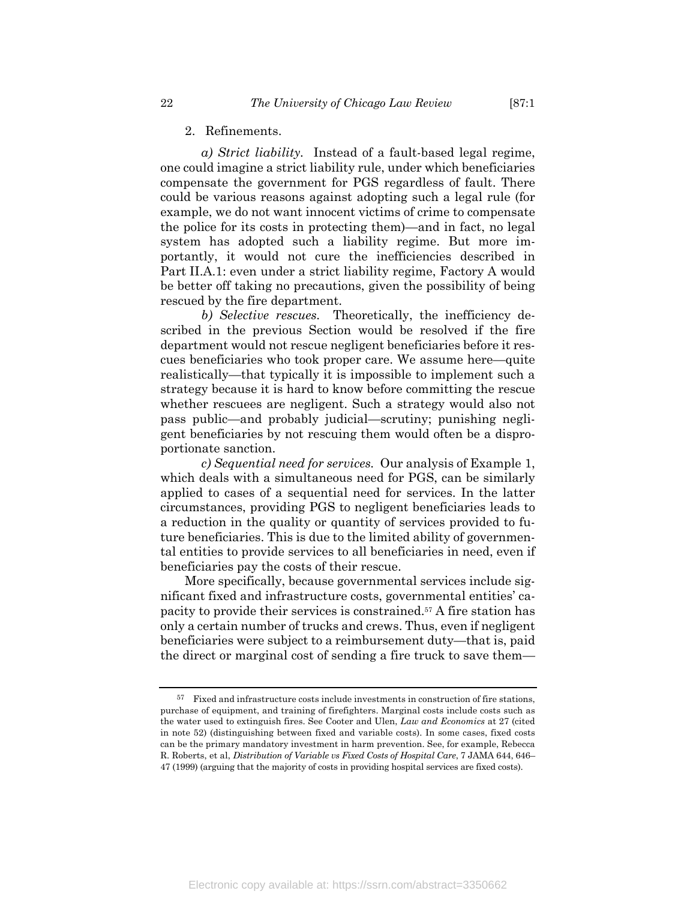2. Refinements.

*a) Strict liability.* Instead of a fault-based legal regime, one could imagine a strict liability rule, under which beneficiaries compensate the government for PGS regardless of fault. There could be various reasons against adopting such a legal rule (for example, we do not want innocent victims of crime to compensate the police for its costs in protecting them)—and in fact, no legal system has adopted such a liability regime. But more importantly, it would not cure the inefficiencies described in Part II.A.1: even under a strict liability regime, Factory A would be better off taking no precautions, given the possibility of being rescued by the fire department.

*b) Selective rescues.* Theoretically, the inefficiency described in the previous Section would be resolved if the fire department would not rescue negligent beneficiaries before it rescues beneficiaries who took proper care. We assume here—quite realistically—that typically it is impossible to implement such a strategy because it is hard to know before committing the rescue whether rescuees are negligent. Such a strategy would also not pass public—and probably judicial—scrutiny; punishing negligent beneficiaries by not rescuing them would often be a disproportionate sanction.

*c) Sequential need for services.* Our analysis of Example 1, which deals with a simultaneous need for PGS, can be similarly applied to cases of a sequential need for services. In the latter circumstances, providing PGS to negligent beneficiaries leads to a reduction in the quality or quantity of services provided to future beneficiaries. This is due to the limited ability of governmental entities to provide services to all beneficiaries in need, even if beneficiaries pay the costs of their rescue.

More specifically, because governmental services include significant fixed and infrastructure costs, governmental entities' capacity to provide their services is constrained.[57] A fire station has only a certain number of trucks and crews. Thus, even if negligent beneficiaries were subject to a reimbursement duty—that is, paid the direct or marginal cost of sending a fire truck to save them—

---

[57] Fixed and infrastructure costs include investments in construction of fire stations, purchase of equipment, and training of firefighters. Marginal costs include costs such as the water used to extinguish fires. See Cooter and Ulen, *Law and Economics* at 27 (cited in note 52) (distinguishing between fixed and variable costs). In some cases, fixed costs can be the primary mandatory investment in harm prevention. See, for example, Rebecca R. Roberts, et al, *Distribution of Variable vs Fixed Costs of Hospital Care*, 7 JAMA 644, 646–47 (1999) (arguing that the majority of costs in providing hospital services are fixed costs).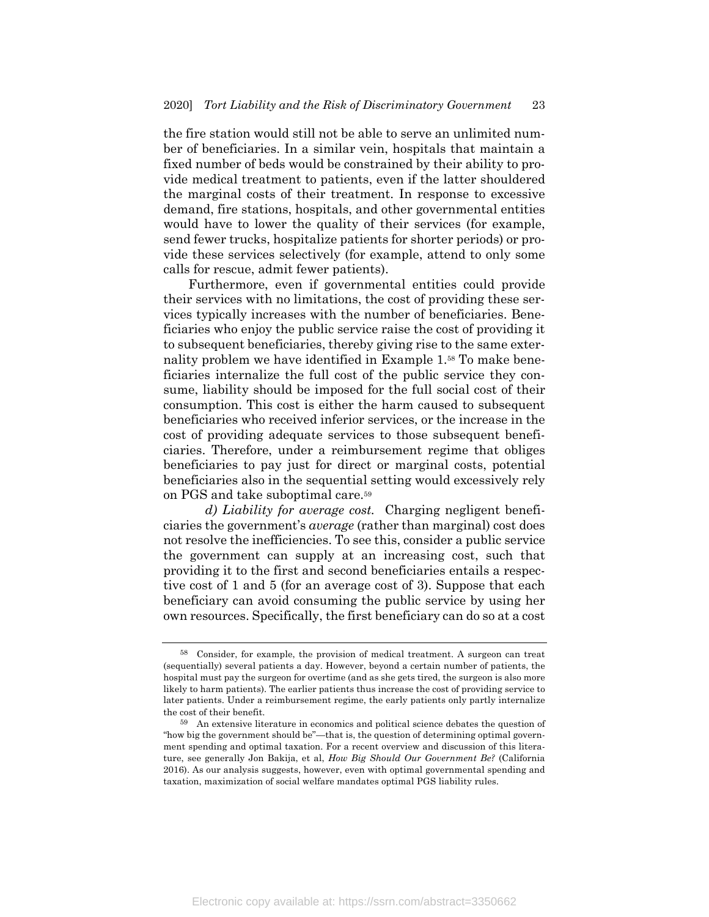the fire station would still not be able to serve an unlimited number of beneficiaries. In a similar vein, hospitals that maintain a fixed number of beds would be constrained by their ability to provide medical treatment to patients, even if the latter shouldered the marginal costs of their treatment. In response to excessive demand, fire stations, hospitals, and other governmental entities would have to lower the quality of their services (for example, send fewer trucks, hospitalize patients for shorter periods) or provide these services selectively (for example, attend to only some calls for rescue, admit fewer patients).

Furthermore, even if governmental entities could provide their services with no limitations, the cost of providing these services typically increases with the number of beneficiaries. Beneficiaries who enjoy the public service raise the cost of providing it to subsequent beneficiaries, thereby giving rise to the same externality problem we have identified in Example 1.[58] To make beneficiaries internalize the full cost of the public service they consume, liability should be imposed for the full social cost of their consumption. This cost is either the harm caused to subsequent beneficiaries who received inferior services, or the increase in the cost of providing adequate services to those subsequent beneficiaries. Therefore, under a reimbursement regime that obliges beneficiaries to pay just for direct or marginal costs, potential beneficiaries also in the sequential setting would excessively rely on PGS and take suboptimal care.[59]

*d) Liability for average cost.* Charging negligent beneficiaries the government's *average* (rather than marginal) cost does not resolve the inefficiencies. To see this, consider a public service the government can supply at an increasing cost, such that providing it to the first and second beneficiaries entails a respective cost of 1 and 5 (for an average cost of 3). Suppose that each beneficiary can avoid consuming the public service by using her own resources. Specifically, the first beneficiary can do so at a cost

---

[58] Consider, for example, the provision of medical treatment. A surgeon can treat (sequentially) several patients a day. However, beyond a certain number of patients, the hospital must pay the surgeon for overtime (and as she gets tired, the surgeon is also more likely to harm patients). The earlier patients thus increase the cost of providing service to later patients. Under a reimbursement regime, the early patients only partly internalize the cost of their benefit.

[59] An extensive literature in economics and political science debates the question of "how big the government should be"—that is, the question of determining optimal government spending and optimal taxation. For a recent overview and discussion of this literature, see generally Jon Bakija, et al, *How Big Should Our Government Be?* (California 2016). As our analysis suggests, however, even with optimal governmental spending and taxation, maximization of social welfare mandates optimal PGS liability rules.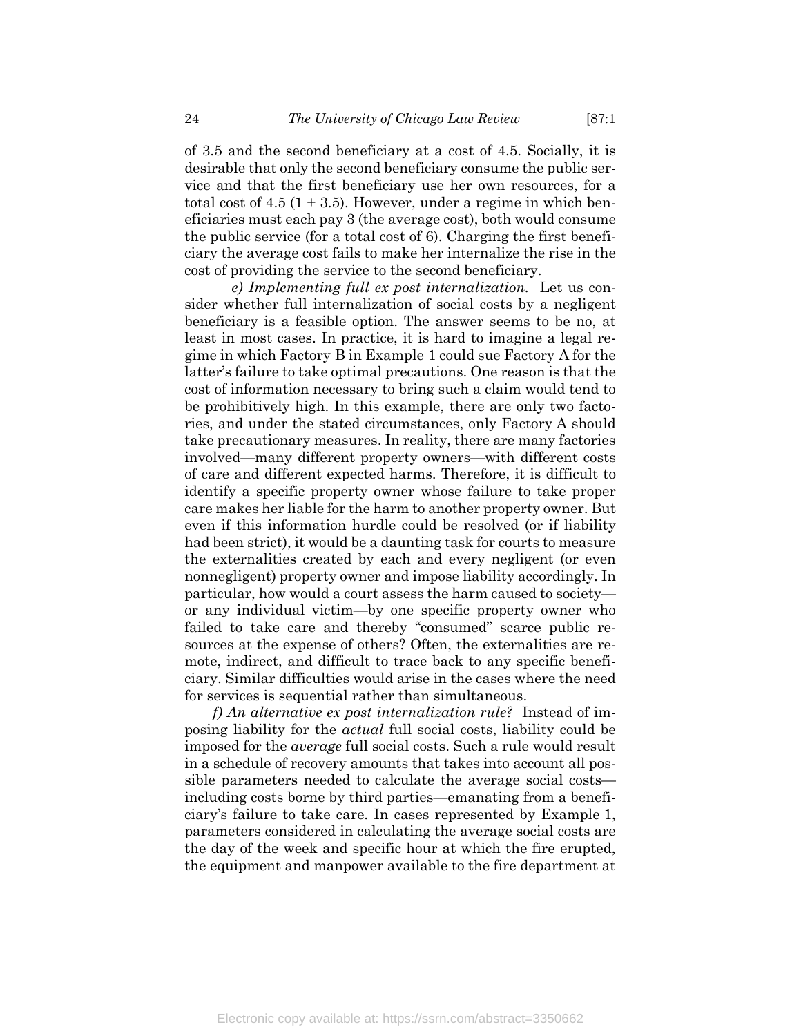of 3.5 and the second beneficiary at a cost of 4.5. Socially, it is desirable that only the second beneficiary consume the public service and that the first beneficiary use her own resources, for a total cost of 4.5 (1 + 3.5). However, under a regime in which beneficiaries must each pay 3 (the average cost), both would consume the public service (for a total cost of 6). Charging the first beneficiary the average cost fails to make her internalize the rise in the cost of providing the service to the second beneficiary.

*e) Implementing full ex post internalization.* Let us consider whether full internalization of social costs by a negligent beneficiary is a feasible option. The answer seems to be no, at least in most cases. In practice, it is hard to imagine a legal regime in which Factory B in Example 1 could sue Factory A for the latter's failure to take optimal precautions. One reason is that the cost of information necessary to bring such a claim would tend to be prohibitively high. In this example, there are only two factories, and under the stated circumstances, only Factory A should take precautionary measures. In reality, there are many factories involved—many different property owners—with different costs of care and different expected harms. Therefore, it is difficult to identify a specific property owner whose failure to take proper care makes her liable for the harm to another property owner. But even if this information hurdle could be resolved (or if liability had been strict), it would be a daunting task for courts to measure the externalities created by each and every negligent (or even nonnegligent) property owner and impose liability accordingly. In particular, how would a court assess the harm caused to society—or any individual victim—by one specific property owner who failed to take care and thereby "consumed" scarce public resources at the expense of others? Often, the externalities are remote, indirect, and difficult to trace back to any specific beneficiary. Similar difficulties would arise in the cases where the need for services is sequential rather than simultaneous.

*f) An alternative ex post internalization rule?* Instead of imposing liability for the *actual* full social costs, liability could be imposed for the *average* full social costs. Such a rule would result in a schedule of recovery amounts that takes into account all possible parameters needed to calculate the average social costs—including costs borne by third parties—emanating from a beneficiary's failure to take care. In cases represented by Example 1, parameters considered in calculating the average social costs are the day of the week and specific hour at which the fire erupted, the equipment and manpower available to the fire department at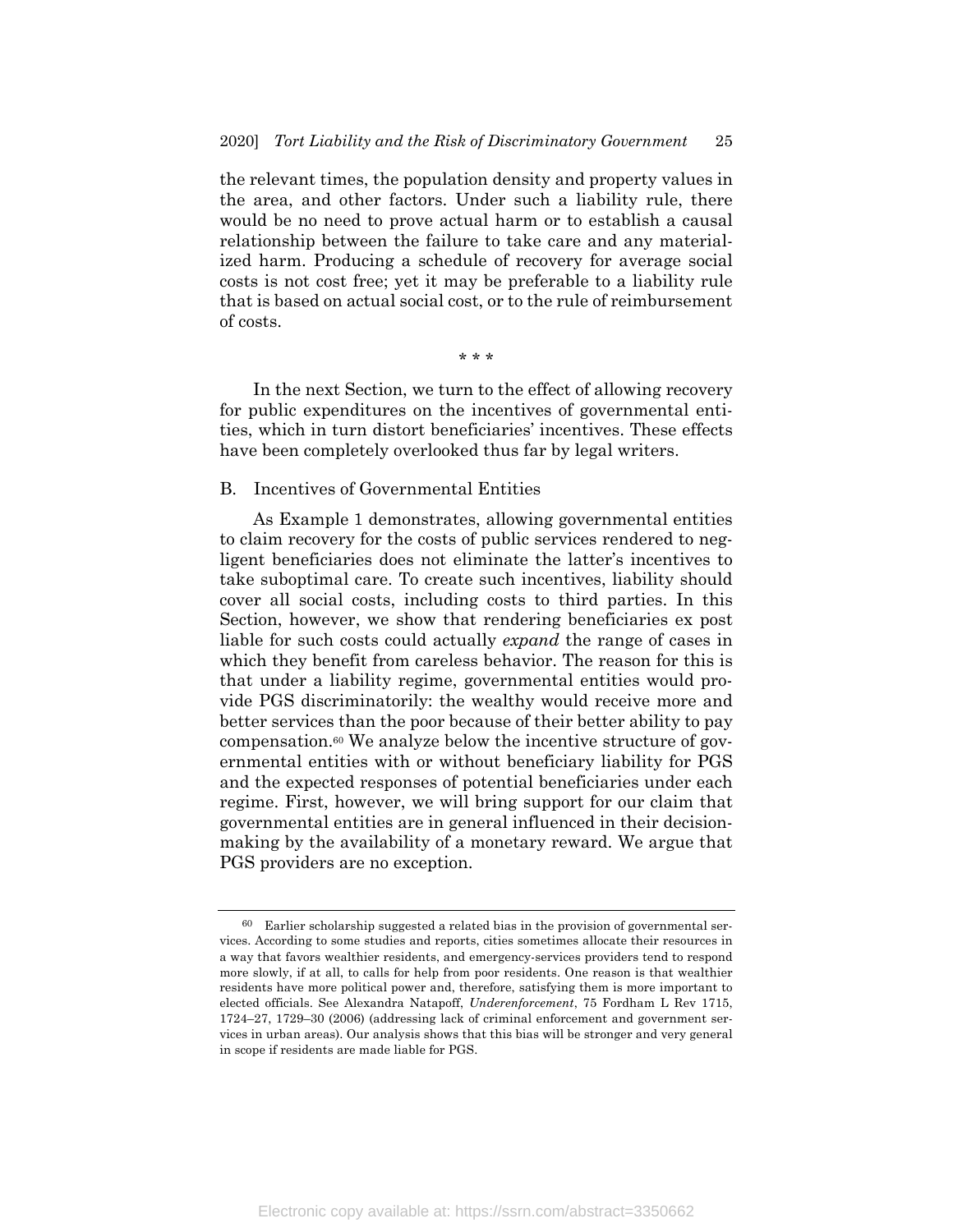the relevant times, the population density and property values in the area, and other factors. Under such a liability rule, there would be no need to prove actual harm or to establish a causal relationship between the failure to take care and any materialized harm. Producing a schedule of recovery for average social costs is not cost free; yet it may be preferable to a liability rule that is based on actual social cost, or to the rule of reimbursement of costs.

\* \* \*

In the next Section, we turn to the effect of allowing recovery for public expenditures on the incentives of governmental entities, which in turn distort beneficiaries' incentives. These effects have been completely overlooked thus far by legal writers.

## B. Incentives of Governmental Entities

As Example 1 demonstrates, allowing governmental entities to claim recovery for the costs of public services rendered to negligent beneficiaries does not eliminate the latter's incentives to take suboptimal care. To create such incentives, liability should cover all social costs, including costs to third parties. In this Section, however, we show that rendering beneficiaries ex post liable for such costs could actually *expand* the range of cases in which they benefit from careless behavior. The reason for this is that under a liability regime, governmental entities would provide PGS discriminatorily: the wealthy would receive more and better services than the poor because of their better ability to pay compensation.[60] We analyze below the incentive structure of governmental entities with or without beneficiary liability for PGS and the expected responses of potential beneficiaries under each regime. First, however, we will bring support for our claim that governmental entities are in general influenced in their decision-making by the availability of a monetary reward. We argue that PGS providers are no exception.

---

[60] Earlier scholarship suggested a related bias in the provision of governmental services. According to some studies and reports, cities sometimes allocate their resources in a way that favors wealthier residents, and emergency-services providers tend to respond more slowly, if at all, to calls for help from poor residents. One reason is that wealthier residents have more political power and, therefore, satisfying them is more important to elected officials. See Alexandra Natapoff, *Underenforcement*, 75 Fordham L Rev 1715, 1724–27, 1729–30 (2006) (addressing lack of criminal enforcement and government services in urban areas). Our analysis shows that this bias will be stronger and very general in scope if residents are made liable for PGS.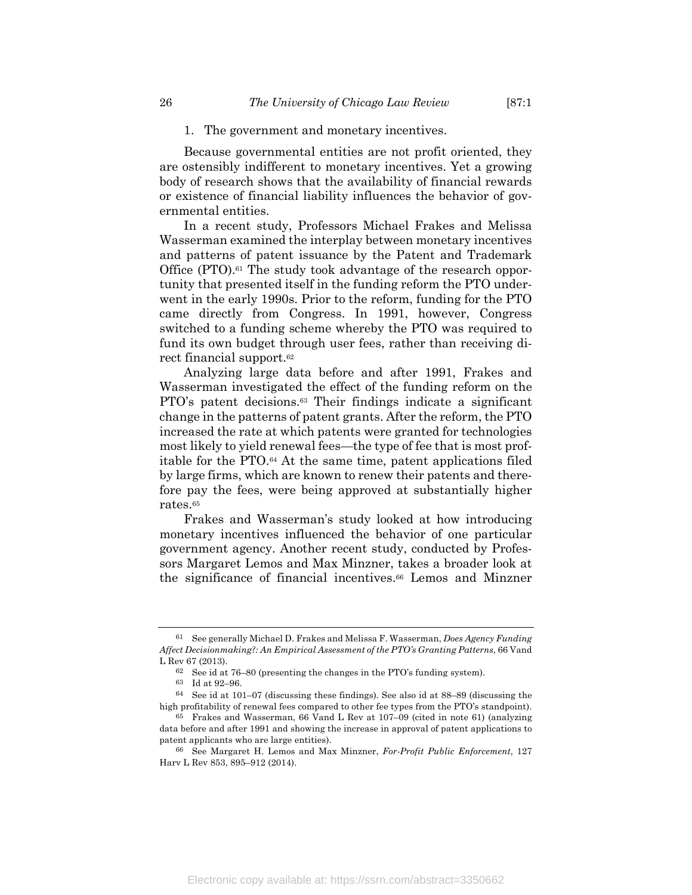### 1. The government and monetary incentives.

Because governmental entities are not profit oriented, they are ostensibly indifferent to monetary incentives. Yet a growing body of research shows that the availability of financial rewards or existence of financial liability influences the behavior of governmental entities.

In a recent study, Professors Michael Frakes and Melissa Wasserman examined the interplay between monetary incentives and patterns of patent issuance by the Patent and Trademark Office (PTO).[61] The study took advantage of the research opportunity that presented itself in the funding reform the PTO underwent in the early 1990s. Prior to the reform, funding for the PTO came directly from Congress. In 1991, however, Congress switched to a funding scheme whereby the PTO was required to fund its own budget through user fees, rather than receiving direct financial support.[62]

Analyzing large data before and after 1991, Frakes and Wasserman investigated the effect of the funding reform on the PTO's patent decisions.[63] Their findings indicate a significant change in the patterns of patent grants. After the reform, the PTO increased the rate at which patents were granted for technologies most likely to yield renewal fees—the type of fee that is most profitable for the PTO.[64] At the same time, patent applications filed by large firms, which are known to renew their patents and therefore pay the fees, were being approved at substantially higher rates.[65]

Frakes and Wasserman's study looked at how introducing monetary incentives influenced the behavior of one particular government agency. Another recent study, conducted by Professors Margaret Lemos and Max Minzner, takes a broader look at the significance of financial incentives.[66] Lemos and Minzner

---

[61] See generally Michael D. Frakes and Melissa F. Wasserman, *Does Agency Funding Affect Decisionmaking?: An Empirical Assessment of the PTO's Granting Patterns*, 66 Vand L Rev 67 (2013).

[62] See id at 76–80 (presenting the changes in the PTO's funding system).

[63] Id at 92–96.

[64] See id at 101–07 (discussing these findings). See also id at 88–89 (discussing the high profitability of renewal fees compared to other fee types from the PTO's standpoint).

[65] Frakes and Wasserman, 66 Vand L Rev at 107–09 (cited in note 61) (analyzing data before and after 1991 and showing the increase in approval of patent applications to patent applicants who are large entities).

[66] See Margaret H. Lemos and Max Minzner, *For-Profit Public Enforcement*, 127 Harv L Rev 853, 895–912 (2014).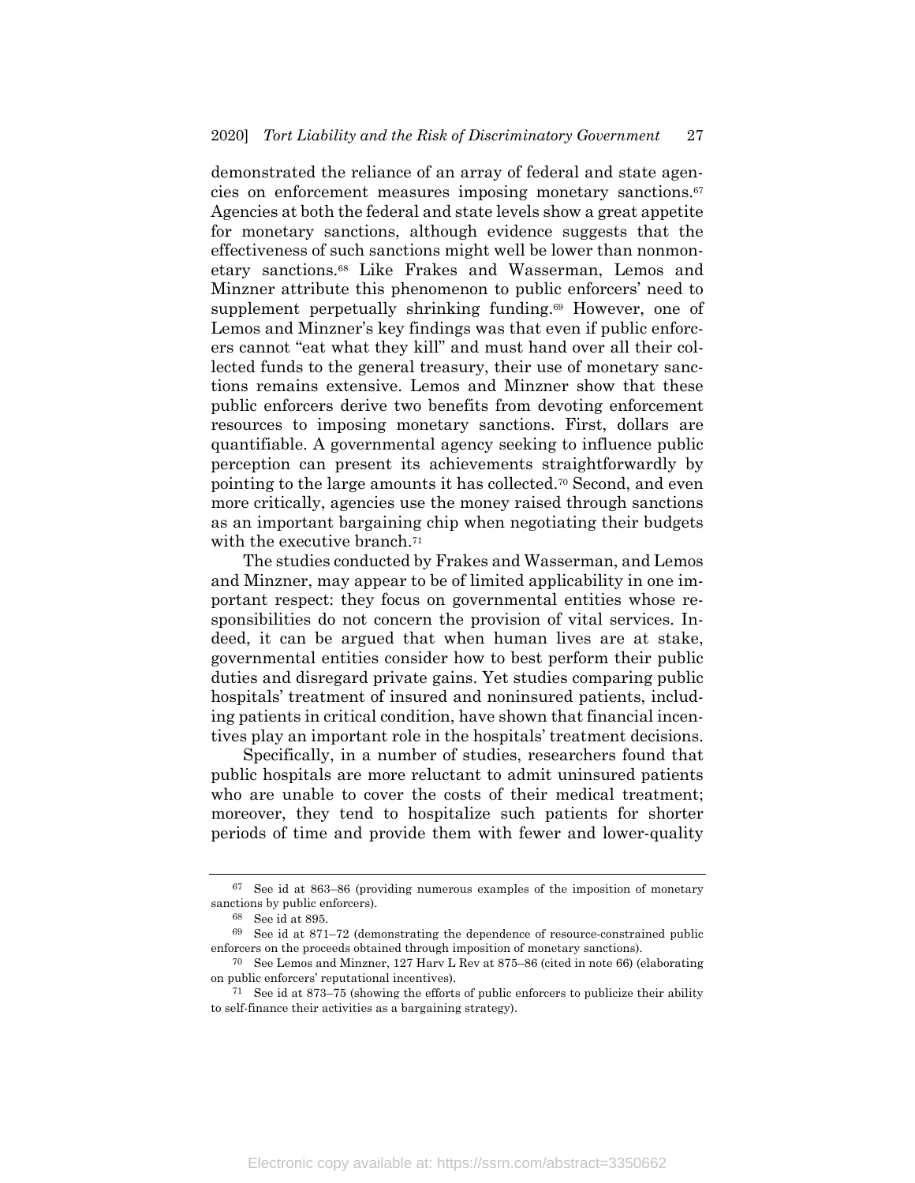demonstrated the reliance of an array of federal and state agencies on enforcement measures imposing monetary sanctions.[67] Agencies at both the federal and state levels show a great appetite for monetary sanctions, although evidence suggests that the effectiveness of such sanctions might well be lower than nonmonetary sanctions.[68] Like Frakes and Wasserman, Lemos and Minzner attribute this phenomenon to public enforcers' need to supplement perpetually shrinking funding.[69] However, one of Lemos and Minzner's key findings was that even if public enforcers cannot "eat what they kill" and must hand over all their collected funds to the general treasury, their use of monetary sanctions remains extensive. Lemos and Minzner show that these public enforcers derive two benefits from devoting enforcement resources to imposing monetary sanctions. First, dollars are quantifiable. A governmental agency seeking to influence public perception can present its achievements straightforwardly by pointing to the large amounts it has collected.[70] Second, and even more critically, agencies use the money raised through sanctions as an important bargaining chip when negotiating their budgets with the executive branch.[71]

The studies conducted by Frakes and Wasserman, and Lemos and Minzner, may appear to be of limited applicability in one important respect: they focus on governmental entities whose responsibilities do not concern the provision of vital services. Indeed, it can be argued that when human lives are at stake, governmental entities consider how to best perform their public duties and disregard private gains. Yet studies comparing public hospitals' treatment of insured and noninsured patients, including patients in critical condition, have shown that financial incentives play an important role in the hospitals' treatment decisions.

Specifically, in a number of studies, researchers found that public hospitals are more reluctant to admit uninsured patients who are unable to cover the costs of their medical treatment; moreover, they tend to hospitalize such patients for shorter periods of time and provide them with fewer and lower-quality

---

[67] See id at 863–86 (providing numerous examples of the imposition of monetary sanctions by public enforcers).

[68] See id at 895.

[69] See id at 871–72 (demonstrating the dependence of resource-constrained public enforcers on the proceeds obtained through imposition of monetary sanctions).

[70] See Lemos and Minzner, 127 Harv L Rev at 875–86 (cited in note 66) (elaborating on public enforcers' reputational incentives).

[71] See id at 873–75 (showing the efforts of public enforcers to publicize their ability to self-finance their activities as a bargaining strategy).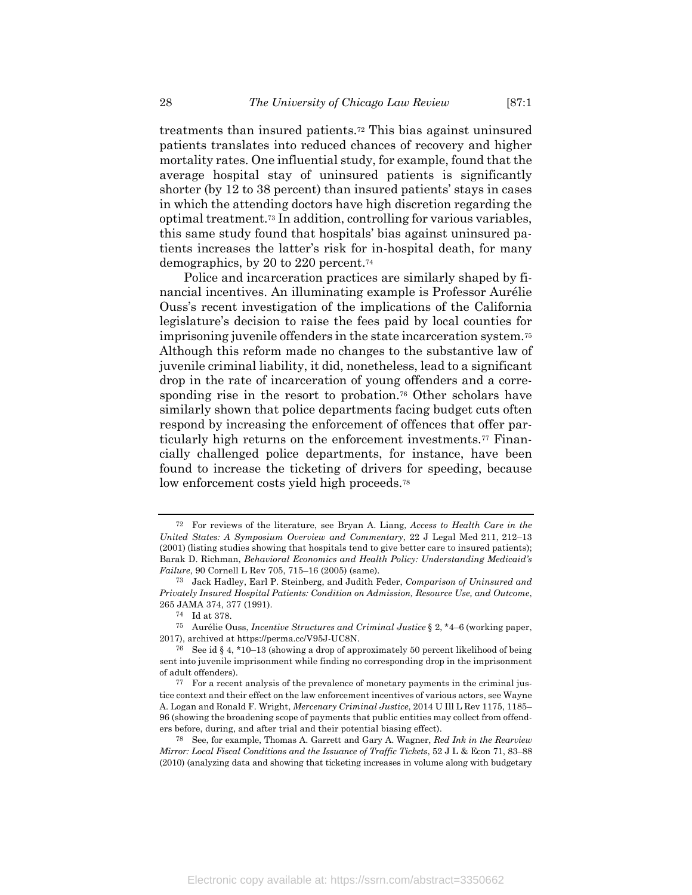treatments than insured patients.[72] This bias against uninsured patients translates into reduced chances of recovery and higher mortality rates. One influential study, for example, found that the average hospital stay of uninsured patients is significantly shorter (by 12 to 38 percent) than insured patients' stays in cases in which the attending doctors have high discretion regarding the optimal treatment.[73] In addition, controlling for various variables, this same study found that hospitals' bias against uninsured patients increases the latter's risk for in-hospital death, for many demographics, by 20 to 220 percent.[74]

Police and incarceration practices are similarly shaped by financial incentives. An illuminating example is Professor Aurélie Ouss's recent investigation of the implications of the California legislature's decision to raise the fees paid by local counties for imprisoning juvenile offenders in the state incarceration system.[75] Although this reform made no changes to the substantive law of juvenile criminal liability, it did, nonetheless, lead to a significant drop in the rate of incarceration of young offenders and a corresponding rise in the resort to probation.[76] Other scholars have similarly shown that police departments facing budget cuts often respond by increasing the enforcement of offences that offer particularly high returns on the enforcement investments.[77] Financially challenged police departments, for instance, have been found to increase the ticketing of drivers for speeding, because low enforcement costs yield high proceeds.[78]

---

[72] For reviews of the literature, see Bryan A. Liang, *Access to Health Care in the United States: A Symposium Overview and Commentary*, 22 J Legal Med 211, 212–13 (2001) (listing studies showing that hospitals tend to give better care to insured patients); Barak D. Richman, *Behavioral Economics and Health Policy: Understanding Medicaid's Failure*, 90 Cornell L Rev 705, 715–16 (2005) (same).

[73] Jack Hadley, Earl P. Steinberg, and Judith Feder, *Comparison of Uninsured and Privately Insured Hospital Patients: Condition on Admission, Resource Use, and Outcome*, 265 JAMA 374, 377 (1991).

[74] Id at 378.

[75] Aurélie Ouss, *Incentive Structures and Criminal Justice* § 2, *4–6 (working paper, 2017), archived at https://perma.cc/V95J-UC8N.

[76] See id § 4, *10–13 (showing a drop of approximately 50 percent likelihood of being sent into juvenile imprisonment while finding no corresponding drop in the imprisonment of adult offenders).

[77] For a recent analysis of the prevalence of monetary payments in the criminal justice context and their effect on the law enforcement incentives of various actors, see Wayne A. Logan and Ronald F. Wright, *Mercenary Criminal Justice*, 2014 U Ill L Rev 1175, 1185–96 (showing the broadening scope of payments that public entities may collect from offenders before, during, and after trial and their potential biasing effect).

[78] See, for example, Thomas A. Garrett and Gary A. Wagner, *Red Ink in the Rearview Mirror: Local Fiscal Conditions and the Issuance of Traffic Tickets*, 52 J L & Econ 71, 83–88 (2010) (analyzing data and showing that ticketing increases in volume along with budgetary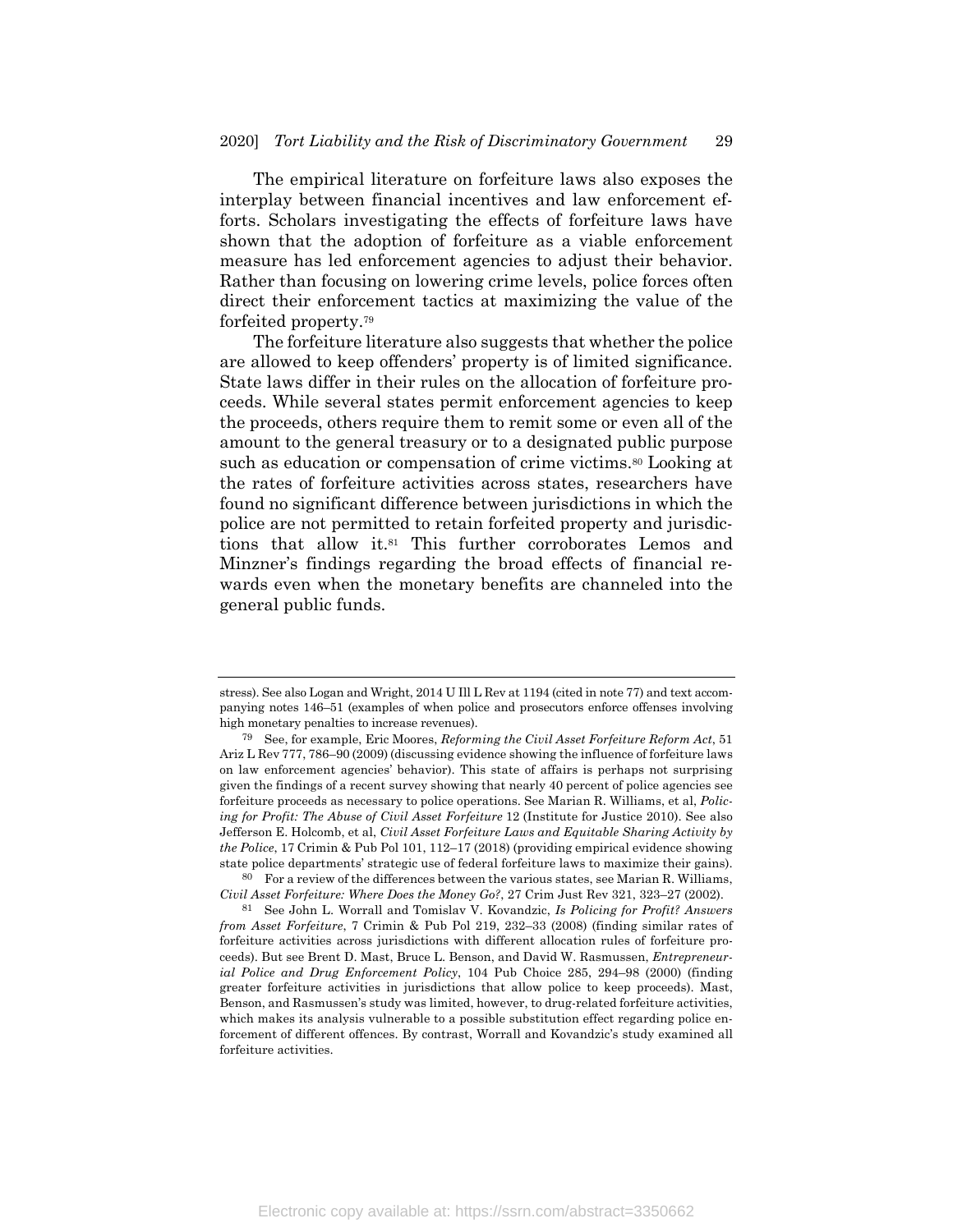The empirical literature on forfeiture laws also exposes the interplay between financial incentives and law enforcement efforts. Scholars investigating the effects of forfeiture laws have shown that the adoption of forfeiture as a viable enforcement measure has led enforcement agencies to adjust their behavior. Rather than focusing on lowering crime levels, police forces often direct their enforcement tactics at maximizing the value of the forfeited property.[79]

The forfeiture literature also suggests that whether the police are allowed to keep offenders' property is of limited significance. State laws differ in their rules on the allocation of forfeiture proceeds. While several states permit enforcement agencies to keep the proceeds, others require them to remit some or even all of the amount to the general treasury or to a designated public purpose such as education or compensation of crime victims.[80] Looking at the rates of forfeiture activities across states, researchers have found no significant difference between jurisdictions in which the police are not permitted to retain forfeited property and jurisdictions that allow it.[81] This further corroborates Lemos and Minzner's findings regarding the broad effects of financial rewards even when the monetary benefits are channeled into the general public funds.

---

stress). See also Logan and Wright, 2014 U Ill L Rev at 1194 (cited in note 77) and text accompanying notes 146–51 (examples of when police and prosecutors enforce offenses involving high monetary penalties to increase revenues).

[79] See, for example, Eric Moores, *Reforming the Civil Asset Forfeiture Reform Act*, 51 Ariz L Rev 777, 786–90 (2009) (discussing evidence showing the influence of forfeiture laws on law enforcement agencies' behavior). This state of affairs is perhaps not surprising given the findings of a recent survey showing that nearly 40 percent of police agencies see forfeiture proceeds as necessary to police operations. See Marian R. Williams, et al, *Policing for Profit: The Abuse of Civil Asset Forfeiture* 12 (Institute for Justice 2010). See also Jefferson E. Holcomb, et al, *Civil Asset Forfeiture Laws and Equitable Sharing Activity by the Police*, 17 Crimin & Pub Pol 101, 112–17 (2018) (providing empirical evidence showing state police departments' strategic use of federal forfeiture laws to maximize their gains).

[80] For a review of the differences between the various states, see Marian R. Williams, *Civil Asset Forfeiture: Where Does the Money Go?*, 27 Crim Just Rev 321, 323–27 (2002).

[81] See John L. Worrall and Tomislav V. Kovandzic, *Is Policing for Profit? Answers from Asset Forfeiture*, 7 Crimin & Pub Pol 219, 232–33 (2008) (finding similar rates of forfeiture activities across jurisdictions with different allocation rules of forfeiture proceeds). But see Brent D. Mast, Bruce L. Benson, and David W. Rasmussen, *Entrepreneurial Police and Drug Enforcement Policy*, 104 Pub Choice 285, 294–98 (2000) (finding greater forfeiture activities in jurisdictions that allow police to keep proceeds). Mast, Benson, and Rasmussen's study was limited, however, to drug-related forfeiture activities, which makes its analysis vulnerable to a possible substitution effect regarding police enforcement of different offences. By contrast, Worrall and Kovandzic's study examined all forfeiture activities.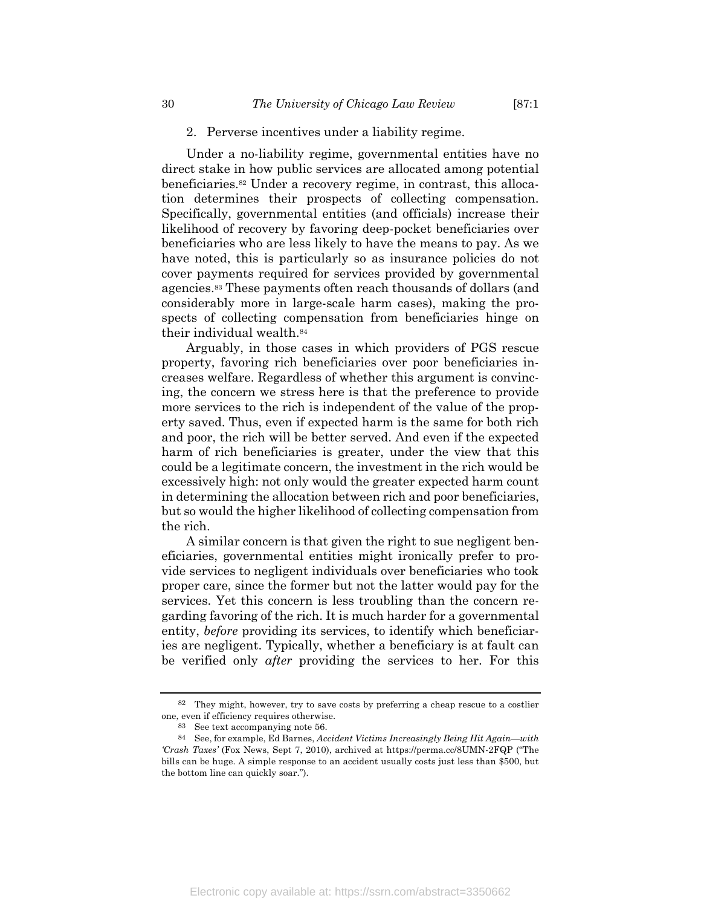### 2. Perverse incentives under a liability regime.

Under a no-liability regime, governmental entities have no direct stake in how public services are allocated among potential beneficiaries.[82] Under a recovery regime, in contrast, this allocation determines their prospects of collecting compensation. Specifically, governmental entities (and officials) increase their likelihood of recovery by favoring deep-pocket beneficiaries over beneficiaries who are less likely to have the means to pay. As we have noted, this is particularly so as insurance policies do not cover payments required for services provided by governmental agencies.[83] These payments often reach thousands of dollars (and considerably more in large-scale harm cases), making the prospects of collecting compensation from beneficiaries hinge on their individual wealth.[84]

Arguably, in those cases in which providers of PGS rescue property, favoring rich beneficiaries over poor beneficiaries increases welfare. Regardless of whether this argument is convincing, the concern we stress here is that the preference to provide more services to the rich is independent of the value of the property saved. Thus, even if expected harm is the same for both rich and poor, the rich will be better served. And even if the expected harm of rich beneficiaries is greater, under the view that this could be a legitimate concern, the investment in the rich would be excessively high: not only would the greater expected harm count in determining the allocation between rich and poor beneficiaries, but so would the higher likelihood of collecting compensation from the rich.

A similar concern is that given the right to sue negligent beneficiaries, governmental entities might ironically prefer to provide services to negligent individuals over beneficiaries who took proper care, since the former but not the latter would pay for the services. Yet this concern is less troubling than the concern regarding favoring of the rich. It is much harder for a governmental entity, *before* providing its services, to identify which beneficiaries are negligent. Typically, whether a beneficiary is at fault can be verified only *after* providing the services to her. For this

---

[82] They might, however, try to save costs by preferring a cheap rescue to a costlier one, even if efficiency requires otherwise.

[83] See text accompanying note 56.

[84] See, for example, Ed Barnes, *Accident Victims Increasingly Being Hit Again—with 'Crash Taxes'* (Fox News, Sept 7, 2010), archived at https://perma.cc/8UMN-2FQP ("The bills can be huge. A simple response to an accident usually costs just less than $500, but the bottom line can quickly soar.").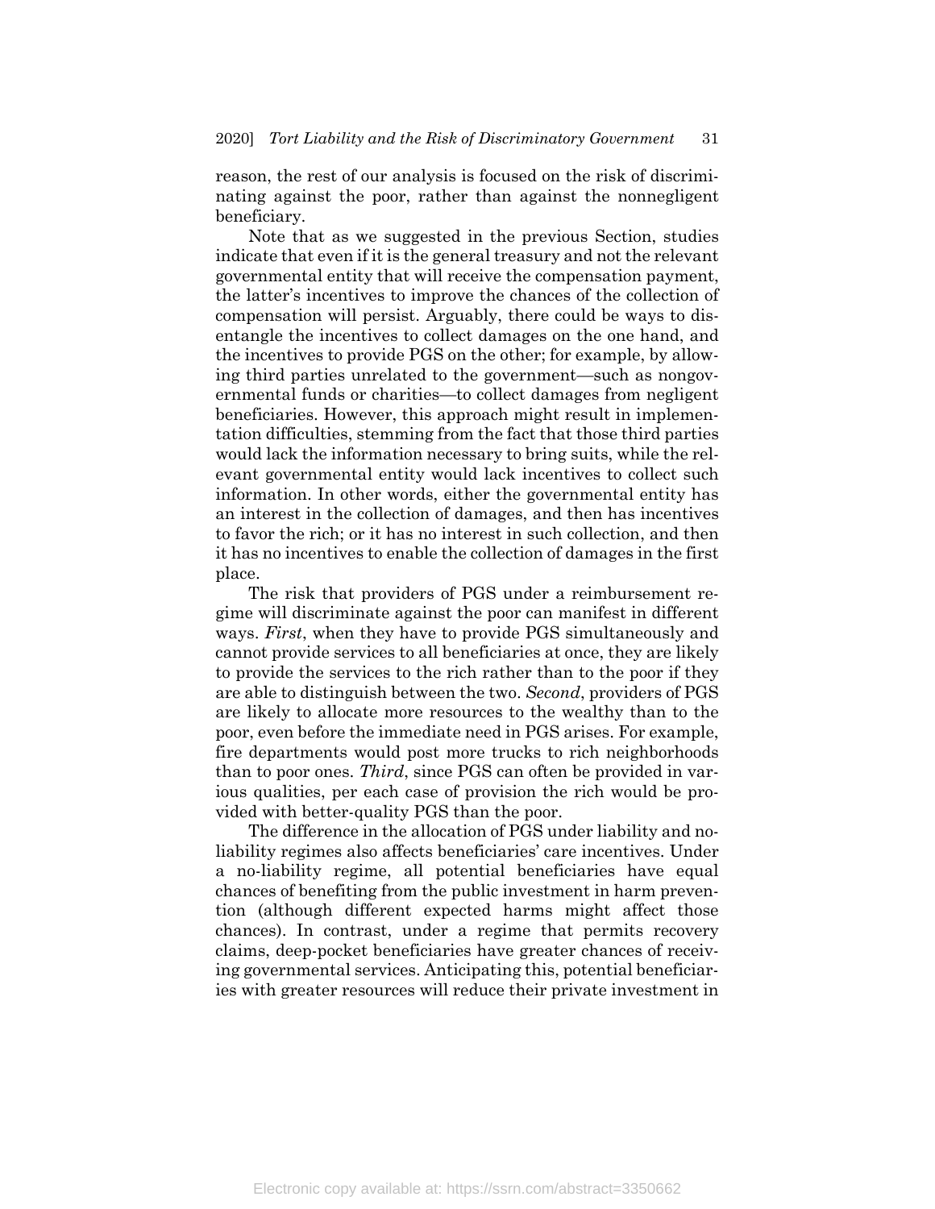reason, the rest of our analysis is focused on the risk of discriminating against the poor, rather than against the nonnegligent beneficiary.

Note that as we suggested in the previous Section, studies indicate that even if it is the general treasury and not the relevant governmental entity that will receive the compensation payment, the latter's incentives to improve the chances of the collection of compensation will persist. Arguably, there could be ways to disentangle the incentives to collect damages on the one hand, and the incentives to provide PGS on the other; for example, by allowing third parties unrelated to the government—such as nongovernmental funds or charities—to collect damages from negligent beneficiaries. However, this approach might result in implementation difficulties, stemming from the fact that those third parties would lack the information necessary to bring suits, while the relevant governmental entity would lack incentives to collect such information. In other words, either the governmental entity has an interest in the collection of damages, and then has incentives to favor the rich; or it has no interest in such collection, and then it has no incentives to enable the collection of damages in the first place.

The risk that providers of PGS under a reimbursement regime will discriminate against the poor can manifest in different ways. *First*, when they have to provide PGS simultaneously and cannot provide services to all beneficiaries at once, they are likely to provide the services to the rich rather than to the poor if they are able to distinguish between the two. *Second*, providers of PGS are likely to allocate more resources to the wealthy than to the poor, even before the immediate need in PGS arises. For example, fire departments would post more trucks to rich neighborhoods than to poor ones. *Third*, since PGS can often be provided in various qualities, per each case of provision the rich would be provided with better-quality PGS than the poor.

The difference in the allocation of PGS under liability and no-liability regimes also affects beneficiaries' care incentives. Under a no-liability regime, all potential beneficiaries have equal chances of benefiting from the public investment in harm prevention (although different expected harms might affect those chances). In contrast, under a regime that permits recovery claims, deep-pocket beneficiaries have greater chances of receiving governmental services. Anticipating this, potential beneficiaries with greater resources will reduce their private investment in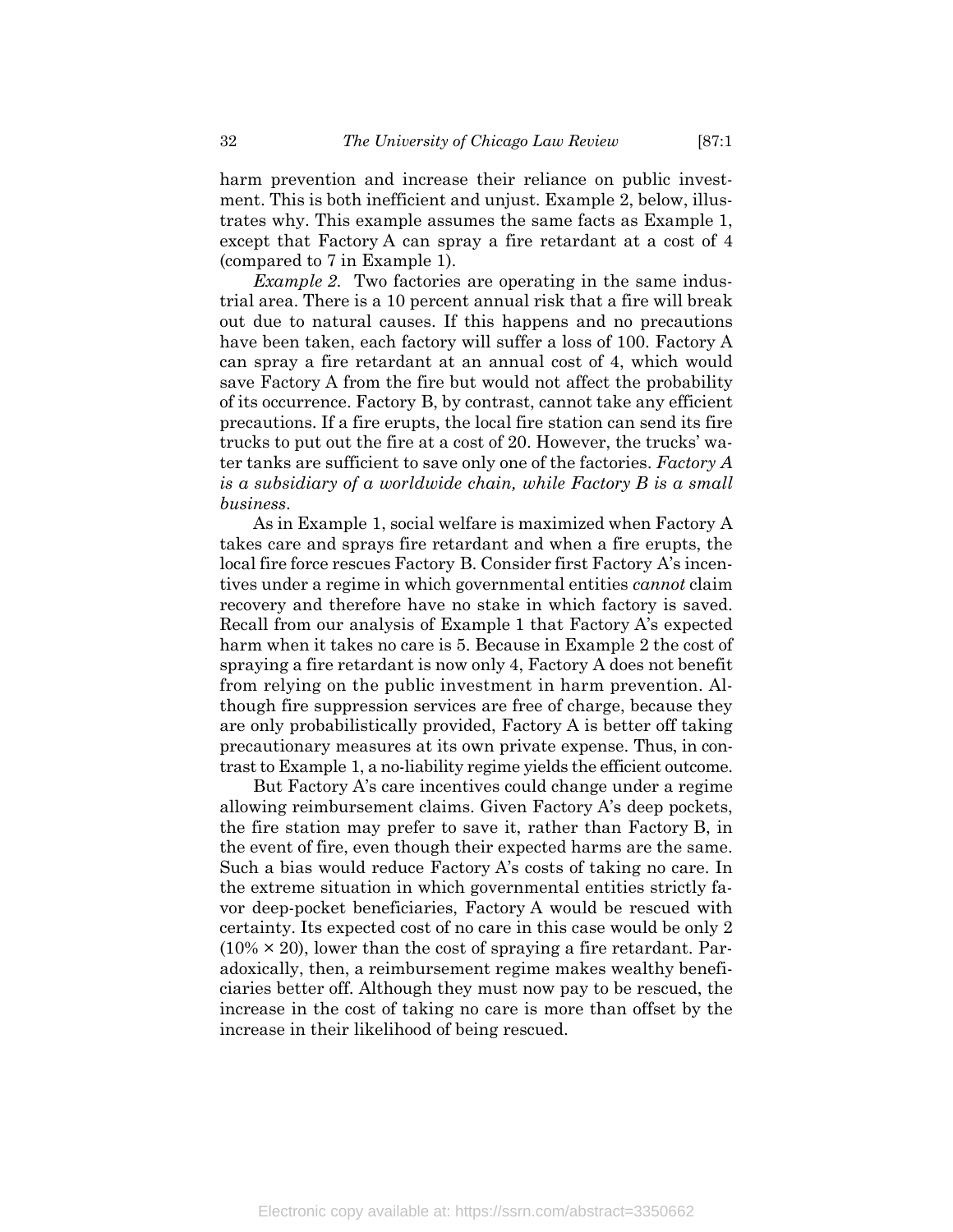harm prevention and increase their reliance on public investment. This is both inefficient and unjust. Example 2, below, illustrates why. This example assumes the same facts as Example 1, except that Factory A can spray a fire retardant at a cost of 4 (compared to 7 in Example 1).

*Example 2.* Two factories are operating in the same industrial area. There is a 10 percent annual risk that a fire will break out due to natural causes. If this happens and no precautions have been taken, each factory will suffer a loss of 100. Factory A can spray a fire retardant at an annual cost of 4, which would save Factory A from the fire but would not affect the probability of its occurrence. Factory B, by contrast, cannot take any efficient precautions. If a fire erupts, the local fire station can send its fire trucks to put out the fire at a cost of 20. However, the trucks' water tanks are sufficient to save only one of the factories. *Factory A is a subsidiary of a worldwide chain, while Factory B is a small business.*

As in Example 1, social welfare is maximized when Factory A takes care and sprays fire retardant and when a fire erupts, the local fire force rescues Factory B. Consider first Factory A's incentives under a regime in which governmental entities *cannot* claim recovery and therefore have no stake in which factory is saved. Recall from our analysis of Example 1 that Factory A's expected harm when it takes no care is 5. Because in Example 2 the cost of spraying a fire retardant is now only 4, Factory A does not benefit from relying on the public investment in harm prevention. Although fire suppression services are free of charge, because they are only probabilistically provided, Factory A is better off taking precautionary measures at its own private expense. Thus, in contrast to Example 1, a no-liability regime yields the efficient outcome.

But Factory A's care incentives could change under a regime allowing reimbursement claims. Given Factory A's deep pockets, the fire station may prefer to save it, rather than Factory B, in the event of fire, even though their expected harms are the same. Such a bias would reduce Factory A's costs of taking no care. In the extreme situation in which governmental entities strictly favor deep-pocket beneficiaries, Factory A would be rescued with certainty. Its expected cost of no care in this case would be only 2 ($10\% \times 20$), lower than the cost of spraying a fire retardant. Paradoxically, then, a reimbursement regime makes wealthy beneficiaries better off. Although they must now pay to be rescued, the increase in the cost of taking no care is more than offset by the increase in their likelihood of being rescued.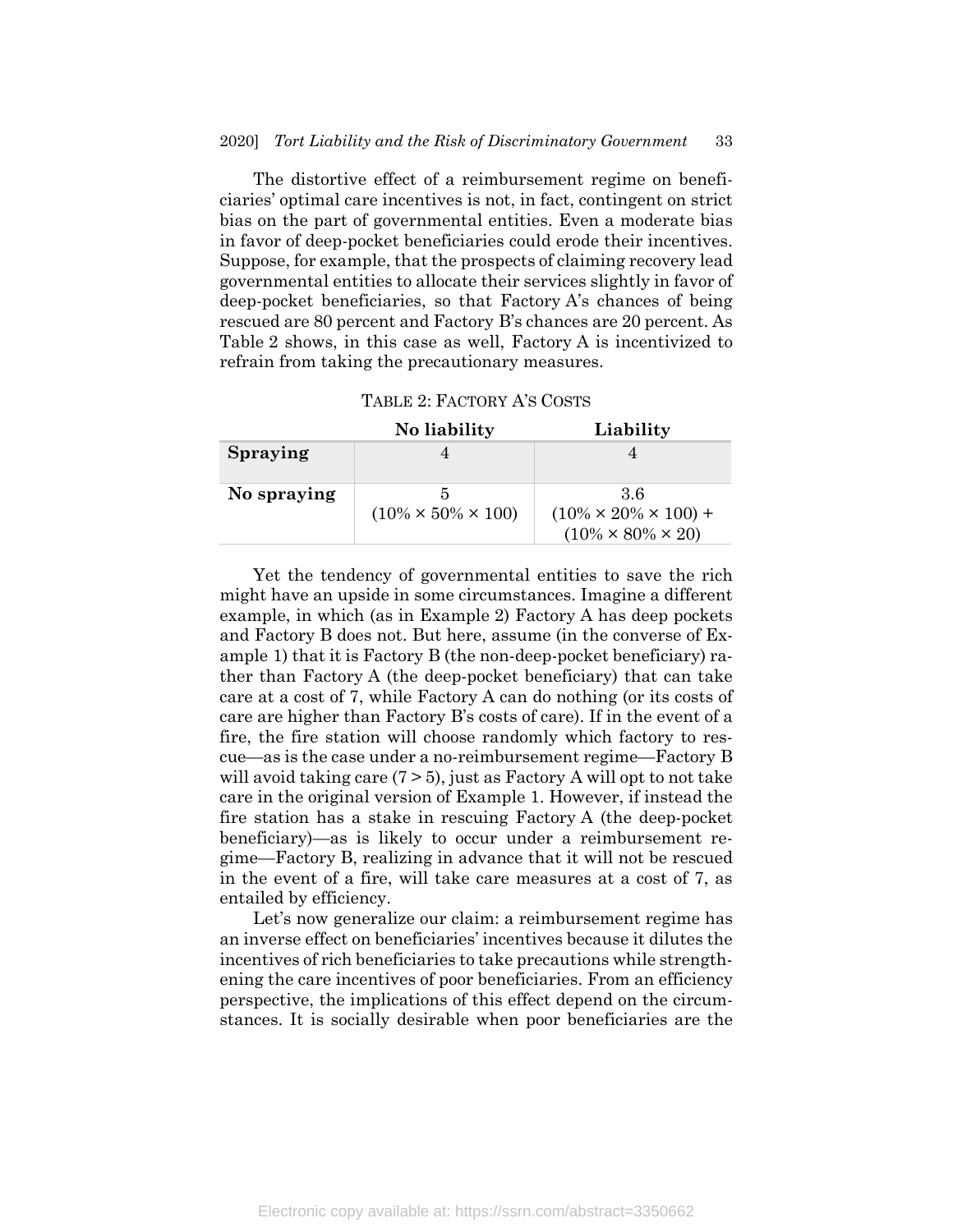The distortive effect of a reimbursement regime on beneficiaries' optimal care incentives is not, in fact, contingent on strict bias on the part of governmental entities. Even a moderate bias in favor of deep-pocket beneficiaries could erode their incentives. Suppose, for example, that the prospects of claiming recovery lead governmental entities to allocate their services slightly in favor of deep-pocket beneficiaries, so that Factory A's chances of being rescued are 80 percent and Factory B's chances are 20 percent. As Table 2 shows, in this case as well, Factory A is incentivized to refrain from taking the precautionary measures.

TABLE 2: FACTORY A'S COSTS

| | **No liability** | **Liability** |
|---|---|---|
| **Spraying** | 4 | 4 |
| **No spraying** | 5 (10% × 50% × 100) | 3.6 (10% × 20% × 100) + (10% × 80% × 20) |

Yet the tendency of governmental entities to save the rich might have an upside in some circumstances. Imagine a different example, in which (as in Example 2) Factory A has deep pockets and Factory B does not. But here, assume (in the converse of Example 1) that it is Factory B (the non-deep-pocket beneficiary) rather than Factory A (the deep-pocket beneficiary) that can take care at a cost of 7, while Factory A can do nothing (or its costs of care are higher than Factory B's costs of care). If in the event of a fire, the fire station will choose randomly which factory to rescue—as is the case under a no-reimbursement regime—Factory B will avoid taking care (7 > 5), just as Factory A will opt to not take care in the original version of Example 1. However, if instead the fire station has a stake in rescuing Factory A (the deep-pocket beneficiary)—as is likely to occur under a reimbursement regime—Factory B, realizing in advance that it will not be rescued in the event of a fire, will take care measures at a cost of 7, as entailed by efficiency.

Let's now generalize our claim: a reimbursement regime has an inverse effect on beneficiaries' incentives because it dilutes the incentives of rich beneficiaries to take precautions while strengthening the care incentives of poor beneficiaries. From an efficiency perspective, the implications of this effect depend on the circumstances. It is socially desirable when poor beneficiaries are the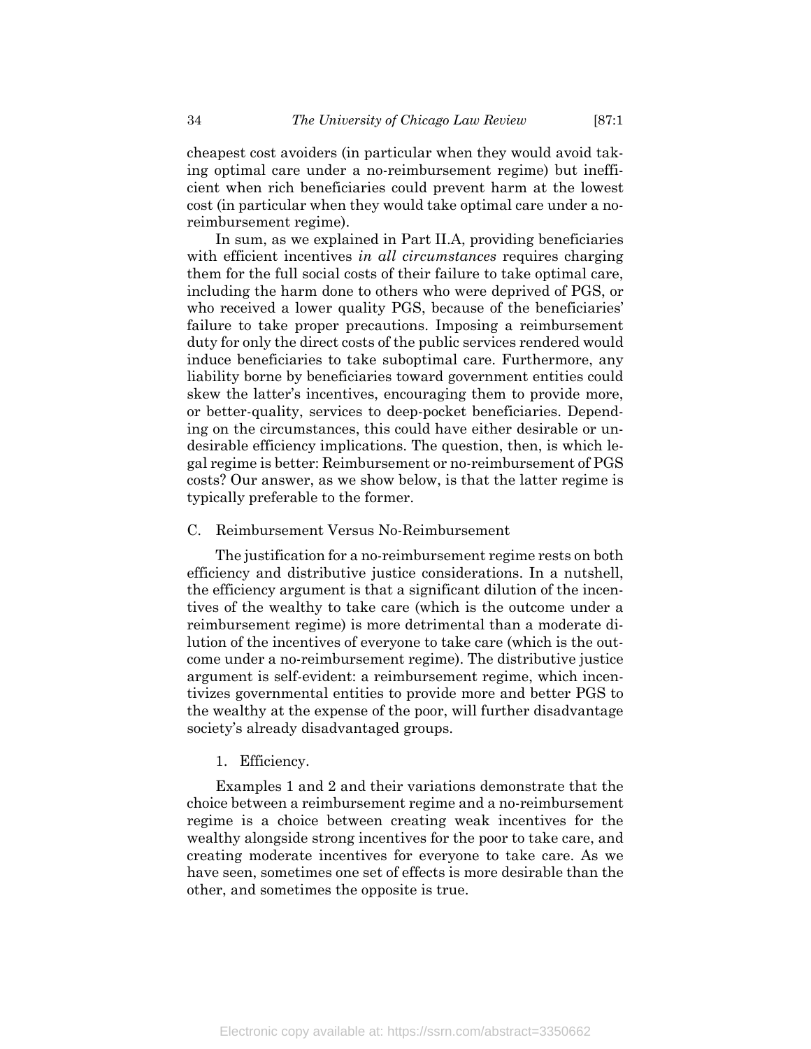cheapest cost avoiders (in particular when they would avoid taking optimal care under a no-reimbursement regime) but inefficient when rich beneficiaries could prevent harm at the lowest cost (in particular when they would take optimal care under a no-reimbursement regime).

In sum, as we explained in Part II.A, providing beneficiaries with efficient incentives *in all circumstances* requires charging them for the full social costs of their failure to take optimal care, including the harm done to others who were deprived of PGS, or who received a lower quality PGS, because of the beneficiaries' failure to take proper precautions. Imposing a reimbursement duty for only the direct costs of the public services rendered would induce beneficiaries to take suboptimal care. Furthermore, any liability borne by beneficiaries toward government entities could skew the latter's incentives, encouraging them to provide more, or better-quality, services to deep-pocket beneficiaries. Depending on the circumstances, this could have either desirable or undesirable efficiency implications. The question, then, is which legal regime is better: Reimbursement or no-reimbursement of PGS costs? Our answer, as we show below, is that the latter regime is typically preferable to the former.

## C. Reimbursement Versus No-Reimbursement

The justification for a no-reimbursement regime rests on both efficiency and distributive justice considerations. In a nutshell, the efficiency argument is that a significant dilution of the incentives of the wealthy to take care (which is the outcome under a reimbursement regime) is more detrimental than a moderate dilution of the incentives of everyone to take care (which is the outcome under a no-reimbursement regime). The distributive justice argument is self-evident: a reimbursement regime, which incentivizes governmental entities to provide more and better PGS to the wealthy at the expense of the poor, will further disadvantage society's already disadvantaged groups.

### 1. Efficiency.

Examples 1 and 2 and their variations demonstrate that the choice between a reimbursement regime and a no-reimbursement regime is a choice between creating weak incentives for the wealthy alongside strong incentives for the poor to take care, and creating moderate incentives for everyone to take care. As we have seen, sometimes one set of effects is more desirable than the other, and sometimes the opposite is true.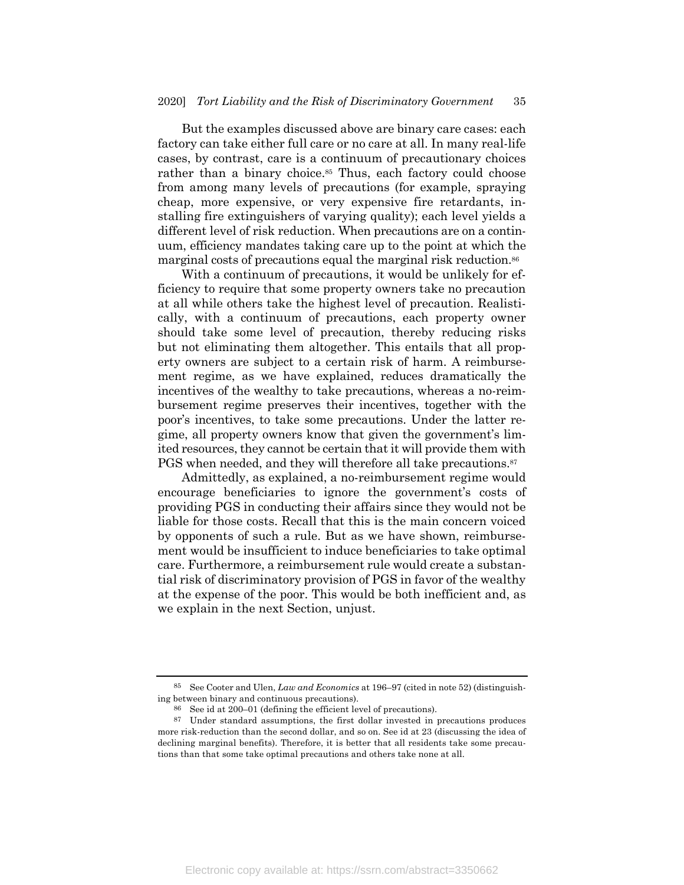But the examples discussed above are binary care cases: each factory can take either full care or no care at all. In many real-life cases, by contrast, care is a continuum of precautionary choices rather than a binary choice.[85] Thus, each factory could choose from among many levels of precautions (for example, spraying cheap, more expensive, or very expensive fire retardants, installing fire extinguishers of varying quality); each level yields a different level of risk reduction. When precautions are on a continuum, efficiency mandates taking care up to the point at which the marginal costs of precautions equal the marginal risk reduction.[86]

With a continuum of precautions, it would be unlikely for efficiency to require that some property owners take no precaution at all while others take the highest level of precaution. Realistically, with a continuum of precautions, each property owner should take some level of precaution, thereby reducing risks but not eliminating them altogether. This entails that all property owners are subject to a certain risk of harm. A reimbursement regime, as we have explained, reduces dramatically the incentives of the wealthy to take precautions, whereas a no-reimbursement regime preserves their incentives, together with the poor's incentives, to take some precautions. Under the latter regime, all property owners know that given the government's limited resources, they cannot be certain that it will provide them with PGS when needed, and they will therefore all take precautions.[87]

Admittedly, as explained, a no-reimbursement regime would encourage beneficiaries to ignore the government's costs of providing PGS in conducting their affairs since they would not be liable for those costs. Recall that this is the main concern voiced by opponents of such a rule. But as we have shown, reimbursement would be insufficient to induce beneficiaries to take optimal care. Furthermore, a reimbursement rule would create a substantial risk of discriminatory provision of PGS in favor of the wealthy at the expense of the poor. This would be both inefficient and, as we explain in the next Section, unjust.

---

[85] See Cooter and Ulen, *Law and Economics* at 196–97 (cited in note 52) (distinguishing between binary and continuous precautions).

[86] See id at 200–01 (defining the efficient level of precautions).

[87] Under standard assumptions, the first dollar invested in precautions produces more risk-reduction than the second dollar, and so on. See id at 23 (discussing the idea of declining marginal benefits). Therefore, it is better that all residents take some precautions than that some take optimal precautions and others take none at all.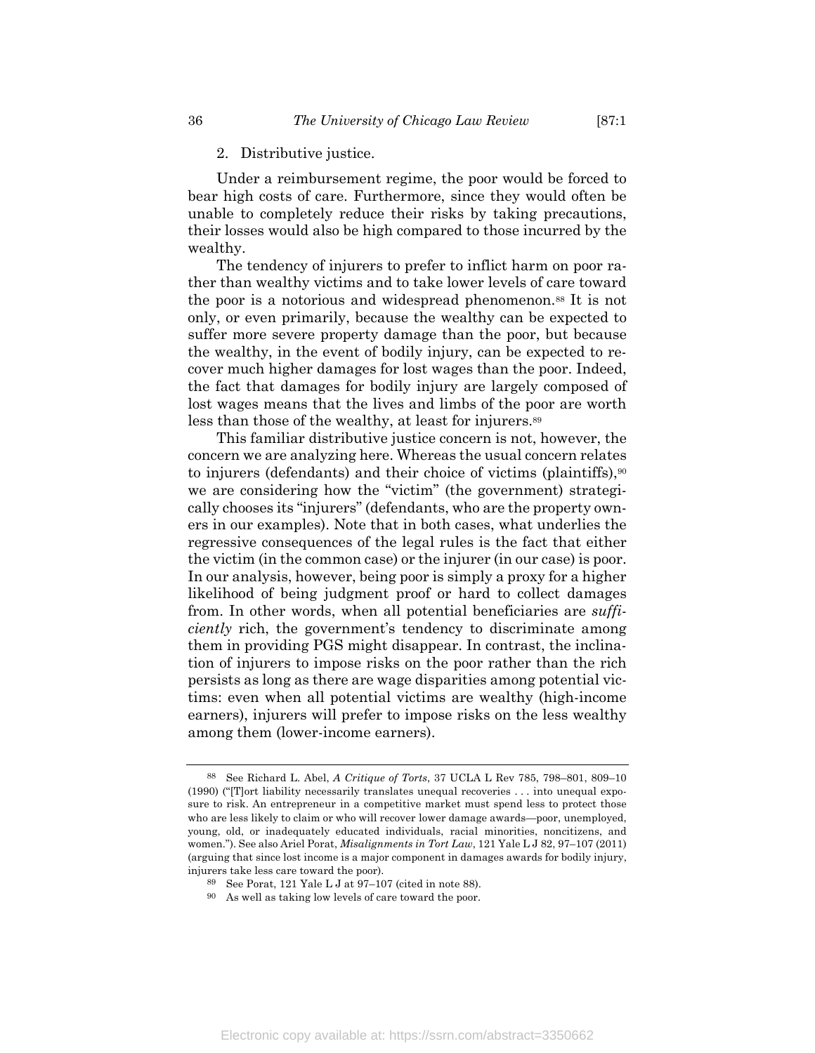### 2. Distributive justice.

Under a reimbursement regime, the poor would be forced to bear high costs of care. Furthermore, since they would often be unable to completely reduce their risks by taking precautions, their losses would also be high compared to those incurred by the wealthy.

The tendency of injurers to prefer to inflict harm on poor rather than wealthy victims and to take lower levels of care toward the poor is a notorious and widespread phenomenon.[88] It is not only, or even primarily, because the wealthy can be expected to suffer more severe property damage than the poor, but because the wealthy, in the event of bodily injury, can be expected to recover much higher damages for lost wages than the poor. Indeed, the fact that damages for bodily injury are largely composed of lost wages means that the lives and limbs of the poor are worth less than those of the wealthy, at least for injurers.[89]

This familiar distributive justice concern is not, however, the concern we are analyzing here. Whereas the usual concern relates to injurers (defendants) and their choice of victims (plaintiffs),[90] we are considering how the "victim" (the government) strategically chooses its "injurers" (defendants, who are the property owners in our examples). Note that in both cases, what underlies the regressive consequences of the legal rules is the fact that either the victim (in the common case) or the injurer (in our case) is poor. In our analysis, however, being poor is simply a proxy for a higher likelihood of being judgment proof or hard to collect damages from. In other words, when all potential beneficiaries are *sufficiently* rich, the government's tendency to discriminate among them in providing PGS might disappear. In contrast, the inclination of injurers to impose risks on the poor rather than the rich persists as long as there are wage disparities among potential victims: even when all potential victims are wealthy (high-income earners), injurers will prefer to impose risks on the less wealthy among them (lower-income earners).

---

[88] See Richard L. Abel, *A Critique of Torts*, 37 UCLA L Rev 785, 798–801, 809–10 (1990) ("[T]ort liability necessarily translates unequal recoveries . . . into unequal exposure to risk. An entrepreneur in a competitive market must spend less to protect those who are less likely to claim or who will recover lower damage awards—poor, unemployed, young, old, or inadequately educated individuals, racial minorities, noncitizens, and women."). See also Ariel Porat, *Misalignments in Tort Law*, 121 Yale L J 82, 97–107 (2011) (arguing that since lost income is a major component in damages awards for bodily injury, injurers take less care toward the poor).

[89] See Porat, 121 Yale L J at 97–107 (cited in note 88).

[90] As well as taking low levels of care toward the poor.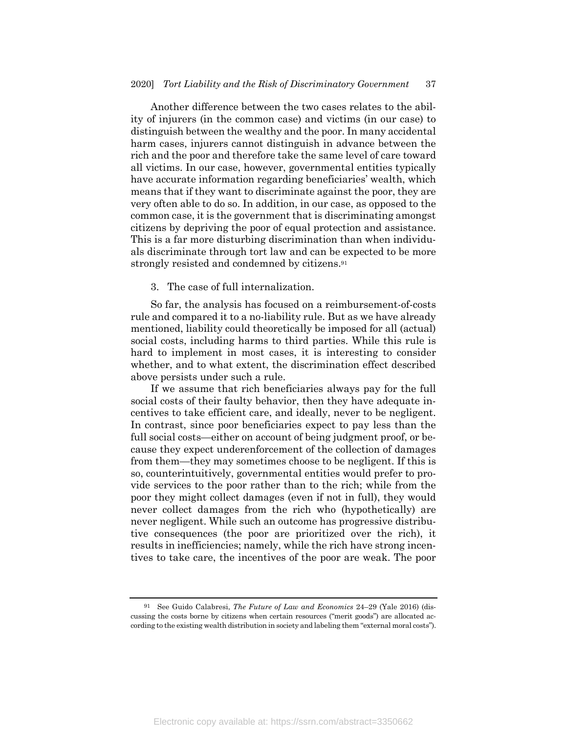Another difference between the two cases relates to the ability of injurers (in the common case) and victims (in our case) to distinguish between the wealthy and the poor. In many accidental harm cases, injurers cannot distinguish in advance between the rich and the poor and therefore take the same level of care toward all victims. In our case, however, governmental entities typically have accurate information regarding beneficiaries' wealth, which means that if they want to discriminate against the poor, they are very often able to do so. In addition, in our case, as opposed to the common case, it is the government that is discriminating amongst citizens by depriving the poor of equal protection and assistance. This is a far more disturbing discrimination than when individuals discriminate through tort law and can be expected to be more strongly resisted and condemned by citizens.[91]

3. The case of full internalization.

So far, the analysis has focused on a reimbursement-of-costs rule and compared it to a no-liability rule. But as we have already mentioned, liability could theoretically be imposed for all (actual) social costs, including harms to third parties. While this rule is hard to implement in most cases, it is interesting to consider whether, and to what extent, the discrimination effect described above persists under such a rule.

If we assume that rich beneficiaries always pay for the full social costs of their faulty behavior, then they have adequate incentives to take efficient care, and ideally, never to be negligent. In contrast, since poor beneficiaries expect to pay less than the full social costs—either on account of being judgment proof, or because they expect underenforcement of the collection of damages from them—they may sometimes choose to be negligent. If this is so, counterintuitively, governmental entities would prefer to provide services to the poor rather than to the rich; while from the poor they might collect damages (even if not in full), they would never collect damages from the rich who (hypothetically) are never negligent. While such an outcome has progressive distributive consequences (the poor are prioritized over the rich), it results in inefficiencies; namely, while the rich have strong incentives to take care, the incentives of the poor are weak. The poor

[91] See Guido Calabresi, *The Future of Law and Economics* 24–29 (Yale 2016) (discussing the costs borne by citizens when certain resources ("merit goods") are allocated according to the existing wealth distribution in society and labeling them "external moral costs").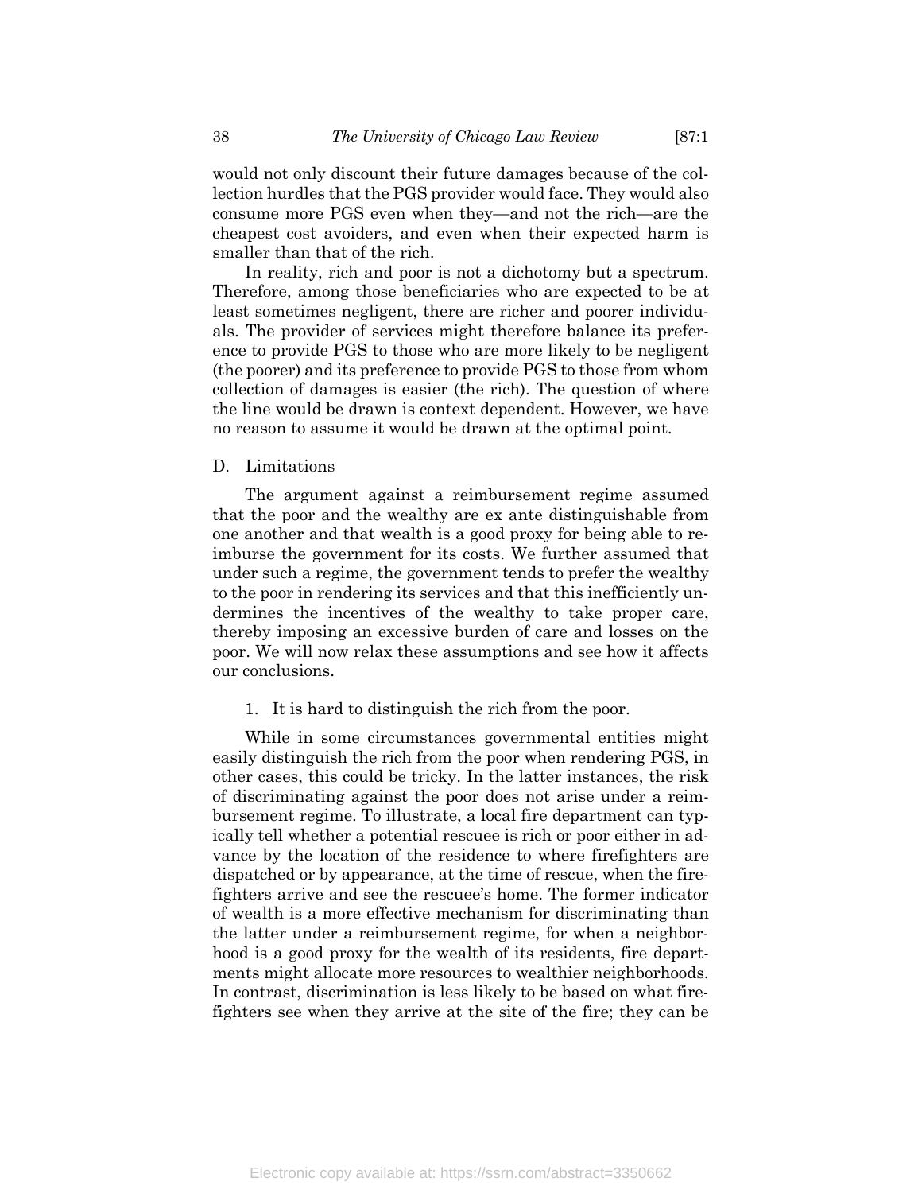would not only discount their future damages because of the collection hurdles that the PGS provider would face. They would also consume more PGS even when they—and not the rich—are the cheapest cost avoiders, and even when their expected harm is smaller than that of the rich.

In reality, rich and poor is not a dichotomy but a spectrum. Therefore, among those beneficiaries who are expected to be at least sometimes negligent, there are richer and poorer individuals. The provider of services might therefore balance its preference to provide PGS to those who are more likely to be negligent (the poorer) and its preference to provide PGS to those from whom collection of damages is easier (the rich). The question of where the line would be drawn is context dependent. However, we have no reason to assume it would be drawn at the optimal point.

### D. Limitations

The argument against a reimbursement regime assumed that the poor and the wealthy are ex ante distinguishable from one another and that wealth is a good proxy for being able to reimburse the government for its costs. We further assumed that under such a regime, the government tends to prefer the wealthy to the poor in rendering its services and that this inefficiently undermines the incentives of the wealthy to take proper care, thereby imposing an excessive burden of care and losses on the poor. We will now relax these assumptions and see how it affects our conclusions.

#### 1. It is hard to distinguish the rich from the poor.

While in some circumstances governmental entities might easily distinguish the rich from the poor when rendering PGS, in other cases, this could be tricky. In the latter instances, the risk of discriminating against the poor does not arise under a reimbursement regime. To illustrate, a local fire department can typically tell whether a potential rescuee is rich or poor either in advance by the location of the residence to where firefighters are dispatched or by appearance, at the time of rescue, when the firefighters arrive and see the rescuee's home. The former indicator of wealth is a more effective mechanism for discriminating than the latter under a reimbursement regime, for when a neighborhood is a good proxy for the wealth of its residents, fire departments might allocate more resources to wealthier neighborhoods. In contrast, discrimination is less likely to be based on what firefighters see when they arrive at the site of the fire; they can be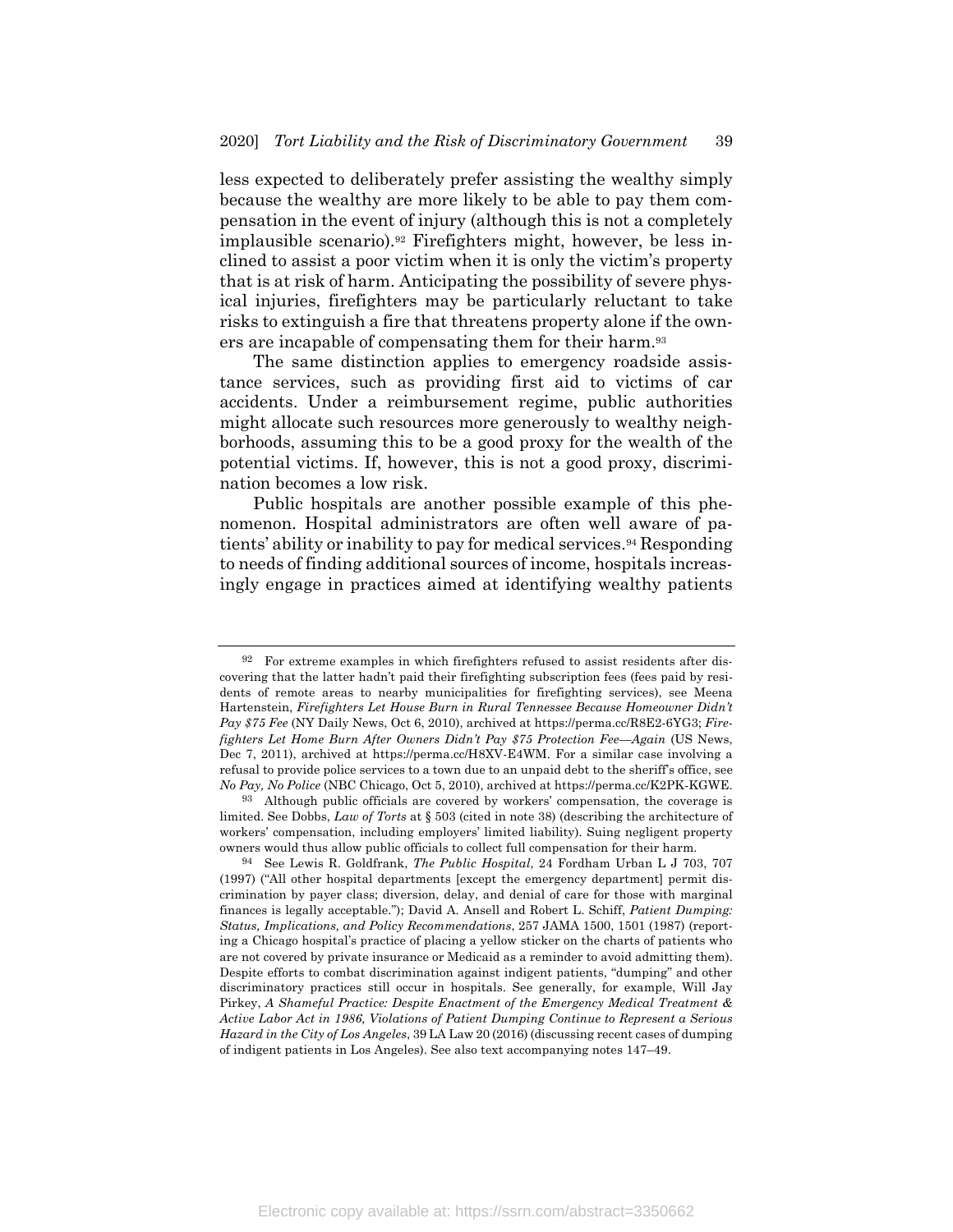less expected to deliberately prefer assisting the wealthy simply because the wealthy are more likely to be able to pay them compensation in the event of injury (although this is not a completely implausible scenario).[92] Firefighters might, however, be less inclined to assist a poor victim when it is only the victim's property that is at risk of harm. Anticipating the possibility of severe physical injuries, firefighters may be particularly reluctant to take risks to extinguish a fire that threatens property alone if the owners are incapable of compensating them for their harm.[93]

The same distinction applies to emergency roadside assistance services, such as providing first aid to victims of car accidents. Under a reimbursement regime, public authorities might allocate such resources more generously to wealthy neighborhoods, assuming this to be a good proxy for the wealth of the potential victims. If, however, this is not a good proxy, discrimination becomes a low risk.

Public hospitals are another possible example of this phenomenon. Hospital administrators are often well aware of patients' ability or inability to pay for medical services.[94] Responding to needs of finding additional sources of income, hospitals increasingly engage in practices aimed at identifying wealthy patients

---

[92] For extreme examples in which firefighters refused to assist residents after discovering that the latter hadn't paid their firefighting subscription fees (fees paid by residents of remote areas to nearby municipalities for firefighting services), see Meena Hartenstein, *Firefighters Let House Burn in Rural Tennessee Because Homeowner Didn't Pay $75 Fee* (NY Daily News, Oct 6, 2010), archived at https://perma.cc/R8E2-6YG3; *Firefighters Let Home Burn After Owners Didn't Pay $75 Protection Fee—Again* (US News, Dec 7, 2011), archived at https://perma.cc/H8XV-E4WM. For a similar case involving a refusal to provide police services to a town due to an unpaid debt to the sheriff's office, see *No Pay, No Police* (NBC Chicago, Oct 5, 2010), archived at https://perma.cc/K2PK-KGWE.

[93] Although public officials are covered by workers' compensation, the coverage is limited. See Dobbs, *Law of Torts* at § 503 (cited in note 38) (describing the architecture of workers' compensation, including employers' limited liability). Suing negligent property owners would thus allow public officials to collect full compensation for their harm.

[94] See Lewis R. Goldfrank, *The Public Hospital*, 24 Fordham Urban L J 703, 707 (1997) ("All other hospital departments [except the emergency department] permit discrimination by payer class; diversion, delay, and denial of care for those with marginal finances is legally acceptable."); David A. Ansell and Robert L. Schiff, *Patient Dumping: Status, Implications, and Policy Recommendations*, 257 JAMA 1500, 1501 (1987) (reporting a Chicago hospital's practice of placing a yellow sticker on the charts of patients who are not covered by private insurance or Medicaid as a reminder to avoid admitting them). Despite efforts to combat discrimination against indigent patients, "dumping" and other discriminatory practices still occur in hospitals. See generally, for example, Will Jay Pirkey, *A Shameful Practice: Despite Enactment of the Emergency Medical Treatment & Active Labor Act in 1986, Violations of Patient Dumping Continue to Represent a Serious Hazard in the City of Los Angeles*, 39 LA Law 20 (2016) (discussing recent cases of dumping of indigent patients in Los Angeles). See also text accompanying notes 147–49.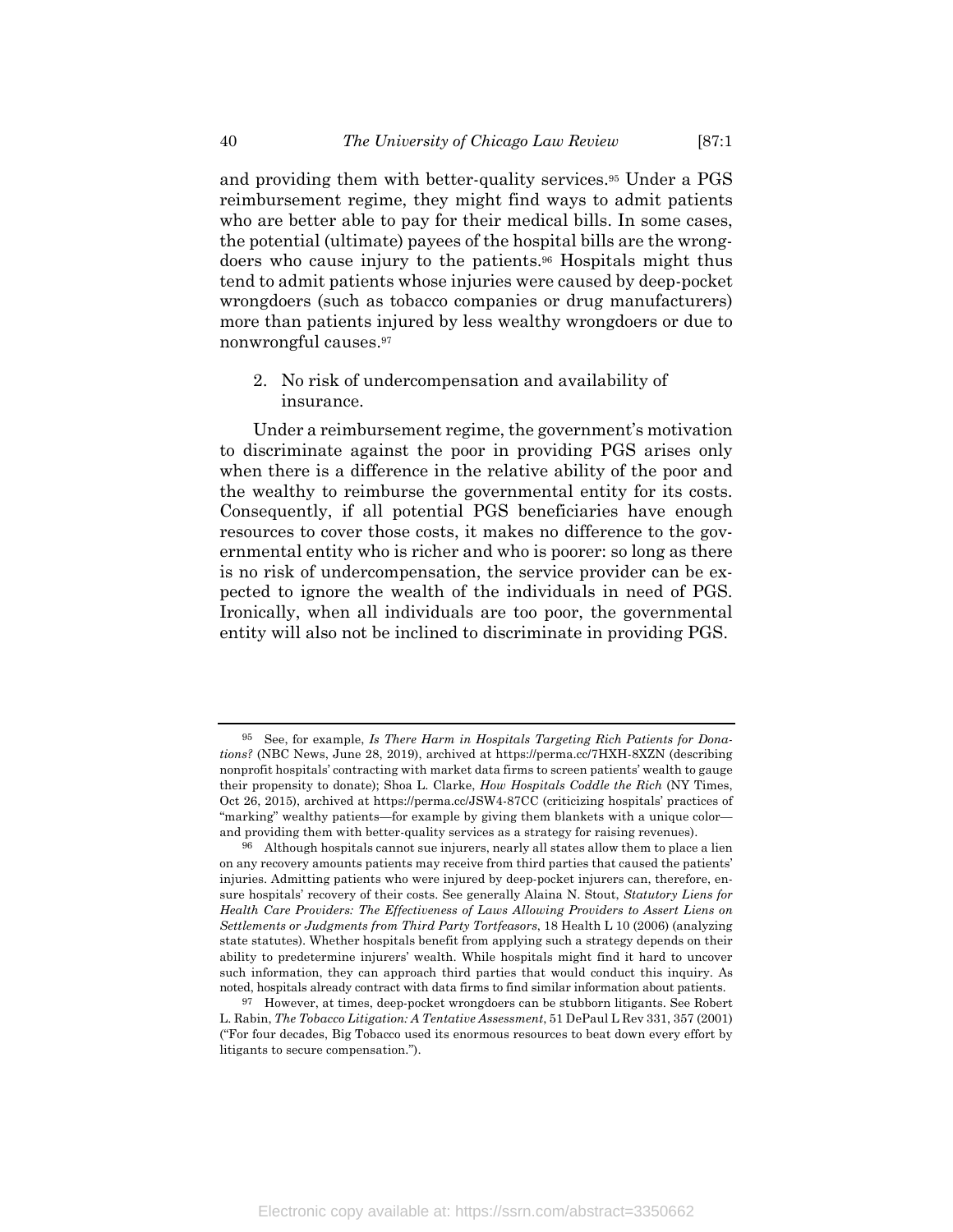and providing them with better-quality services.[95] Under a PGS reimbursement regime, they might find ways to admit patients who are better able to pay for their medical bills. In some cases, the potential (ultimate) payees of the hospital bills are the wrongdoers who cause injury to the patients.[96] Hospitals might thus tend to admit patients whose injuries were caused by deep-pocket wrongdoers (such as tobacco companies or drug manufacturers) more than patients injured by less wealthy wrongdoers or due to nonwrongful causes.[97]

### 2. No risk of undercompensation and availability of insurance.

Under a reimbursement regime, the government's motivation to discriminate against the poor in providing PGS arises only when there is a difference in the relative ability of the poor and the wealthy to reimburse the governmental entity for its costs. Consequently, if all potential PGS beneficiaries have enough resources to cover those costs, it makes no difference to the governmental entity who is richer and who is poorer: so long as there is no risk of undercompensation, the service provider can be expected to ignore the wealth of the individuals in need of PGS. Ironically, when all individuals are too poor, the governmental entity will also not be inclined to discriminate in providing PGS.

---

[95] See, for example, *Is There Harm in Hospitals Targeting Rich Patients for Donations?* (NBC News, June 28, 2019), archived at https://perma.cc/7HXH-8XZN (describing nonprofit hospitals' contracting with market data firms to screen patients' wealth to gauge their propensity to donate); Shoa L. Clarke, *How Hospitals Coddle the Rich* (NY Times, Oct 26, 2015), archived at https://perma.cc/JSW4-87CC (criticizing hospitals' practices of "marking" wealthy patients—for example by giving them blankets with a unique color—and providing them with better-quality services as a strategy for raising revenues).

[96] Although hospitals cannot sue injurers, nearly all states allow them to place a lien on any recovery amounts patients may receive from third parties that caused the patients' injuries. Admitting patients who were injured by deep-pocket injurers can, therefore, ensure hospitals' recovery of their costs. See generally Alaina N. Stout, *Statutory Liens for Health Care Providers: The Effectiveness of Laws Allowing Providers to Assert Liens on Settlements or Judgments from Third Party Tortfeasors*, 18 Health L 10 (2006) (analyzing state statutes). Whether hospitals benefit from applying such a strategy depends on their ability to predetermine injurers' wealth. While hospitals might find it hard to uncover such information, they can approach third parties that would conduct this inquiry. As noted, hospitals already contract with data firms to find similar information about patients.

[97] However, at times, deep-pocket wrongdoers can be stubborn litigants. See Robert L. Rabin, *The Tobacco Litigation: A Tentative Assessment*, 51 DePaul L Rev 331, 357 (2001) ("For four decades, Big Tobacco used its enormous resources to beat down every effort by litigants to secure compensation.").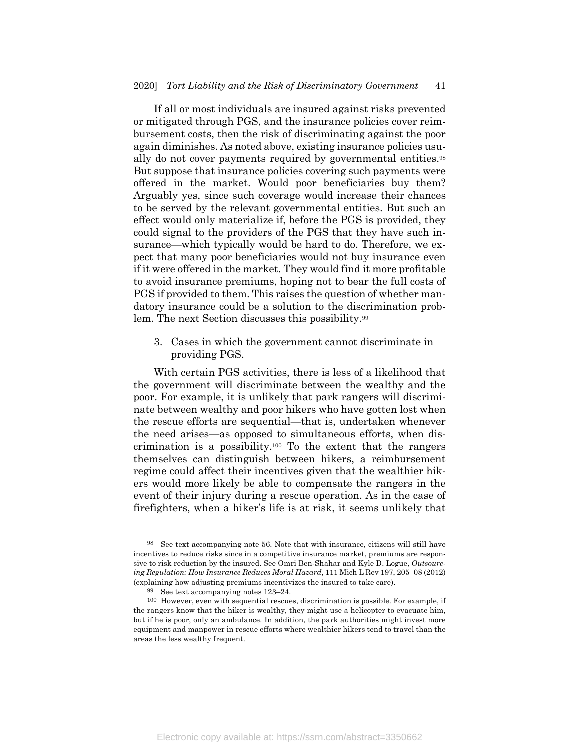If all or most individuals are insured against risks prevented or mitigated through PGS, and the insurance policies cover reimbursement costs, then the risk of discriminating against the poor again diminishes. As noted above, existing insurance policies usually do not cover payments required by governmental entities.[98] But suppose that insurance policies covering such payments were offered in the market. Would poor beneficiaries buy them? Arguably yes, since such coverage would increase their chances to be served by the relevant governmental entities. But such an effect would only materialize if, before the PGS is provided, they could signal to the providers of the PGS that they have such insurance—which typically would be hard to do. Therefore, we expect that many poor beneficiaries would not buy insurance even if it were offered in the market. They would find it more profitable to avoid insurance premiums, hoping not to bear the full costs of PGS if provided to them. This raises the question of whether mandatory insurance could be a solution to the discrimination problem. The next Section discusses this possibility.[99]

3. Cases in which the government cannot discriminate in providing PGS.

With certain PGS activities, there is less of a likelihood that the government will discriminate between the wealthy and the poor. For example, it is unlikely that park rangers will discriminate between wealthy and poor hikers who have gotten lost when the rescue efforts are sequential—that is, undertaken whenever the need arises—as opposed to simultaneous efforts, when discrimination is a possibility.[100] To the extent that the rangers themselves can distinguish between hikers, a reimbursement regime could affect their incentives given that the wealthier hikers would more likely be able to compensate the rangers in the event of their injury during a rescue operation. As in the case of firefighters, when a hiker's life is at risk, it seems unlikely that

---

[98] See text accompanying note 56. Note that with insurance, citizens will still have incentives to reduce risks since in a competitive insurance market, premiums are responsive to risk reduction by the insured. See Omri Ben-Shahar and Kyle D. Logue, *Outsourcing Regulation: How Insurance Reduces Moral Hazard*, 111 Mich L Rev 197, 205–08 (2012) (explaining how adjusting premiums incentivizes the insured to take care).

[99] See text accompanying notes 123–24.

[100] However, even with sequential rescues, discrimination is possible. For example, if the rangers know that the hiker is wealthy, they might use a helicopter to evacuate him, but if he is poor, only an ambulance. In addition, the park authorities might invest more equipment and manpower in rescue efforts where wealthier hikers tend to travel than the areas the less wealthy frequent.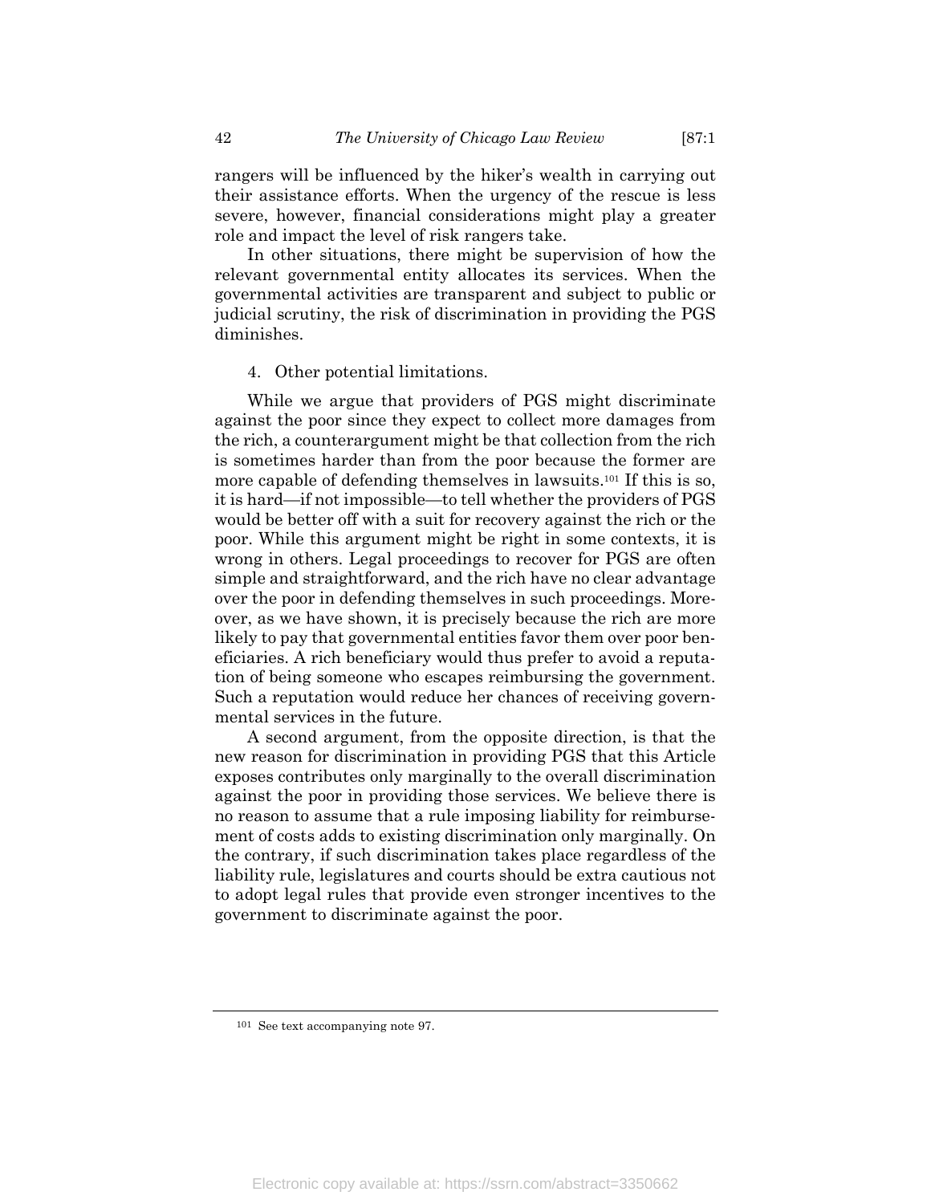rangers will be influenced by the hiker's wealth in carrying out their assistance efforts. When the urgency of the rescue is less severe, however, financial considerations might play a greater role and impact the level of risk rangers take.

In other situations, there might be supervision of how the relevant governmental entity allocates its services. When the governmental activities are transparent and subject to public or judicial scrutiny, the risk of discrimination in providing the PGS diminishes.

#### 4. Other potential limitations.

While we argue that providers of PGS might discriminate against the poor since they expect to collect more damages from the rich, a counterargument might be that collection from the rich is sometimes harder than from the poor because the former are more capable of defending themselves in lawsuits.[101] If this is so, it is hard—if not impossible—to tell whether the providers of PGS would be better off with a suit for recovery against the rich or the poor. While this argument might be right in some contexts, it is wrong in others. Legal proceedings to recover for PGS are often simple and straightforward, and the rich have no clear advantage over the poor in defending themselves in such proceedings. Moreover, as we have shown, it is precisely because the rich are more likely to pay that governmental entities favor them over poor beneficiaries. A rich beneficiary would thus prefer to avoid a reputation of being someone who escapes reimbursing the government. Such a reputation would reduce her chances of receiving governmental services in the future.

A second argument, from the opposite direction, is that the new reason for discrimination in providing PGS that this Article exposes contributes only marginally to the overall discrimination against the poor in providing those services. We believe there is no reason to assume that a rule imposing liability for reimbursement of costs adds to existing discrimination only marginally. On the contrary, if such discrimination takes place regardless of the liability rule, legislatures and courts should be extra cautious not to adopt legal rules that provide even stronger incentives to the government to discriminate against the poor.

---

[101] See text accompanying note 97.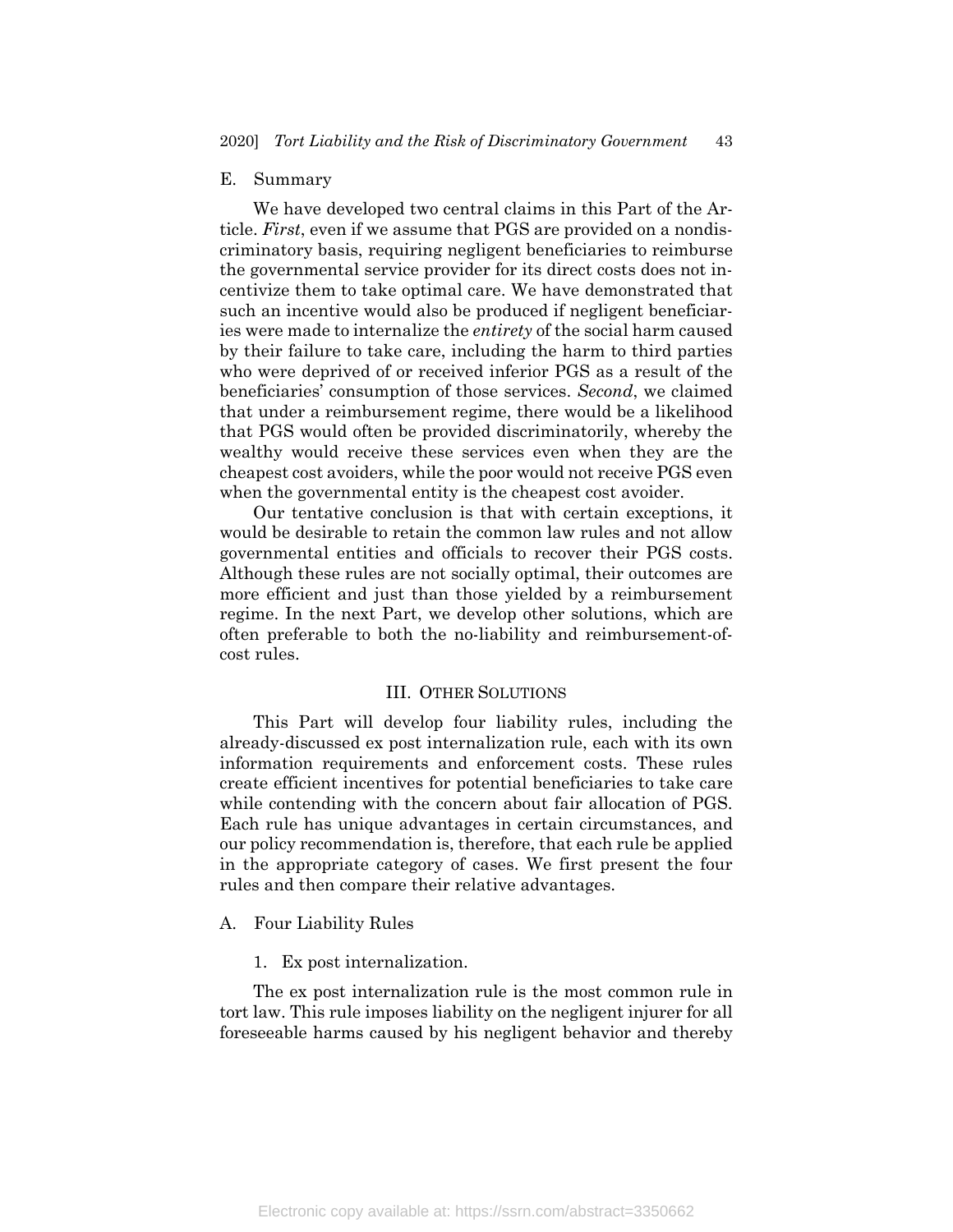## E. Summary

We have developed two central claims in this Part of the Article. *First*, even if we assume that PGS are provided on a nondiscriminatory basis, requiring negligent beneficiaries to reimburse the governmental service provider for its direct costs does not incentivize them to take optimal care. We have demonstrated that such an incentive would also be produced if negligent beneficiaries were made to internalize the *entirety* of the social harm caused by their failure to take care, including the harm to third parties who were deprived of or received inferior PGS as a result of the beneficiaries' consumption of those services. *Second*, we claimed that under a reimbursement regime, there would be a likelihood that PGS would often be provided discriminatorily, whereby the wealthy would receive these services even when they are the cheapest cost avoiders, while the poor would not receive PGS even when the governmental entity is the cheapest cost avoider.

Our tentative conclusion is that with certain exceptions, it would be desirable to retain the common law rules and not allow governmental entities and officials to recover their PGS costs. Although these rules are not socially optimal, their outcomes are more efficient and just than those yielded by a reimbursement regime. In the next Part, we develop other solutions, which are often preferable to both the no-liability and reimbursement-of-cost rules.

# III. OTHER SOLUTIONS

This Part will develop four liability rules, including the already-discussed ex post internalization rule, each with its own information requirements and enforcement costs. These rules create efficient incentives for potential beneficiaries to take care while contending with the concern about fair allocation of PGS. Each rule has unique advantages in certain circumstances, and our policy recommendation is, therefore, that each rule be applied in the appropriate category of cases. We first present the four rules and then compare their relative advantages.

## A. Four Liability Rules

### 1. Ex post internalization.

The ex post internalization rule is the most common rule in tort law. This rule imposes liability on the negligent injurer for all foreseeable harms caused by his negligent behavior and thereby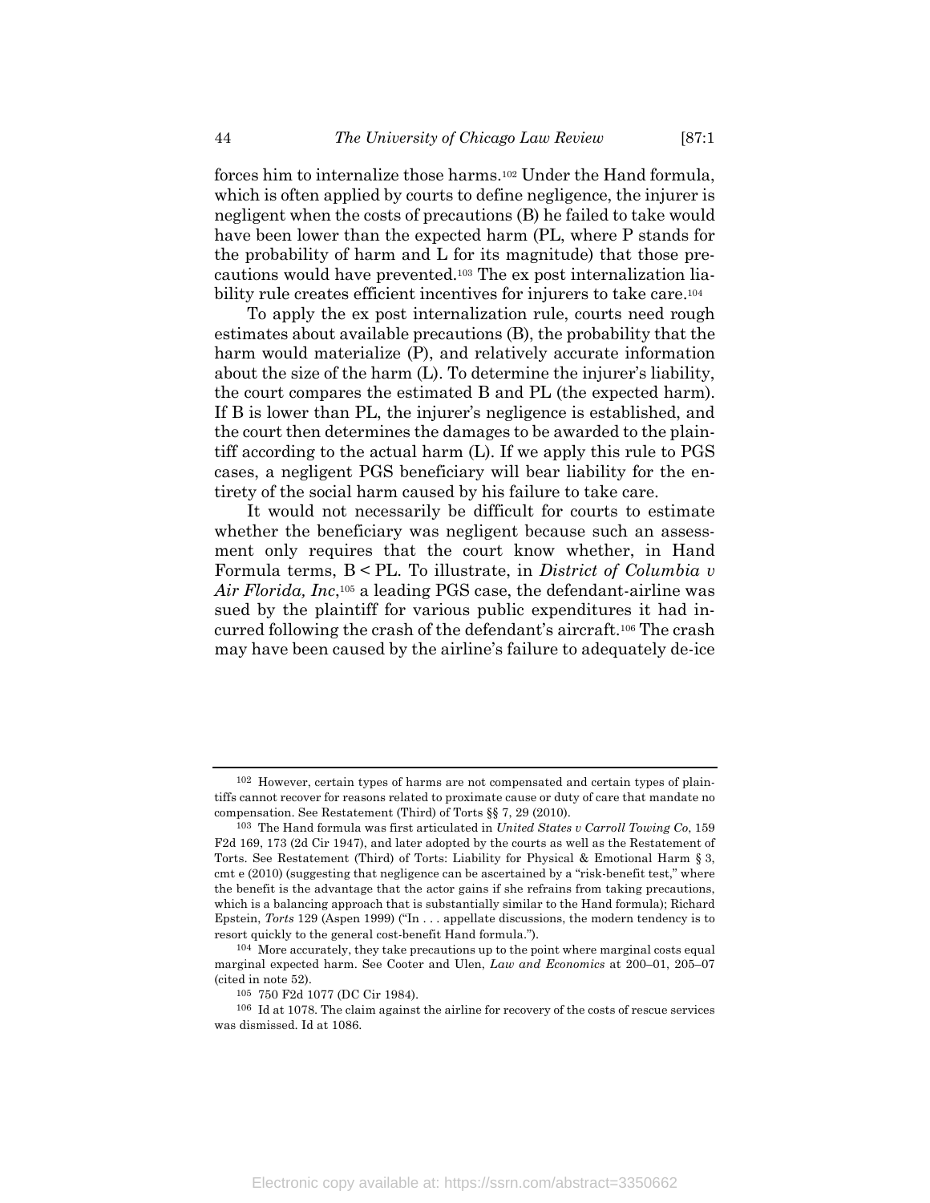forces him to internalize those harms.[102] Under the Hand formula, which is often applied by courts to define negligence, the injurer is negligent when the costs of precautions (B) he failed to take would have been lower than the expected harm (PL, where P stands for the probability of harm and L for its magnitude) that those precautions would have prevented.[103] The ex post internalization liability rule creates efficient incentives for injurers to take care.[104]

To apply the ex post internalization rule, courts need rough estimates about available precautions (B), the probability that the harm would materialize (P), and relatively accurate information about the size of the harm (L). To determine the injurer's liability, the court compares the estimated B and PL (the expected harm). If B is lower than PL, the injurer's negligence is established, and the court then determines the damages to be awarded to the plaintiff according to the actual harm (L). If we apply this rule to PGS cases, a negligent PGS beneficiary will bear liability for the entirety of the social harm caused by his failure to take care.

It would not necessarily be difficult for courts to estimate whether the beneficiary was negligent because such an assessment only requires that the court know whether, in Hand Formula terms, $B < PL$. To illustrate, in *District of Columbia v Air Florida, Inc*,[105] a leading PGS case, the defendant-airline was sued by the plaintiff for various public expenditures it had incurred following the crash of the defendant's aircraft.[106] The crash may have been caused by the airline's failure to adequately de-ice

---

[102] However, certain types of harms are not compensated and certain types of plaintiffs cannot recover for reasons related to proximate cause or duty of care that mandate no compensation. See Restatement (Third) of Torts §§ 7, 29 (2010).

[103] The Hand formula was first articulated in *United States v Carroll Towing Co*, 159 F2d 169, 173 (2d Cir 1947), and later adopted by the courts as well as the Restatement of Torts. See Restatement (Third) of Torts: Liability for Physical & Emotional Harm § 3, cmt e (2010) (suggesting that negligence can be ascertained by a "risk-benefit test," where the benefit is the advantage that the actor gains if she refrains from taking precautions, which is a balancing approach that is substantially similar to the Hand formula); Richard Epstein, *Torts* 129 (Aspen 1999) ("In . . . appellate discussions, the modern tendency is to resort quickly to the general cost-benefit Hand formula.").

[104] More accurately, they take precautions up to the point where marginal costs equal marginal expected harm. See Cooter and Ulen, *Law and Economics* at 200–01, 205–07 (cited in note 52).

[105] 750 F2d 1077 (DC Cir 1984).

[106] Id at 1078. The claim against the airline for recovery of the costs of rescue services was dismissed. Id at 1086.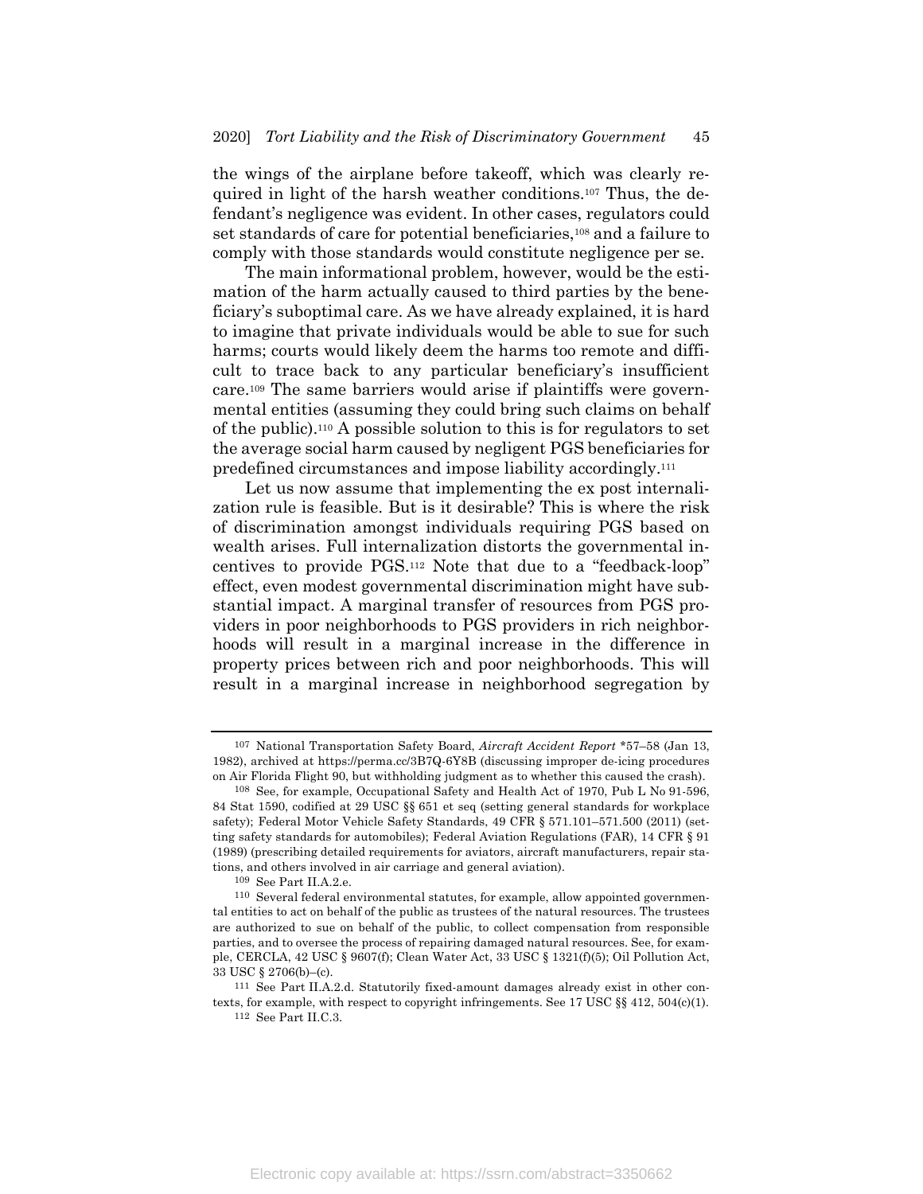the wings of the airplane before takeoff, which was clearly required in light of the harsh weather conditions.[107] Thus, the defendant's negligence was evident. In other cases, regulators could set standards of care for potential beneficiaries,[108] and a failure to comply with those standards would constitute negligence per se.

The main informational problem, however, would be the estimation of the harm actually caused to third parties by the beneficiary's suboptimal care. As we have already explained, it is hard to imagine that private individuals would be able to sue for such harms; courts would likely deem the harms too remote and difficult to trace back to any particular beneficiary's insufficient care.[109] The same barriers would arise if plaintiffs were governmental entities (assuming they could bring such claims on behalf of the public).[110] A possible solution to this is for regulators to set the average social harm caused by negligent PGS beneficiaries for predefined circumstances and impose liability accordingly.[111]

Let us now assume that implementing the ex post internalization rule is feasible. But is it desirable? This is where the risk of discrimination amongst individuals requiring PGS based on wealth arises. Full internalization distorts the governmental incentives to provide PGS.[112] Note that due to a "feedback-loop" effect, even modest governmental discrimination might have substantial impact. A marginal transfer of resources from PGS providers in poor neighborhoods to PGS providers in rich neighborhoods will result in a marginal increase in the difference in property prices between rich and poor neighborhoods. This will result in a marginal increase in neighborhood segregation by

---

[107] National Transportation Safety Board, *Aircraft Accident Report* *57–58 (Jan 13, 1982), archived at https://perma.cc/3B7Q-6Y8B (discussing improper de-icing procedures on Air Florida Flight 90, but withholding judgment as to whether this caused the crash).

[108] See, for example, Occupational Safety and Health Act of 1970, Pub L No 91-596, 84 Stat 1590, codified at 29 USC §§ 651 et seq (setting general standards for workplace safety); Federal Motor Vehicle Safety Standards, 49 CFR § 571.101–571.500 (2011) (setting safety standards for automobiles); Federal Aviation Regulations (FAR), 14 CFR § 91 (1989) (prescribing detailed requirements for aviators, aircraft manufacturers, repair stations, and others involved in air carriage and general aviation).

[109] See Part II.A.2.e.

[110] Several federal environmental statutes, for example, allow appointed governmental entities to act on behalf of the public as trustees of the natural resources. The trustees are authorized to sue on behalf of the public, to collect compensation from responsible parties, and to oversee the process of repairing damaged natural resources. See, for example, CERCLA, 42 USC § 9607(f); Clean Water Act, 33 USC § 1321(f)(5); Oil Pollution Act, 33 USC § 2706(b)–(c).

[111] See Part II.A.2.d. Statutorily fixed-amount damages already exist in other contexts, for example, with respect to copyright infringements. See 17 USC §§ 412, 504(c)(1).

[112] See Part II.C.3.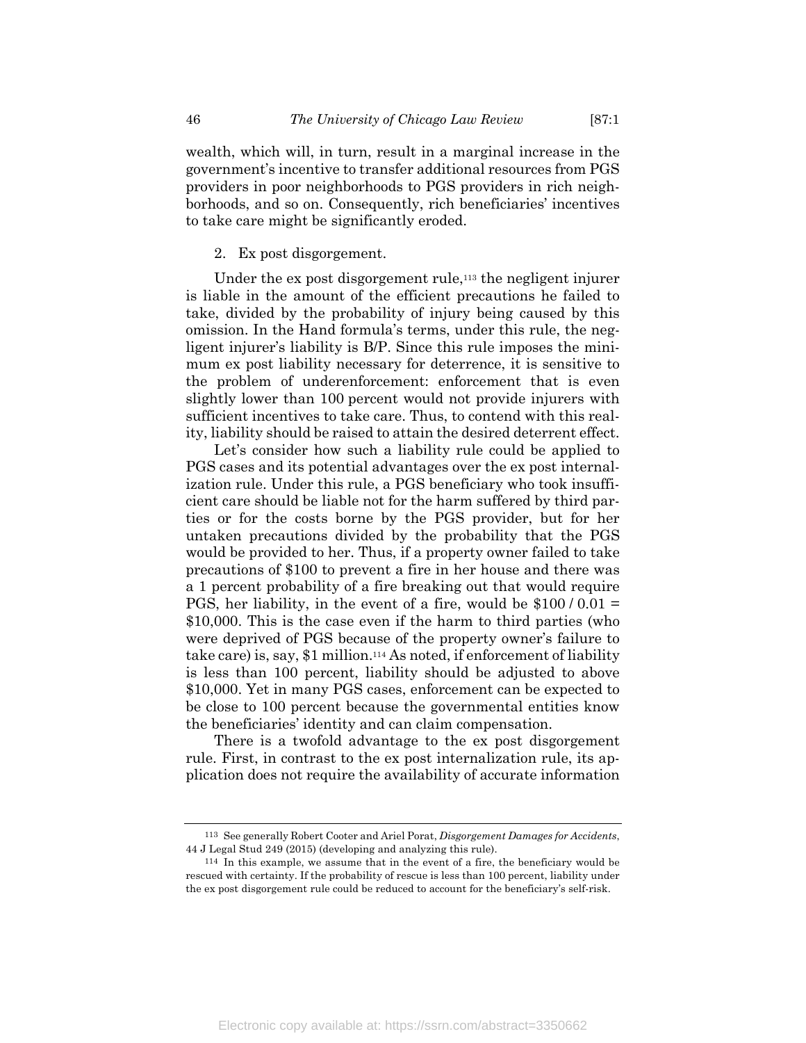wealth, which will, in turn, result in a marginal increase in the government's incentive to transfer additional resources from PGS providers in poor neighborhoods to PGS providers in rich neighborhoods, and so on. Consequently, rich beneficiaries' incentives to take care might be significantly eroded.

2. Ex post disgorgement.

Under the ex post disgorgement rule,[113] the negligent injurer is liable in the amount of the efficient precautions he failed to take, divided by the probability of injury being caused by this omission. In the Hand formula's terms, under this rule, the negligent injurer's liability is B/P. Since this rule imposes the minimum ex post liability necessary for deterrence, it is sensitive to the problem of underenforcement: enforcement that is even slightly lower than 100 percent would not provide injurers with sufficient incentives to take care. Thus, to contend with this reality, liability should be raised to attain the desired deterrent effect.

Let's consider how such a liability rule could be applied to PGS cases and its potential advantages over the ex post internalization rule. Under this rule, a PGS beneficiary who took insufficient care should be liable not for the harm suffered by third parties or for the costs borne by the PGS provider, but for her untaken precautions divided by the probability that the PGS would be provided to her. Thus, if a property owner failed to take precautions of $100 to prevent a fire in her house and there was a 1 percent probability of a fire breaking out that would require PGS, her liability, in the event of a fire, would be $100 / 0.01 = $10,000. This is the case even if the harm to third parties (who were deprived of PGS because of the property owner's failure to take care) is, say, $1 million.[114] As noted, if enforcement of liability is less than 100 percent, liability should be adjusted to above $10,000. Yet in many PGS cases, enforcement can be expected to be close to 100 percent because the governmental entities know the beneficiaries' identity and can claim compensation.

There is a twofold advantage to the ex post disgorgement rule. First, in contrast to the ex post internalization rule, its application does not require the availability of accurate information

---

[113] See generally Robert Cooter and Ariel Porat, *Disgorgement Damages for Accidents*, 44 J Legal Stud 249 (2015) (developing and analyzing this rule).

[114] In this example, we assume that in the event of a fire, the beneficiary would be rescued with certainty. If the probability of rescue is less than 100 percent, liability under the ex post disgorgement rule could be reduced to account for the beneficiary's self-risk.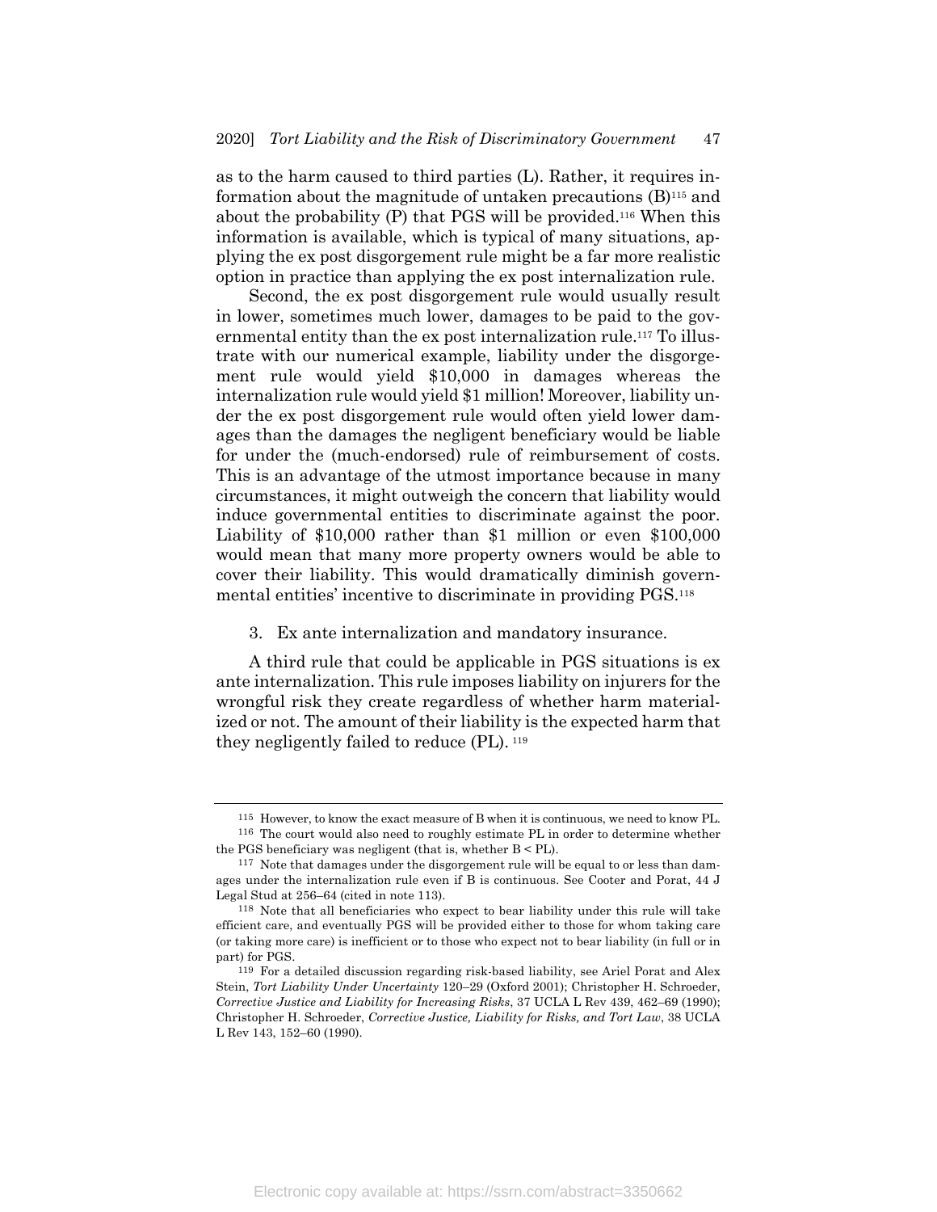as to the harm caused to third parties (L). Rather, it requires information about the magnitude of untaken precautions (B)[115] and about the probability (P) that PGS will be provided.[116] When this information is available, which is typical of many situations, applying the ex post disgorgement rule might be a far more realistic option in practice than applying the ex post internalization rule.

Second, the ex post disgorgement rule would usually result in lower, sometimes much lower, damages to be paid to the governmental entity than the ex post internalization rule.[117] To illustrate with our numerical example, liability under the disgorgement rule would yield $10,000 in damages whereas the internalization rule would yield $1 million! Moreover, liability under the ex post disgorgement rule would often yield lower damages than the damages the negligent beneficiary would be liable for under the (much-endorsed) rule of reimbursement of costs. This is an advantage of the utmost importance because in many circumstances, it might outweigh the concern that liability would induce governmental entities to discriminate against the poor. Liability of $10,000 rather than $1 million or even $100,000 would mean that many more property owners would be able to cover their liability. This would dramatically diminish governmental entities' incentive to discriminate in providing PGS.[118]

3. Ex ante internalization and mandatory insurance.

A third rule that could be applicable in PGS situations is ex ante internalization. This rule imposes liability on injurers for the wrongful risk they create regardless of whether harm materialized or not. The amount of their liability is the expected harm that they negligently failed to reduce (PL).[119]

---

[115] However, to know the exact measure of B when it is continuous, we need to know PL.

[116] The court would also need to roughly estimate PL in order to determine whether the PGS beneficiary was negligent (that is, whether B < PL).

[117] Note that damages under the disgorgement rule will be equal to or less than damages under the internalization rule even if B is continuous. See Cooter and Porat, 44 J Legal Stud at 256–64 (cited in note 113).

[118] Note that all beneficiaries who expect to bear liability under this rule will take efficient care, and eventually PGS will be provided either to those for whom taking care (or taking more care) is inefficient or to those who expect not to bear liability (in full or in part) for PGS.

[119] For a detailed discussion regarding risk-based liability, see Ariel Porat and Alex Stein, *Tort Liability Under Uncertainty* 120–29 (Oxford 2001); Christopher H. Schroeder, *Corrective Justice and Liability for Increasing Risks*, 37 UCLA L Rev 439, 462–69 (1990); Christopher H. Schroeder, *Corrective Justice, Liability for Risks, and Tort Law*, 38 UCLA L Rev 143, 152–60 (1990).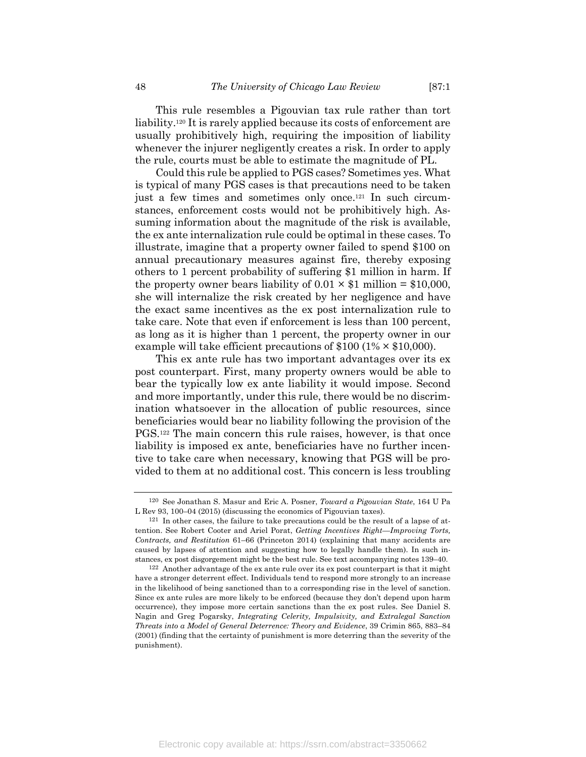This rule resembles a Pigouvian tax rule rather than tort liability.[120] It is rarely applied because its costs of enforcement are usually prohibitively high, requiring the imposition of liability whenever the injurer negligently creates a risk. In order to apply the rule, courts must be able to estimate the magnitude of PL.

Could this rule be applied to PGS cases? Sometimes yes. What is typical of many PGS cases is that precautions need to be taken just a few times and sometimes only once.[121] In such circumstances, enforcement costs would not be prohibitively high. Assuming information about the magnitude of the risk is available, the ex ante internalization rule could be optimal in these cases. To illustrate, imagine that a property owner failed to spend \$100 on annual precautionary measures against fire, thereby exposing others to 1 percent probability of suffering \$1 million in harm. If the property owner bears liability of $0.01 \times \$1$ million = \$10,000, she will internalize the risk created by her negligence and have the exact same incentives as the ex post internalization rule to take care. Note that even if enforcement is less than 100 percent, as long as it is higher than 1 percent, the property owner in our example will take efficient precautions of \$100 ($1\% \times \$10{,}000$).

This ex ante rule has two important advantages over its ex post counterpart. First, many property owners would be able to bear the typically low ex ante liability it would impose. Second and more importantly, under this rule, there would be no discrimination whatsoever in the allocation of public resources, since beneficiaries would bear no liability following the provision of the PGS.[122] The main concern this rule raises, however, is that once liability is imposed ex ante, beneficiaries have no further incentive to take care when necessary, knowing that PGS will be provided to them at no additional cost. This concern is less troubling

---

[120] See Jonathan S. Masur and Eric A. Posner, *Toward a Pigouvian State*, 164 U Pa L Rev 93, 100–04 (2015) (discussing the economics of Pigouvian taxes).

[121] In other cases, the failure to take precautions could be the result of a lapse of attention. See Robert Cooter and Ariel Porat, *Getting Incentives Right—Improving Torts, Contracts, and Restitution* 61–66 (Princeton 2014) (explaining that many accidents are caused by lapses of attention and suggesting how to legally handle them). In such instances, ex post disgorgement might be the best rule. See text accompanying notes 139–40.

[122] Another advantage of the ex ante rule over its ex post counterpart is that it might have a stronger deterrent effect. Individuals tend to respond more strongly to an increase in the likelihood of being sanctioned than to a corresponding rise in the level of sanction. Since ex ante rules are more likely to be enforced (because they don't depend upon harm occurrence), they impose more certain sanctions than the ex post rules. See Daniel S. Nagin and Greg Pogarsky, *Integrating Celerity, Impulsivity, and Extralegal Sanction Threats into a Model of General Deterrence: Theory and Evidence*, 39 Crimin 865, 883–84 (2001) (finding that the certainty of punishment is more deterring than the severity of the punishment).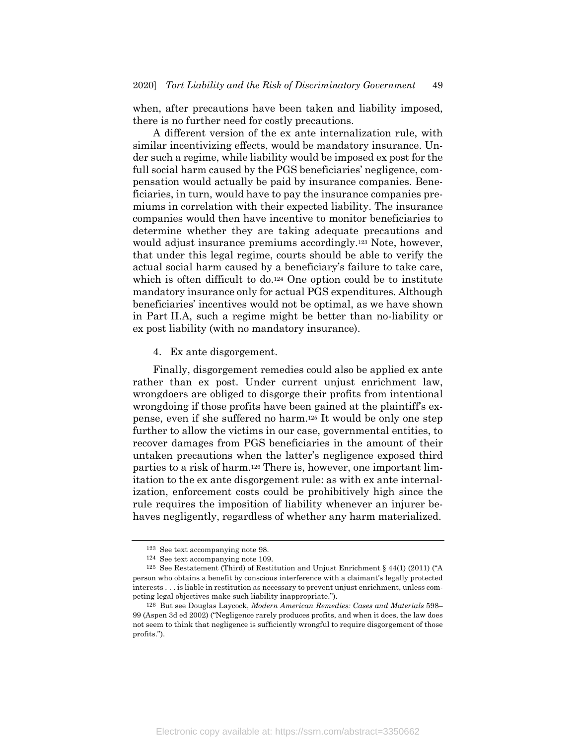when, after precautions have been taken and liability imposed, there is no further need for costly precautions.

A different version of the ex ante internalization rule, with similar incentivizing effects, would be mandatory insurance. Under such a regime, while liability would be imposed ex post for the full social harm caused by the PGS beneficiaries' negligence, compensation would actually be paid by insurance companies. Beneficiaries, in turn, would have to pay the insurance companies premiums in correlation with their expected liability. The insurance companies would then have incentive to monitor beneficiaries to determine whether they are taking adequate precautions and would adjust insurance premiums accordingly.[123] Note, however, that under this legal regime, courts should be able to verify the actual social harm caused by a beneficiary's failure to take care, which is often difficult to do.[124] One option could be to institute mandatory insurance only for actual PGS expenditures. Although beneficiaries' incentives would not be optimal, as we have shown in Part II.A, such a regime might be better than no-liability or ex post liability (with no mandatory insurance).

4. Ex ante disgorgement.

Finally, disgorgement remedies could also be applied ex ante rather than ex post. Under current unjust enrichment law, wrongdoers are obliged to disgorge their profits from intentional wrongdoing if those profits have been gained at the plaintiff's expense, even if she suffered no harm.[125] It would be only one step further to allow the victims in our case, governmental entities, to recover damages from PGS beneficiaries in the amount of their untaken precautions when the latter's negligence exposed third parties to a risk of harm.[126] There is, however, one important limitation to the ex ante disgorgement rule: as with ex ante internalization, enforcement costs could be prohibitively high since the rule requires the imposition of liability whenever an injurer behaves negligently, regardless of whether any harm materialized.

---

[123] See text accompanying note 98.

[124] See text accompanying note 109.

[125] See Restatement (Third) of Restitution and Unjust Enrichment § 44(1) (2011) ("A person who obtains a benefit by conscious interference with a claimant's legally protected interests . . . is liable in restitution as necessary to prevent unjust enrichment, unless competing legal objectives make such liability inappropriate.").

[126] But see Douglas Laycock, *Modern American Remedies: Cases and Materials* 598–99 (Aspen 3d ed 2002) ("Negligence rarely produces profits, and when it does, the law does not seem to think that negligence is sufficiently wrongful to require disgorgement of those profits.").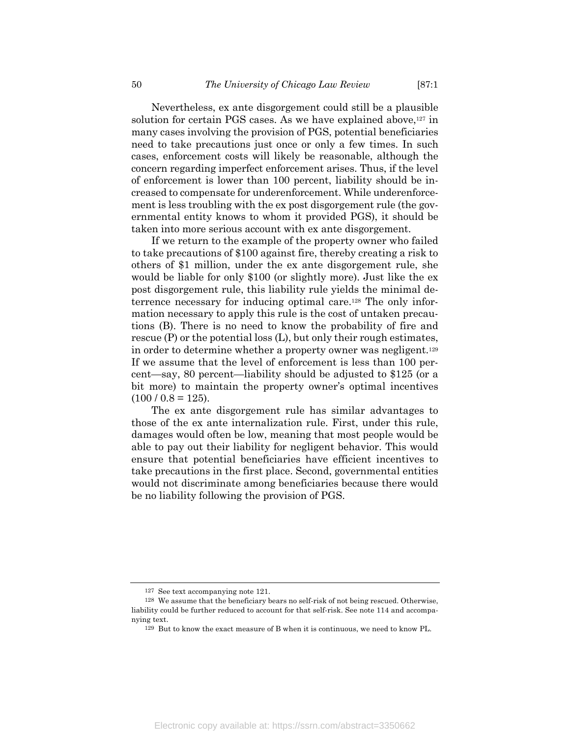Nevertheless, ex ante disgorgement could still be a plausible solution for certain PGS cases. As we have explained above,[127] in many cases involving the provision of PGS, potential beneficiaries need to take precautions just once or only a few times. In such cases, enforcement costs will likely be reasonable, although the concern regarding imperfect enforcement arises. Thus, if the level of enforcement is lower than 100 percent, liability should be increased to compensate for underenforcement. While underenforcement is less troubling with the ex post disgorgement rule (the governmental entity knows to whom it provided PGS), it should be taken into more serious account with ex ante disgorgement.

If we return to the example of the property owner who failed to take precautions of $100 against fire, thereby creating a risk to others of $1 million, under the ex ante disgorgement rule, she would be liable for only $100 (or slightly more). Just like the ex post disgorgement rule, this liability rule yields the minimal deterrence necessary for inducing optimal care.[128] The only information necessary to apply this rule is the cost of untaken precautions (B). There is no need to know the probability of fire and rescue (P) or the potential loss (L), but only their rough estimates, in order to determine whether a property owner was negligent.[129] If we assume that the level of enforcement is less than 100 percent—say, 80 percent—liability should be adjusted to $125 (or a bit more) to maintain the property owner's optimal incentives ($100 / 0.8 = 125$).

The ex ante disgorgement rule has similar advantages to those of the ex ante internalization rule. First, under this rule, damages would often be low, meaning that most people would be able to pay out their liability for negligent behavior. This would ensure that potential beneficiaries have efficient incentives to take precautions in the first place. Second, governmental entities would not discriminate among beneficiaries because there would be no liability following the provision of PGS.

---

[127] See text accompanying note 121.

[128] We assume that the beneficiary bears no self-risk of not being rescued. Otherwise, liability could be further reduced to account for that self-risk. See note 114 and accompanying text.

[129] But to know the exact measure of B when it is continuous, we need to know PL.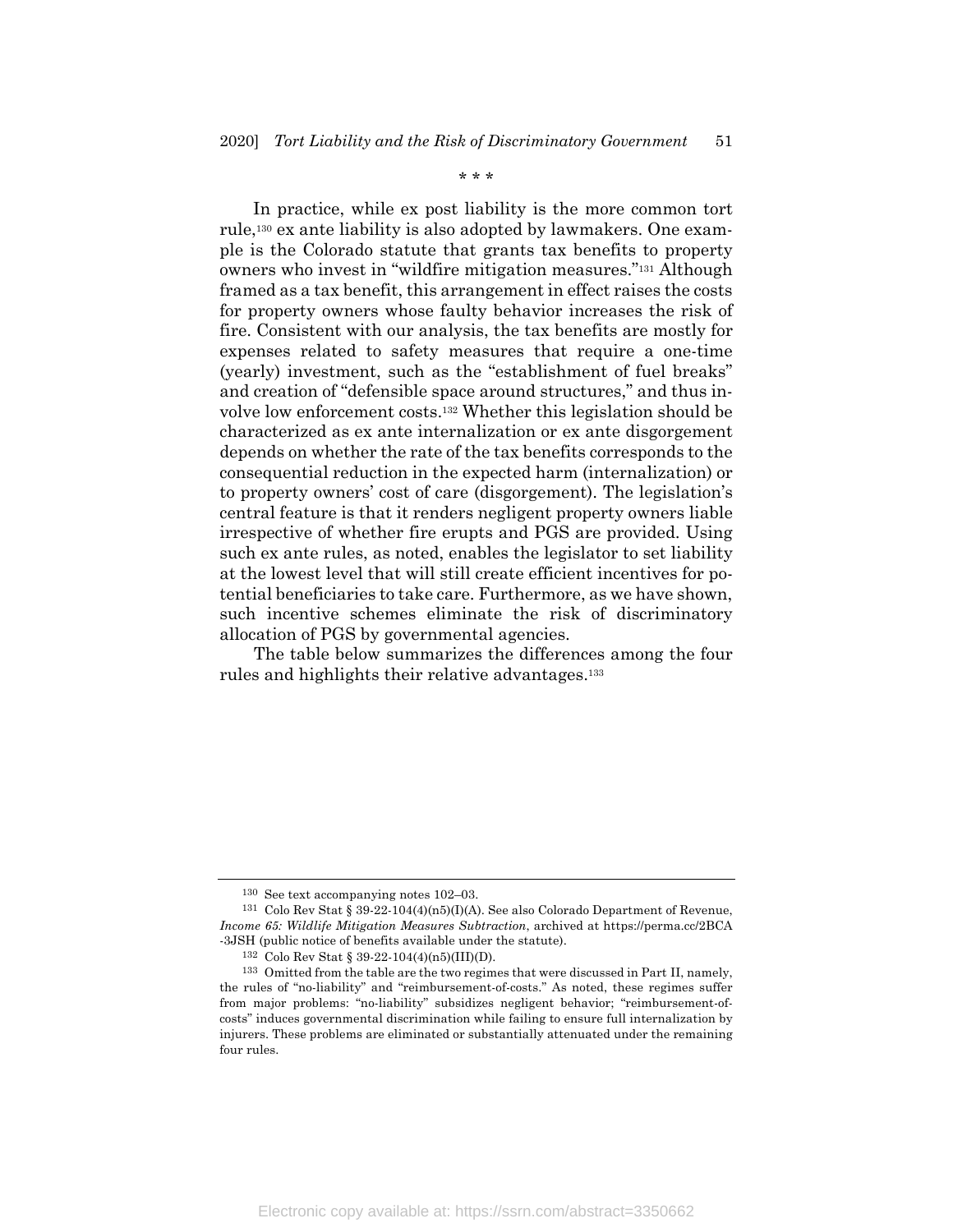\* \* \*

In practice, while ex post liability is the more common tort rule,[130] ex ante liability is also adopted by lawmakers. One example is the Colorado statute that grants tax benefits to property owners who invest in "wildfire mitigation measures."[131] Although framed as a tax benefit, this arrangement in effect raises the costs for property owners whose faulty behavior increases the risk of fire. Consistent with our analysis, the tax benefits are mostly for expenses related to safety measures that require a one-time (yearly) investment, such as the "establishment of fuel breaks" and creation of "defensible space around structures," and thus involve low enforcement costs.[132] Whether this legislation should be characterized as ex ante internalization or ex ante disgorgement depends on whether the rate of the tax benefits corresponds to the consequential reduction in the expected harm (internalization) or to property owners' cost of care (disgorgement). The legislation's central feature is that it renders negligent property owners liable irrespective of whether fire erupts and PGS are provided. Using such ex ante rules, as noted, enables the legislator to set liability at the lowest level that will still create efficient incentives for potential beneficiaries to take care. Furthermore, as we have shown, such incentive schemes eliminate the risk of discriminatory allocation of PGS by governmental agencies.

The table below summarizes the differences among the four rules and highlights their relative advantages.[133]

---

[130] See text accompanying notes 102–03.

[131] Colo Rev Stat § 39-22-104(4)(n5)(I)(A). See also Colorado Department of Revenue, *Income 65: Wildlife Mitigation Measures Subtraction*, archived at https://perma.cc/2BCA-3JSH (public notice of benefits available under the statute).

[132] Colo Rev Stat § 39-22-104(4)(n5)(III)(D).

[133] Omitted from the table are the two regimes that were discussed in Part II, namely, the rules of "no-liability" and "reimbursement-of-costs." As noted, these regimes suffer from major problems: "no-liability" subsidizes negligent behavior; "reimbursement-of-costs" induces governmental discrimination while failing to ensure full internalization by injurers. These problems are eliminated or substantially attenuated under the remaining four rules.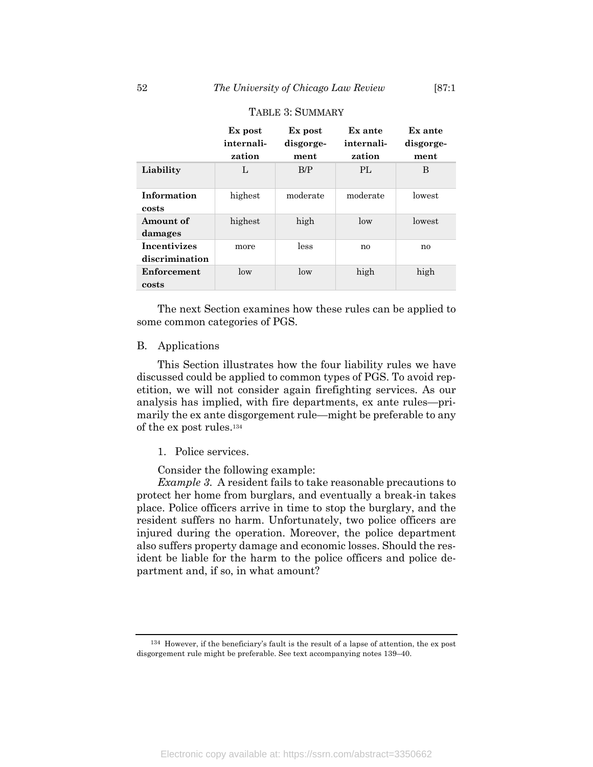TABLE 3: SUMMARY

| | Ex post internalization | Ex post disgorgement | Ex ante internalization | Ex ante disgorgement |
|---|---|---|---|---|
| **Liability** | L | B/P | PL | B |
| **Information costs** | highest | moderate | moderate | lowest |
| **Amount of damages** | highest | high | low | lowest |
| **Incentivizes discrimination** | more | less | no | no |
| **Enforcement costs** | low | low | high | high |

The next Section examines how these rules can be applied to some common categories of PGS.

## B. Applications

This Section illustrates how the four liability rules we have discussed could be applied to common types of PGS. To avoid repetition, we will not consider again firefighting services. As our analysis has implied, with fire departments, ex ante rules—primarily the ex ante disgorgement rule—might be preferable to any of the ex post rules.[134]

### 1. Police services.

Consider the following example:

*Example 3.* A resident fails to take reasonable precautions to protect her home from burglars, and eventually a break-in takes place. Police officers arrive in time to stop the burglary, and the resident suffers no harm. Unfortunately, two police officers are injured during the operation. Moreover, the police department also suffers property damage and economic losses. Should the resident be liable for the harm to the police officers and police department and, if so, in what amount?

---

[134] However, if the beneficiary's fault is the result of a lapse of attention, the ex post disgorgement rule might be preferable. See text accompanying notes 139–40.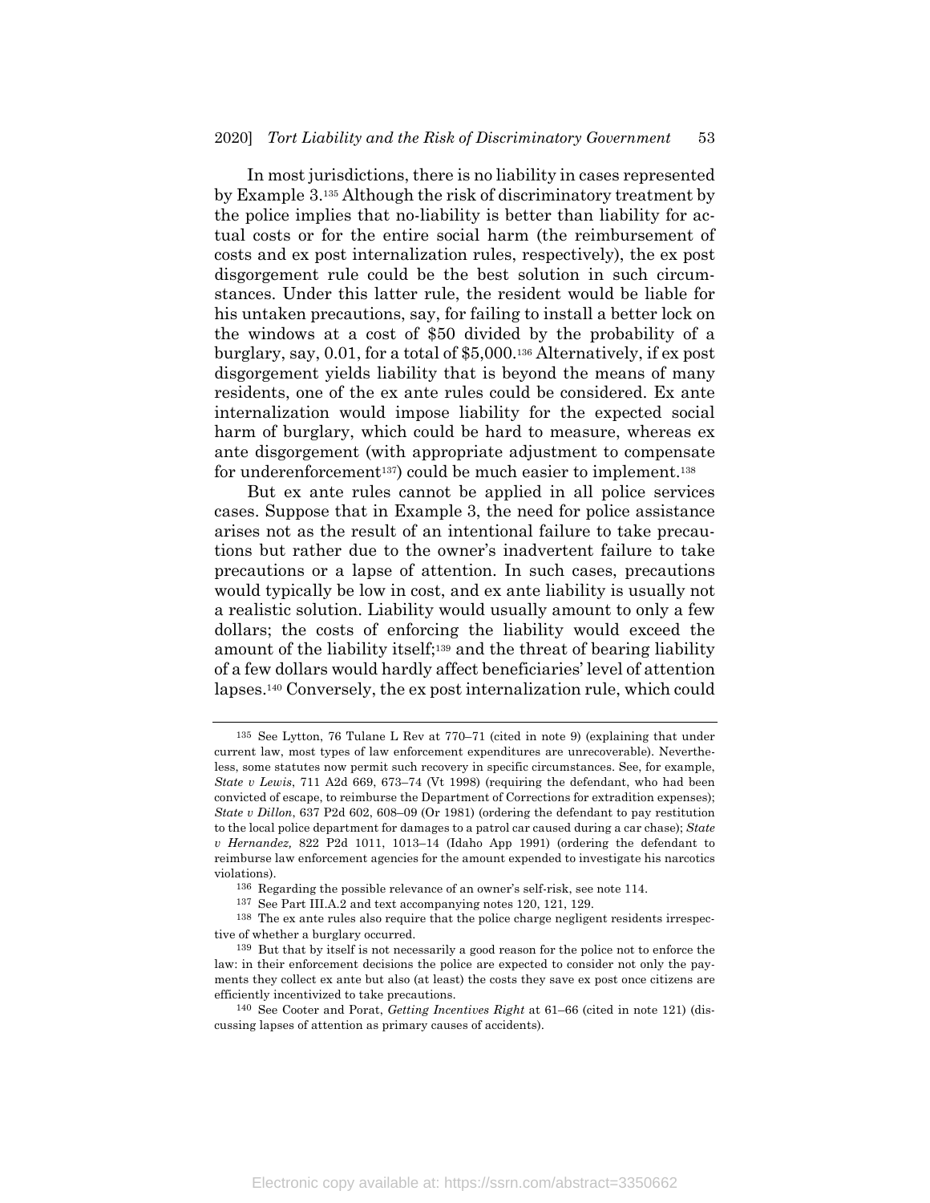In most jurisdictions, there is no liability in cases represented by Example 3.[135] Although the risk of discriminatory treatment by the police implies that no-liability is better than liability for actual costs or for the entire social harm (the reimbursement of costs and ex post internalization rules, respectively), the ex post disgorgement rule could be the best solution in such circumstances. Under this latter rule, the resident would be liable for his untaken precautions, say, for failing to install a better lock on the windows at a cost of \$50 divided by the probability of a burglary, say, 0.01, for a total of \$5,000.[136] Alternatively, if ex post disgorgement yields liability that is beyond the means of many residents, one of the ex ante rules could be considered. Ex ante internalization would impose liability for the expected social harm of burglary, which could be hard to measure, whereas ex ante disgorgement (with appropriate adjustment to compensate for underenforcement[137]) could be much easier to implement.[138]

But ex ante rules cannot be applied in all police services cases. Suppose that in Example 3, the need for police assistance arises not as the result of an intentional failure to take precautions but rather due to the owner's inadvertent failure to take precautions or a lapse of attention. In such cases, precautions would typically be low in cost, and ex ante liability is usually not a realistic solution. Liability would usually amount to only a few dollars; the costs of enforcing the liability would exceed the amount of the liability itself;[139] and the threat of bearing liability of a few dollars would hardly affect beneficiaries' level of attention lapses.[140] Conversely, the ex post internalization rule, which could

---

[135] See Lytton, 76 Tulane L Rev at 770–71 (cited in note 9) (explaining that under current law, most types of law enforcement expenditures are unrecoverable). Nevertheless, some statutes now permit such recovery in specific circumstances. See, for example, *State v Lewis*, 711 A2d 669, 673–74 (Vt 1998) (requiring the defendant, who had been convicted of escape, to reimburse the Department of Corrections for extradition expenses); *State v Dillon*, 637 P2d 602, 608–09 (Or 1981) (ordering the defendant to pay restitution to the local police department for damages to a patrol car caused during a car chase); *State v Hernandez,* 822 P2d 1011, 1013–14 (Idaho App 1991) (ordering the defendant to reimburse law enforcement agencies for the amount expended to investigate his narcotics violations).

[136] Regarding the possible relevance of an owner's self-risk, see note 114.

[137] See Part III.A.2 and text accompanying notes 120, 121, 129.

[138] The ex ante rules also require that the police charge negligent residents irrespective of whether a burglary occurred.

[139] But that by itself is not necessarily a good reason for the police not to enforce the law: in their enforcement decisions the police are expected to consider not only the payments they collect ex ante but also (at least) the costs they save ex post once citizens are efficiently incentivized to take precautions.

[140] See Cooter and Porat, *Getting Incentives Right* at 61–66 (cited in note 121) (discussing lapses of attention as primary causes of accidents).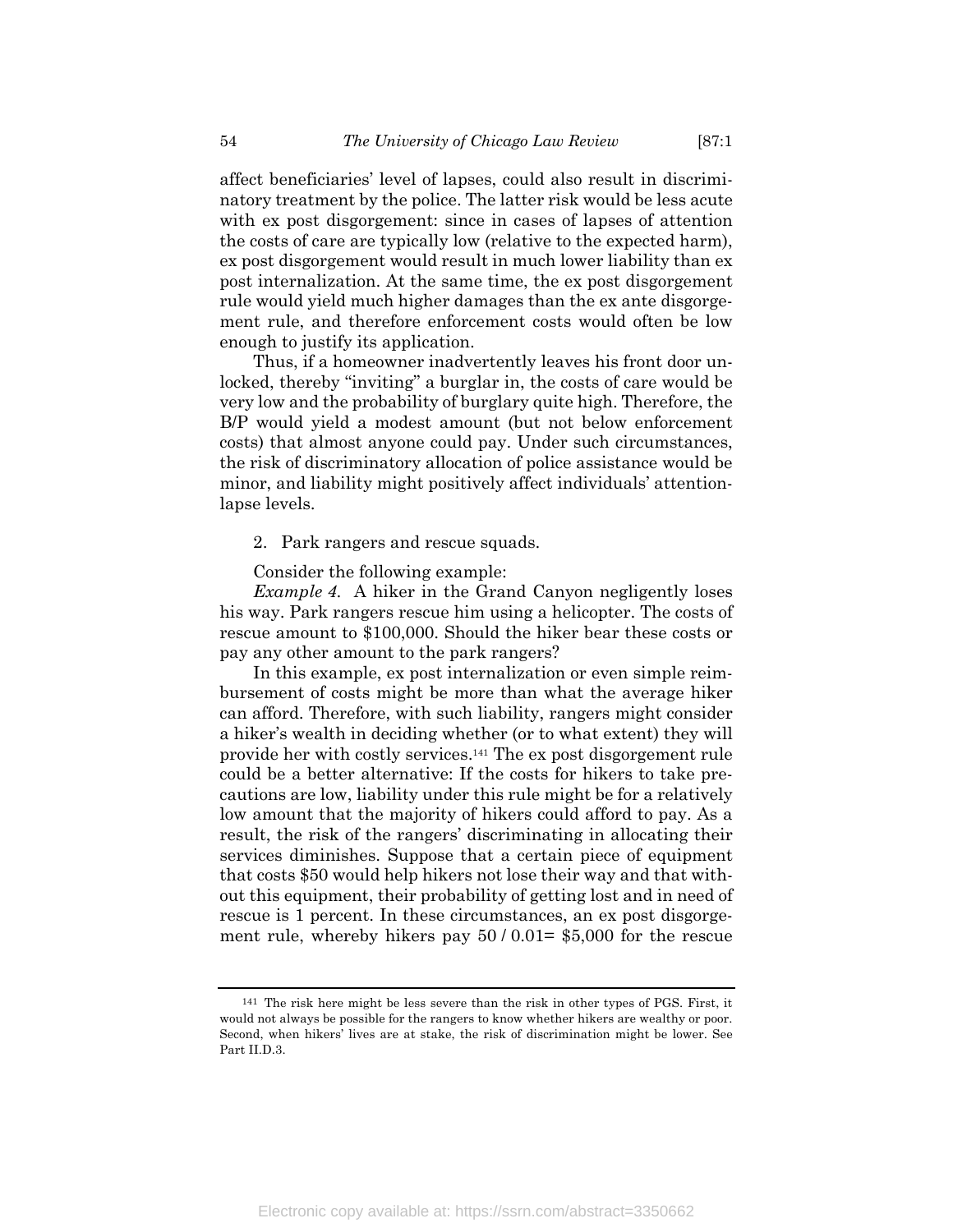affect beneficiaries' level of lapses, could also result in discriminatory treatment by the police. The latter risk would be less acute with ex post disgorgement: since in cases of lapses of attention the costs of care are typically low (relative to the expected harm), ex post disgorgement would result in much lower liability than ex post internalization. At the same time, the ex post disgorgement rule would yield much higher damages than the ex ante disgorgement rule, and therefore enforcement costs would often be low enough to justify its application.

Thus, if a homeowner inadvertently leaves his front door unlocked, thereby "inviting" a burglar in, the costs of care would be very low and the probability of burglary quite high. Therefore, the B/P would yield a modest amount (but not below enforcement costs) that almost anyone could pay. Under such circumstances, the risk of discriminatory allocation of police assistance would be minor, and liability might positively affect individuals' attention-lapse levels.

2. Park rangers and rescue squads.

Consider the following example:

*Example 4.* A hiker in the Grand Canyon negligently loses his way. Park rangers rescue him using a helicopter. The costs of rescue amount to $100,000. Should the hiker bear these costs or pay any other amount to the park rangers?

In this example, ex post internalization or even simple reimbursement of costs might be more than what the average hiker can afford. Therefore, with such liability, rangers might consider a hiker's wealth in deciding whether (or to what extent) they will provide her with costly services.[141] The ex post disgorgement rule could be a better alternative: If the costs for hikers to take precautions are low, liability under this rule might be for a relatively low amount that the majority of hikers could afford to pay. As a result, the risk of the rangers' discriminating in allocating their services diminishes. Suppose that a certain piece of equipment that costs $50 would help hikers not lose their way and that without this equipment, their probability of getting lost and in need of rescue is 1 percent. In these circumstances, an ex post disgorgement rule, whereby hikers pay 50 / 0.01= $5,000 for the rescue

---

[141] The risk here might be less severe than the risk in other types of PGS. First, it would not always be possible for the rangers to know whether hikers are wealthy or poor. Second, when hikers' lives are at stake, the risk of discrimination might be lower. See Part II.D.3.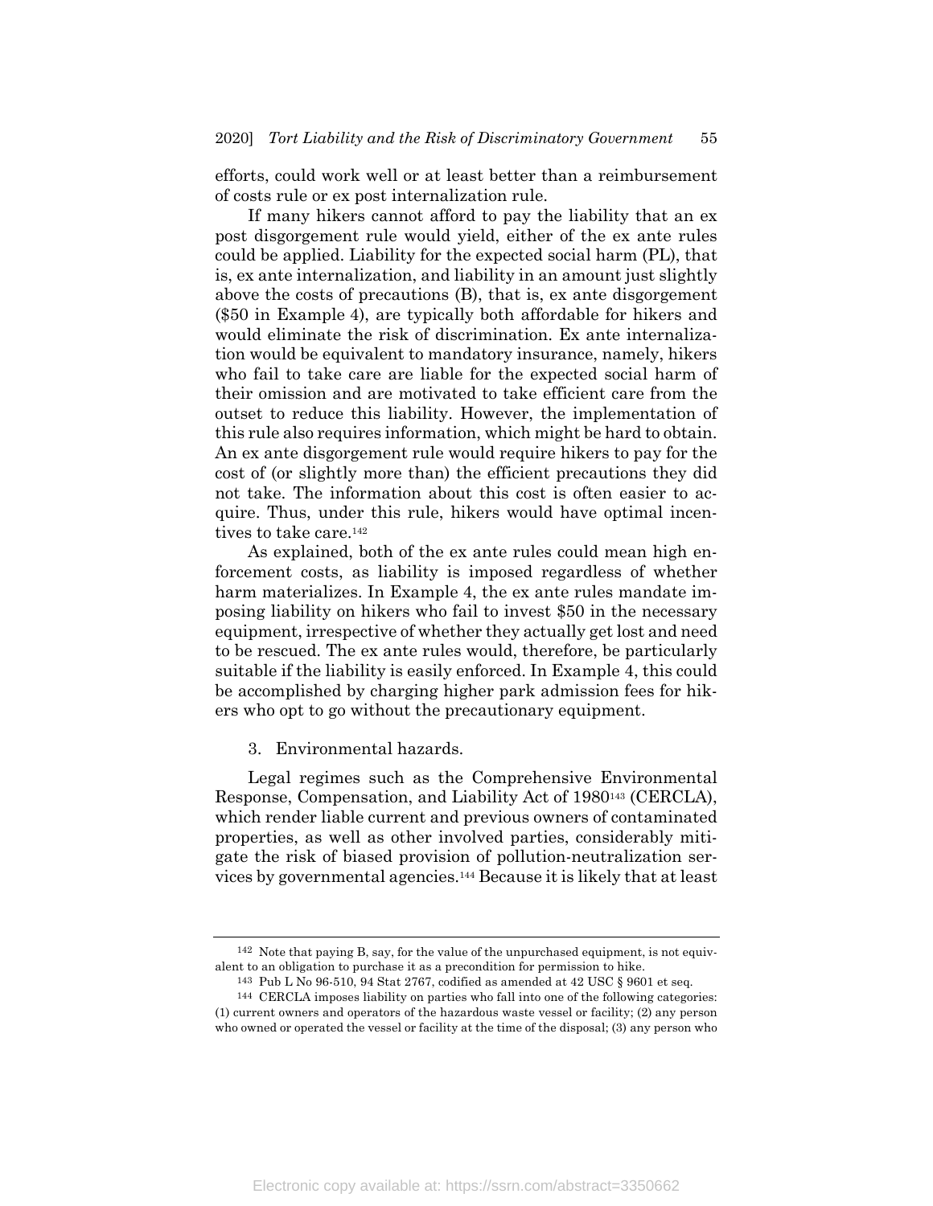efforts, could work well or at least better than a reimbursement of costs rule or ex post internalization rule.

If many hikers cannot afford to pay the liability that an ex post disgorgement rule would yield, either of the ex ante rules could be applied. Liability for the expected social harm (PL), that is, ex ante internalization, and liability in an amount just slightly above the costs of precautions (B), that is, ex ante disgorgement ($50 in Example 4), are typically both affordable for hikers and would eliminate the risk of discrimination. Ex ante internalization would be equivalent to mandatory insurance, namely, hikers who fail to take care are liable for the expected social harm of their omission and are motivated to take efficient care from the outset to reduce this liability. However, the implementation of this rule also requires information, which might be hard to obtain. An ex ante disgorgement rule would require hikers to pay for the cost of (or slightly more than) the efficient precautions they did not take. The information about this cost is often easier to acquire. Thus, under this rule, hikers would have optimal incentives to take care.[142]

As explained, both of the ex ante rules could mean high enforcement costs, as liability is imposed regardless of whether harm materializes. In Example 4, the ex ante rules mandate imposing liability on hikers who fail to invest $50 in the necessary equipment, irrespective of whether they actually get lost and need to be rescued. The ex ante rules would, therefore, be particularly suitable if the liability is easily enforced. In Example 4, this could be accomplished by charging higher park admission fees for hikers who opt to go without the precautionary equipment.

### 3. Environmental hazards.

Legal regimes such as the Comprehensive Environmental Response, Compensation, and Liability Act of 1980[143] (CERCLA), which render liable current and previous owners of contaminated properties, as well as other involved parties, considerably mitigate the risk of biased provision of pollution-neutralization services by governmental agencies.[144] Because it is likely that at least

---

[142] Note that paying B, say, for the value of the unpurchased equipment, is not equivalent to an obligation to purchase it as a precondition for permission to hike.

[143] Pub L No 96-510, 94 Stat 2767, codified as amended at 42 USC § 9601 et seq.

[144] CERCLA imposes liability on parties who fall into one of the following categories: (1) current owners and operators of the hazardous waste vessel or facility; (2) any person who owned or operated the vessel or facility at the time of the disposal; (3) any person who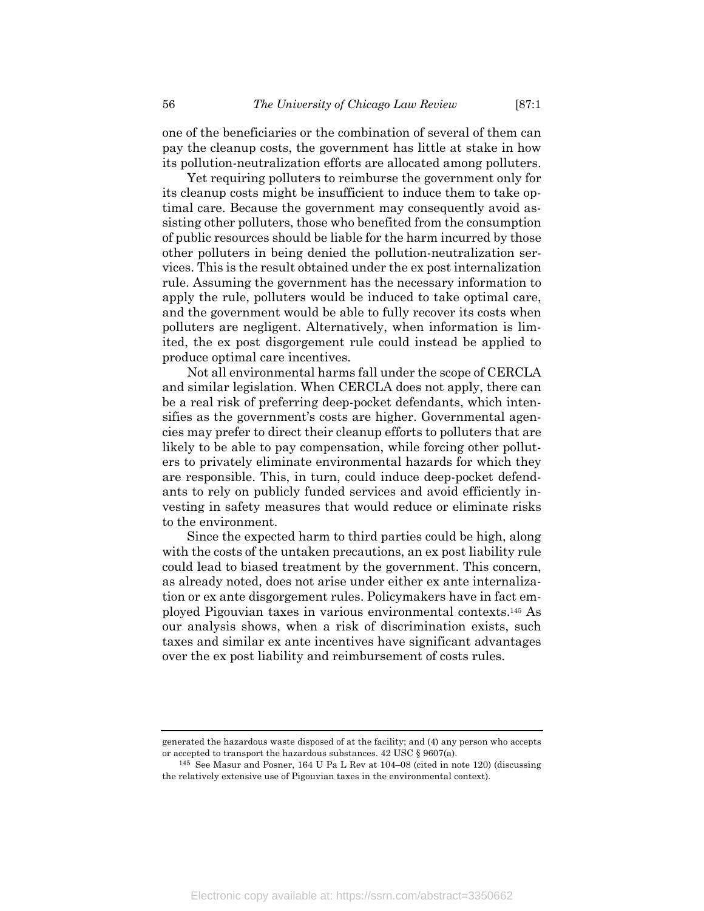one of the beneficiaries or the combination of several of them can pay the cleanup costs, the government has little at stake in how its pollution-neutralization efforts are allocated among polluters.

Yet requiring polluters to reimburse the government only for its cleanup costs might be insufficient to induce them to take optimal care. Because the government may consequently avoid assisting other polluters, those who benefited from the consumption of public resources should be liable for the harm incurred by those other polluters in being denied the pollution-neutralization services. This is the result obtained under the ex post internalization rule. Assuming the government has the necessary information to apply the rule, polluters would be induced to take optimal care, and the government would be able to fully recover its costs when polluters are negligent. Alternatively, when information is limited, the ex post disgorgement rule could instead be applied to produce optimal care incentives.

Not all environmental harms fall under the scope of CERCLA and similar legislation. When CERCLA does not apply, there can be a real risk of preferring deep-pocket defendants, which intensifies as the government's costs are higher. Governmental agencies may prefer to direct their cleanup efforts to polluters that are likely to be able to pay compensation, while forcing other polluters to privately eliminate environmental hazards for which they are responsible. This, in turn, could induce deep-pocket defendants to rely on publicly funded services and avoid efficiently investing in safety measures that would reduce or eliminate risks to the environment.

Since the expected harm to third parties could be high, along with the costs of the untaken precautions, an ex post liability rule could lead to biased treatment by the government. This concern, as already noted, does not arise under either ex ante internalization or ex ante disgorgement rules. Policymakers have in fact employed Pigouvian taxes in various environmental contexts.[145] As our analysis shows, when a risk of discrimination exists, such taxes and similar ex ante incentives have significant advantages over the ex post liability and reimbursement of costs rules.

---

generated the hazardous waste disposed of at the facility; and (4) any person who accepts or accepted to transport the hazardous substances. 42 USC § 9607(a).

[145] See Masur and Posner, 164 U Pa L Rev at 104–08 (cited in note 120) (discussing the relatively extensive use of Pigouvian taxes in the environmental context).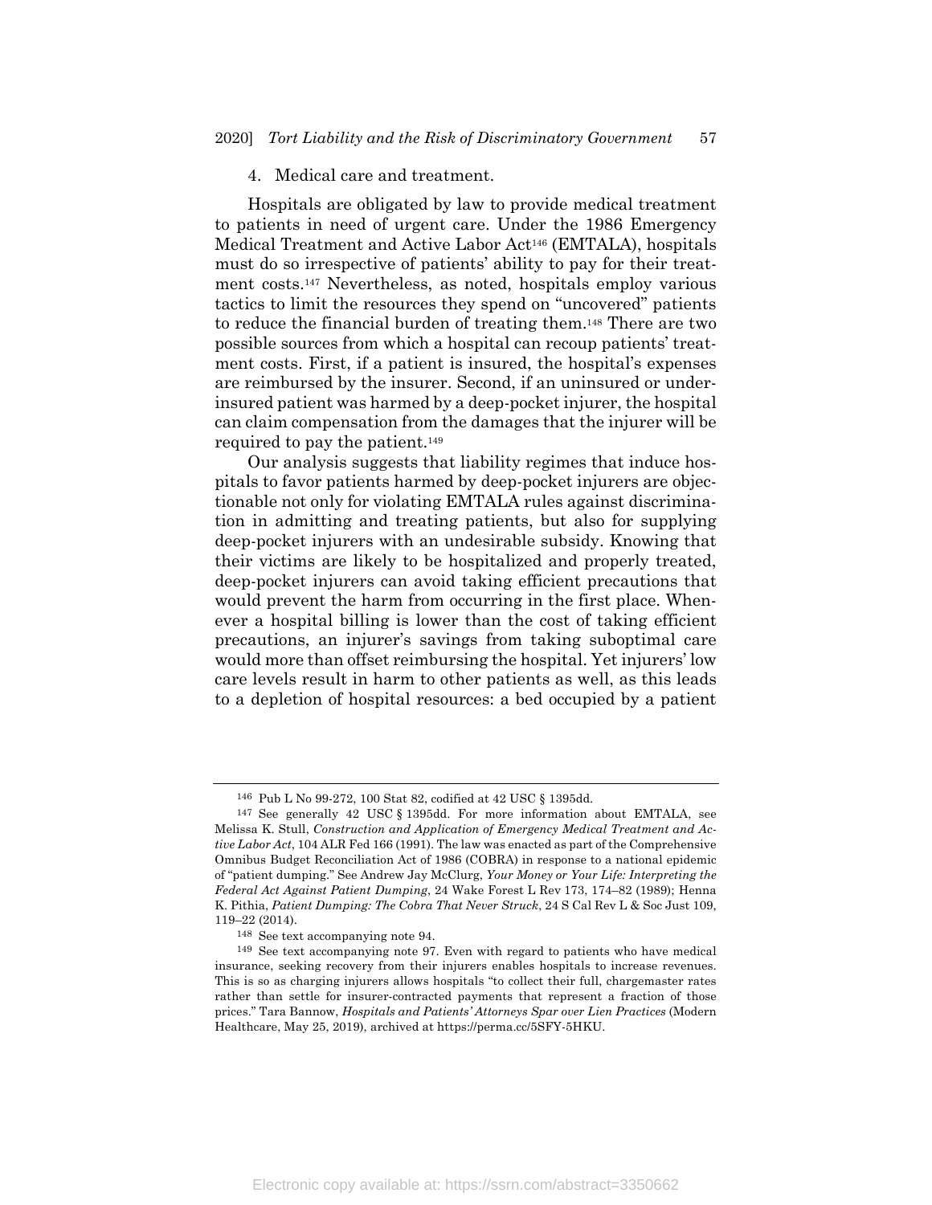4. Medical care and treatment.

Hospitals are obligated by law to provide medical treatment to patients in need of urgent care. Under the 1986 Emergency Medical Treatment and Active Labor Act[146] (EMTALA), hospitals must do so irrespective of patients' ability to pay for their treatment costs.[147] Nevertheless, as noted, hospitals employ various tactics to limit the resources they spend on "uncovered" patients to reduce the financial burden of treating them.[148] There are two possible sources from which a hospital can recoup patients' treatment costs. First, if a patient is insured, the hospital's expenses are reimbursed by the insurer. Second, if an uninsured or underinsured patient was harmed by a deep-pocket injurer, the hospital can claim compensation from the damages that the injurer will be required to pay the patient.[149]

Our analysis suggests that liability regimes that induce hospitals to favor patients harmed by deep-pocket injurers are objectionable not only for violating EMTALA rules against discrimination in admitting and treating patients, but also for supplying deep-pocket injurers with an undesirable subsidy. Knowing that their victims are likely to be hospitalized and properly treated, deep-pocket injurers can avoid taking efficient precautions that would prevent the harm from occurring in the first place. Whenever a hospital billing is lower than the cost of taking efficient precautions, an injurer's savings from taking suboptimal care would more than offset reimbursing the hospital. Yet injurers' low care levels result in harm to other patients as well, as this leads to a depletion of hospital resources: a bed occupied by a patient

---

[146] Pub L No 99-272, 100 Stat 82, codified at 42 USC § 1395dd.

[147] See generally 42 USC § 1395dd. For more information about EMTALA, see Melissa K. Stull, *Construction and Application of Emergency Medical Treatment and Active Labor Act*, 104 ALR Fed 166 (1991). The law was enacted as part of the Comprehensive Omnibus Budget Reconciliation Act of 1986 (COBRA) in response to a national epidemic of "patient dumping." See Andrew Jay McClurg, *Your Money or Your Life: Interpreting the Federal Act Against Patient Dumping*, 24 Wake Forest L Rev 173, 174–82 (1989); Henna K. Pithia, *Patient Dumping: The Cobra That Never Struck*, 24 S Cal Rev L & Soc Just 109, 119–22 (2014).

[148] See text accompanying note 94.

[149] See text accompanying note 97. Even with regard to patients who have medical insurance, seeking recovery from their injurers enables hospitals to increase revenues. This is so as charging injurers allows hospitals "to collect their full, chargemaster rates rather than settle for insurer-contracted payments that represent a fraction of those prices." Tara Bannow, *Hospitals and Patients' Attorneys Spar over Lien Practices* (Modern Healthcare, May 25, 2019), archived at https://perma.cc/5SFY-5HKU.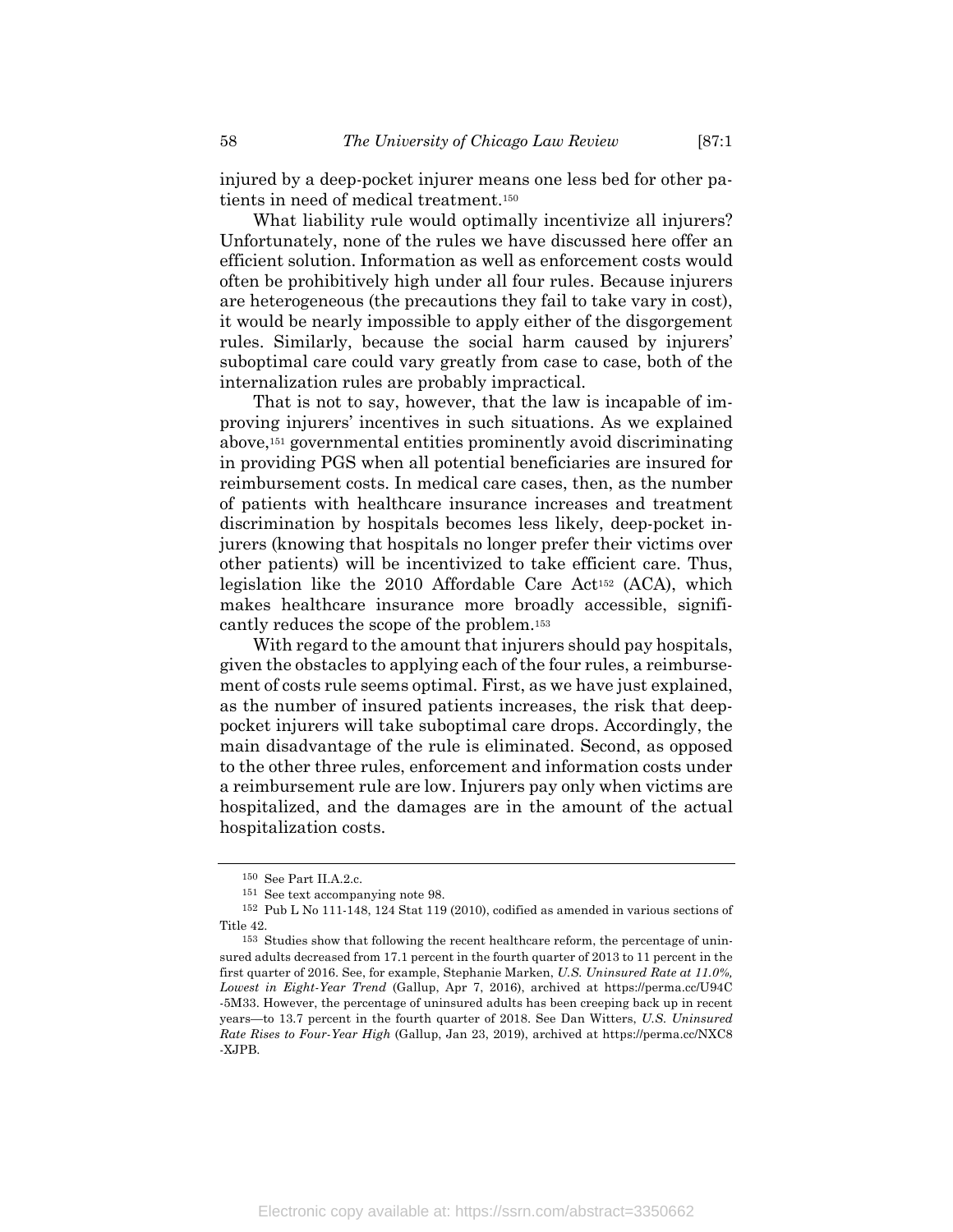injured by a deep-pocket injurer means one less bed for other patients in need of medical treatment.[150]

What liability rule would optimally incentivize all injurers? Unfortunately, none of the rules we have discussed here offer an efficient solution. Information as well as enforcement costs would often be prohibitively high under all four rules. Because injurers are heterogeneous (the precautions they fail to take vary in cost), it would be nearly impossible to apply either of the disgorgement rules. Similarly, because the social harm caused by injurers' suboptimal care could vary greatly from case to case, both of the internalization rules are probably impractical.

That is not to say, however, that the law is incapable of improving injurers' incentives in such situations. As we explained above,[151] governmental entities prominently avoid discriminating in providing PGS when all potential beneficiaries are insured for reimbursement costs. In medical care cases, then, as the number of patients with healthcare insurance increases and treatment discrimination by hospitals becomes less likely, deep-pocket injurers (knowing that hospitals no longer prefer their victims over other patients) will be incentivized to take efficient care. Thus, legislation like the 2010 Affordable Care Act[152] (ACA), which makes healthcare insurance more broadly accessible, significantly reduces the scope of the problem.[153]

With regard to the amount that injurers should pay hospitals, given the obstacles to applying each of the four rules, a reimbursement of costs rule seems optimal. First, as we have just explained, as the number of insured patients increases, the risk that deep-pocket injurers will take suboptimal care drops. Accordingly, the main disadvantage of the rule is eliminated. Second, as opposed to the other three rules, enforcement and information costs under a reimbursement rule are low. Injurers pay only when victims are hospitalized, and the damages are in the amount of the actual hospitalization costs.

---

[150] See Part II.A.2.c.

[151] See text accompanying note 98.

[152] Pub L No 111-148, 124 Stat 119 (2010), codified as amended in various sections of Title 42.

[153] Studies show that following the recent healthcare reform, the percentage of uninsured adults decreased from 17.1 percent in the fourth quarter of 2013 to 11 percent in the first quarter of 2016. See, for example, Stephanie Marken, *U.S. Uninsured Rate at 11.0%, Lowest in Eight-Year Trend* (Gallup, Apr 7, 2016), archived at https://perma.cc/U94C-5M33. However, the percentage of uninsured adults has been creeping back up in recent years—to 13.7 percent in the fourth quarter of 2018. See Dan Witters, *U.S. Uninsured Rate Rises to Four-Year High* (Gallup, Jan 23, 2019), archived at https://perma.cc/NXC8-XJPB.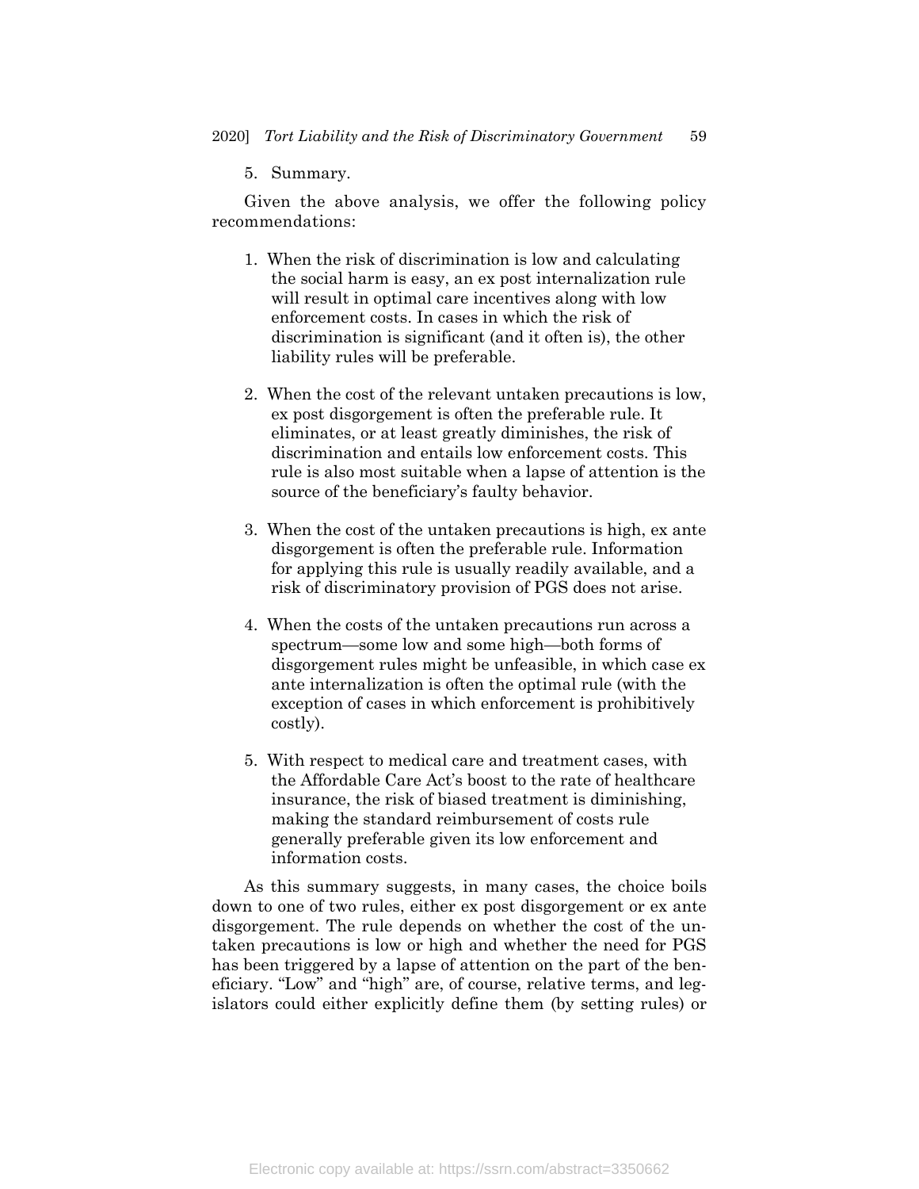5. Summary.

Given the above analysis, we offer the following policy recommendations:

1. When the risk of discrimination is low and calculating the social harm is easy, an ex post internalization rule will result in optimal care incentives along with low enforcement costs. In cases in which the risk of discrimination is significant (and it often is), the other liability rules will be preferable.

2. When the cost of the relevant untaken precautions is low, ex post disgorgement is often the preferable rule. It eliminates, or at least greatly diminishes, the risk of discrimination and entails low enforcement costs. This rule is also most suitable when a lapse of attention is the source of the beneficiary's faulty behavior.

3. When the cost of the untaken precautions is high, ex ante disgorgement is often the preferable rule. Information for applying this rule is usually readily available, and a risk of discriminatory provision of PGS does not arise.

4. When the costs of the untaken precautions run across a spectrum—some low and some high—both forms of disgorgement rules might be unfeasible, in which case ex ante internalization is often the optimal rule (with the exception of cases in which enforcement is prohibitively costly).

5. With respect to medical care and treatment cases, with the Affordable Care Act's boost to the rate of healthcare insurance, the risk of biased treatment is diminishing, making the standard reimbursement of costs rule generally preferable given its low enforcement and information costs.

As this summary suggests, in many cases, the choice boils down to one of two rules, either ex post disgorgement or ex ante disgorgement. The rule depends on whether the cost of the untaken precautions is low or high and whether the need for PGS has been triggered by a lapse of attention on the part of the beneficiary. "Low" and "high" are, of course, relative terms, and legislators could either explicitly define them (by setting rules) or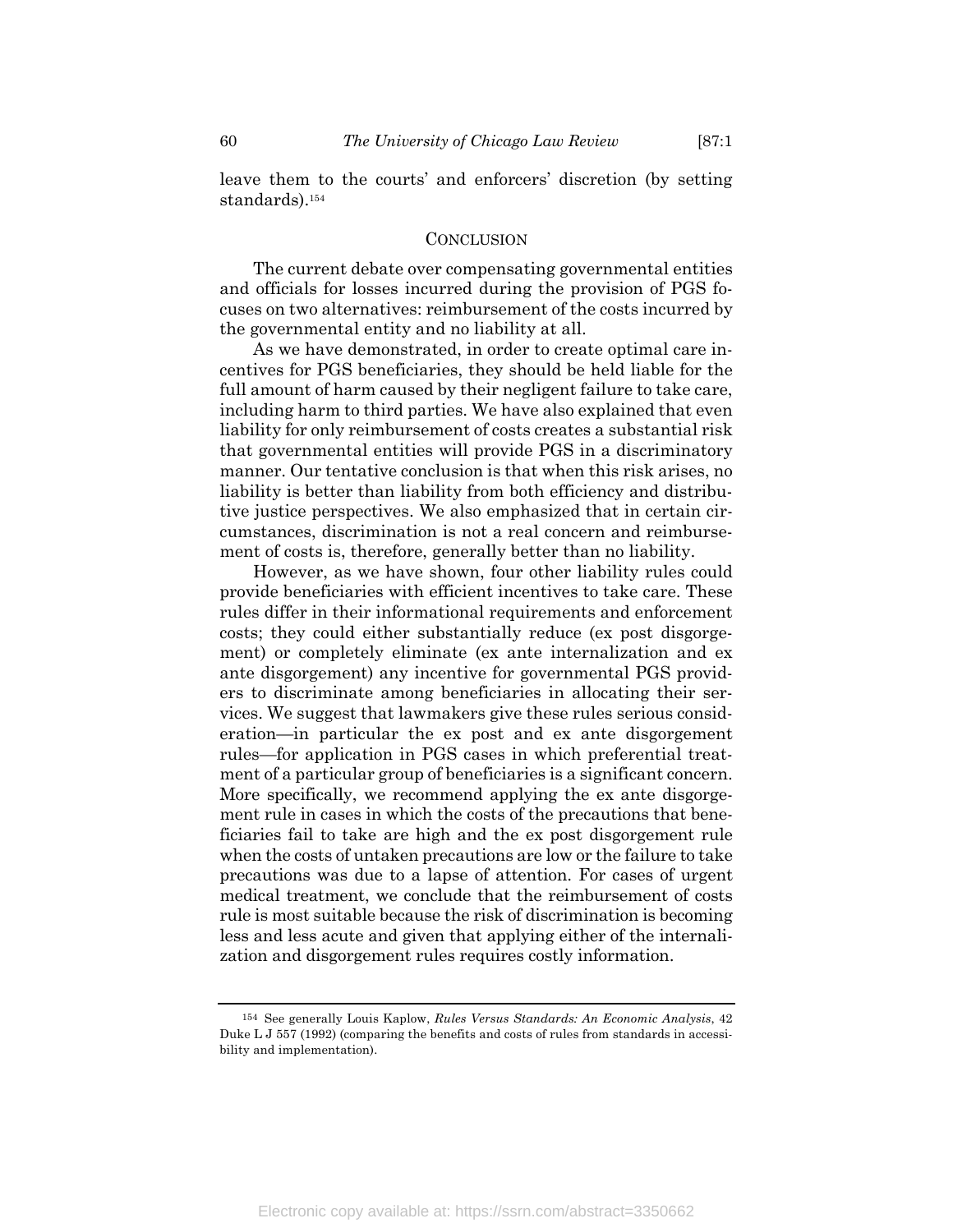leave them to the courts' and enforcers' discretion (by setting standards).[154]

## CONCLUSION

The current debate over compensating governmental entities and officials for losses incurred during the provision of PGS focuses on two alternatives: reimbursement of the costs incurred by the governmental entity and no liability at all.

As we have demonstrated, in order to create optimal care incentives for PGS beneficiaries, they should be held liable for the full amount of harm caused by their negligent failure to take care, including harm to third parties. We have also explained that even liability for only reimbursement of costs creates a substantial risk that governmental entities will provide PGS in a discriminatory manner. Our tentative conclusion is that when this risk arises, no liability is better than liability from both efficiency and distributive justice perspectives. We also emphasized that in certain circumstances, discrimination is not a real concern and reimbursement of costs is, therefore, generally better than no liability.

However, as we have shown, four other liability rules could provide beneficiaries with efficient incentives to take care. These rules differ in their informational requirements and enforcement costs; they could either substantially reduce (ex post disgorgement) or completely eliminate (ex ante internalization and ex ante disgorgement) any incentive for governmental PGS providers to discriminate among beneficiaries in allocating their services. We suggest that lawmakers give these rules serious consideration—in particular the ex post and ex ante disgorgement rules—for application in PGS cases in which preferential treatment of a particular group of beneficiaries is a significant concern. More specifically, we recommend applying the ex ante disgorgement rule in cases in which the costs of the precautions that beneficiaries fail to take are high and the ex post disgorgement rule when the costs of untaken precautions are low or the failure to take precautions was due to a lapse of attention. For cases of urgent medical treatment, we conclude that the reimbursement of costs rule is most suitable because the risk of discrimination is becoming less and less acute and given that applying either of the internalization and disgorgement rules requires costly information.

---

[154] See generally Louis Kaplow, *Rules Versus Standards: An Economic Analysis*, 42 Duke L J 557 (1992) (comparing the benefits and costs of rules from standards in accessibility and implementation).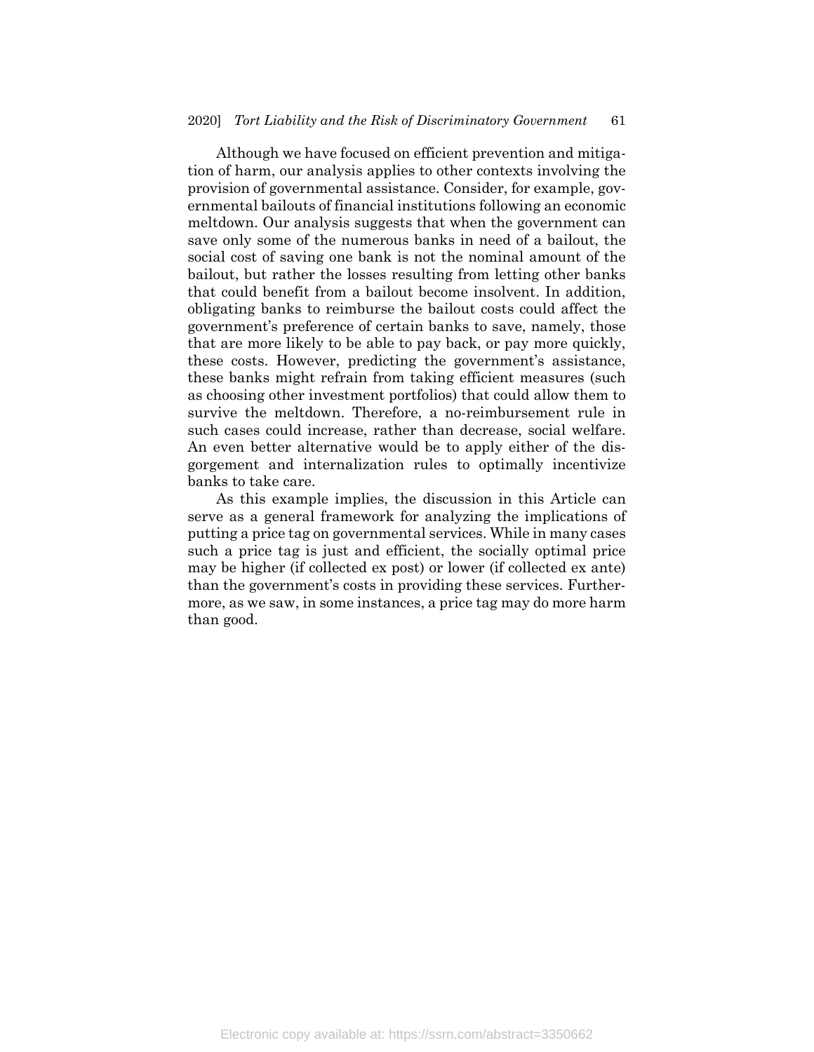Although we have focused on efficient prevention and mitigation of harm, our analysis applies to other contexts involving the provision of governmental assistance. Consider, for example, governmental bailouts of financial institutions following an economic meltdown. Our analysis suggests that when the government can save only some of the numerous banks in need of a bailout, the social cost of saving one bank is not the nominal amount of the bailout, but rather the losses resulting from letting other banks that could benefit from a bailout become insolvent. In addition, obligating banks to reimburse the bailout costs could affect the government's preference of certain banks to save, namely, those that are more likely to be able to pay back, or pay more quickly, these costs. However, predicting the government's assistance, these banks might refrain from taking efficient measures (such as choosing other investment portfolios) that could allow them to survive the meltdown. Therefore, a no-reimbursement rule in such cases could increase, rather than decrease, social welfare. An even better alternative would be to apply either of the disgorgement and internalization rules to optimally incentivize banks to take care.

As this example implies, the discussion in this Article can serve as a general framework for analyzing the implications of putting a price tag on governmental services. While in many cases such a price tag is just and efficient, the socially optimal price may be higher (if collected ex post) or lower (if collected ex ante) than the government's costs in providing these services. Furthermore, as we saw, in some instances, a price tag may do more harm than good.